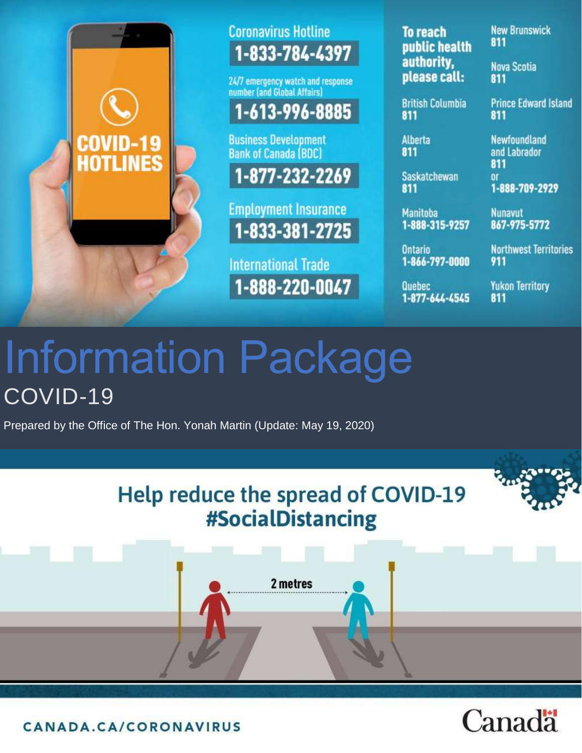# COVID-19 HOTLINES

**Coronavirus Hotline**
**1-833-784-4397**

24/7 emergency watch and response number (and Global Affairs)
**1-613-996-8885**

Business Development Bank of Canada (BDC)
**1-877-232-2269**

Employment Insurance
**1-833-381-2725**

International Trade
**1-888-220-0047**

**To reach public health authority, please call:**

British Columbia
811

Alberta
811

Saskatchewan
811

Manitoba
1-888-315-9257

Ontario
1-866-797-0000

Quebec
1-877-644-4545

New Brunswick
811

Nova Scotia
811

Prince Edward Island
811

Newfoundland and Labrador
811
or
1-888-709-2929

Nunavut
867-975-5772

Northwest Territories
911

Yukon Territory
811

# Information Package

## COVID-19

Prepared by the Office of The Hon. Yonah Martin (Update: May 19, 2020)

## Help reduce the spread of COVID-19 #SocialDistancing

2 metres

CANADA.CA/CORONAVIRUS

Canada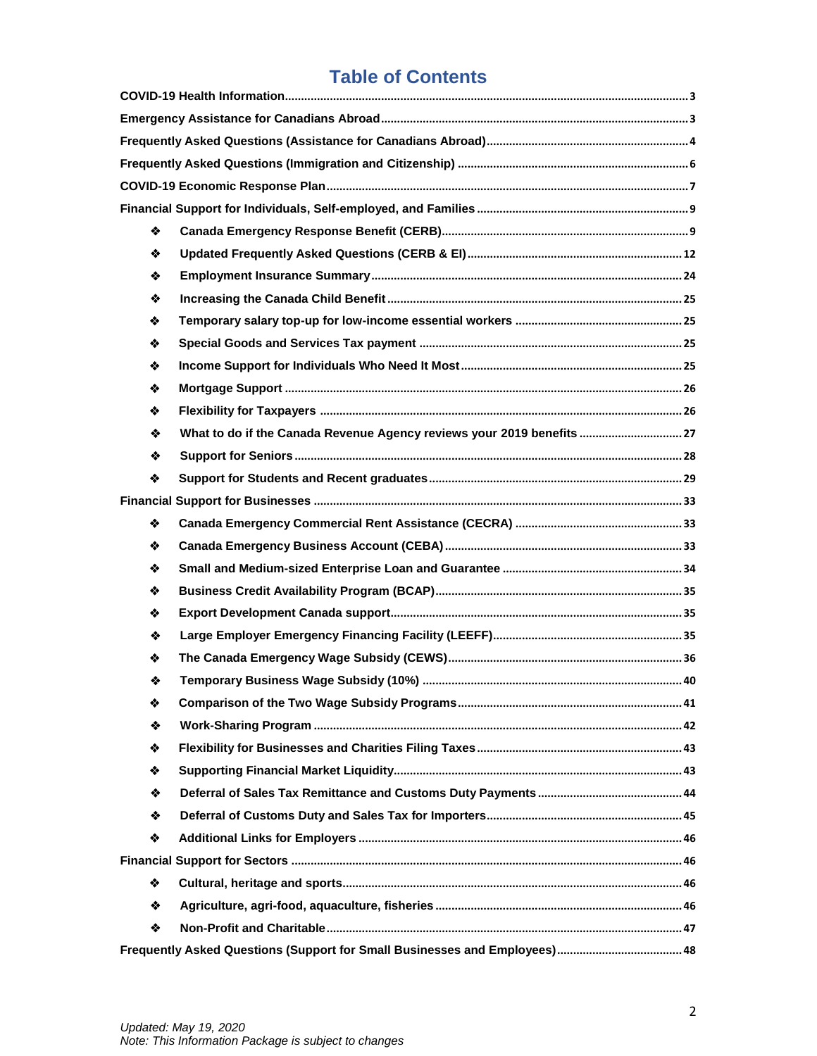# Table of Contents

- COVID-19 Health Information........................................3
- Emergency Assistance for Canadians Abroad........................................3
- Frequently Asked Questions (Assistance for Canadians Abroad)........................................4
- Frequently Asked Questions (Immigration and Citizenship)........................................6
- COVID-19 Economic Response Plan........................................7
- Financial Support for Individuals, Self-employed, and Families........................................9
  - ❖ Canada Emergency Response Benefit (CERB)........................................9
  - ❖ Updated Frequently Asked Questions (CERB & EI)........................................12
  - ❖ Employment Insurance Summary........................................24
  - ❖ Increasing the Canada Child Benefit........................................25
  - ❖ Temporary salary top-up for low-income essential workers........................................25
  - ❖ Special Goods and Services Tax payment........................................25
  - ❖ Income Support for Individuals Who Need It Most........................................25
  - ❖ Mortgage Support........................................26
  - ❖ Flexibility for Taxpayers........................................26
  - ❖ What to do if the Canada Revenue Agency reviews your 2019 benefits........................................27
  - ❖ Support for Seniors........................................28
  - ❖ Support for Students and Recent graduates........................................29
- Financial Support for Businesses........................................33
  - ❖ Canada Emergency Commercial Rent Assistance (CECRA)........................................33
  - ❖ Canada Emergency Business Account (CEBA)........................................33
  - ❖ Small and Medium-sized Enterprise Loan and Guarantee........................................34
  - ❖ Business Credit Availability Program (BCAP)........................................35
  - ❖ Export Development Canada support........................................35
  - ❖ Large Employer Emergency Financing Facility (LEEFF)........................................35
  - ❖ The Canada Emergency Wage Subsidy (CEWS)........................................36
  - ❖ Temporary Business Wage Subsidy (10%)........................................40
  - ❖ Comparison of the Two Wage Subsidy Programs........................................41
  - ❖ Work-Sharing Program........................................42
  - ❖ Flexibility for Businesses and Charities Filing Taxes........................................43
  - ❖ Supporting Financial Market Liquidity........................................43
  - ❖ Deferral of Sales Tax Remittance and Customs Duty Payments........................................44
  - ❖ Deferral of Customs Duty and Sales Tax for Importers........................................45
  - ❖ Additional Links for Employers........................................46
- Financial Support for Sectors........................................46
  - ❖ Cultural, heritage and sports........................................46
  - ❖ Agriculture, agri-food, aquaculture, fisheries........................................46
  - ❖ Non-Profit and Charitable........................................47
- Frequently Asked Questions (Support for Small Businesses and Employees)........................................48

*Updated: May 19, 2020*
*Note: This Information Package is subject to changes*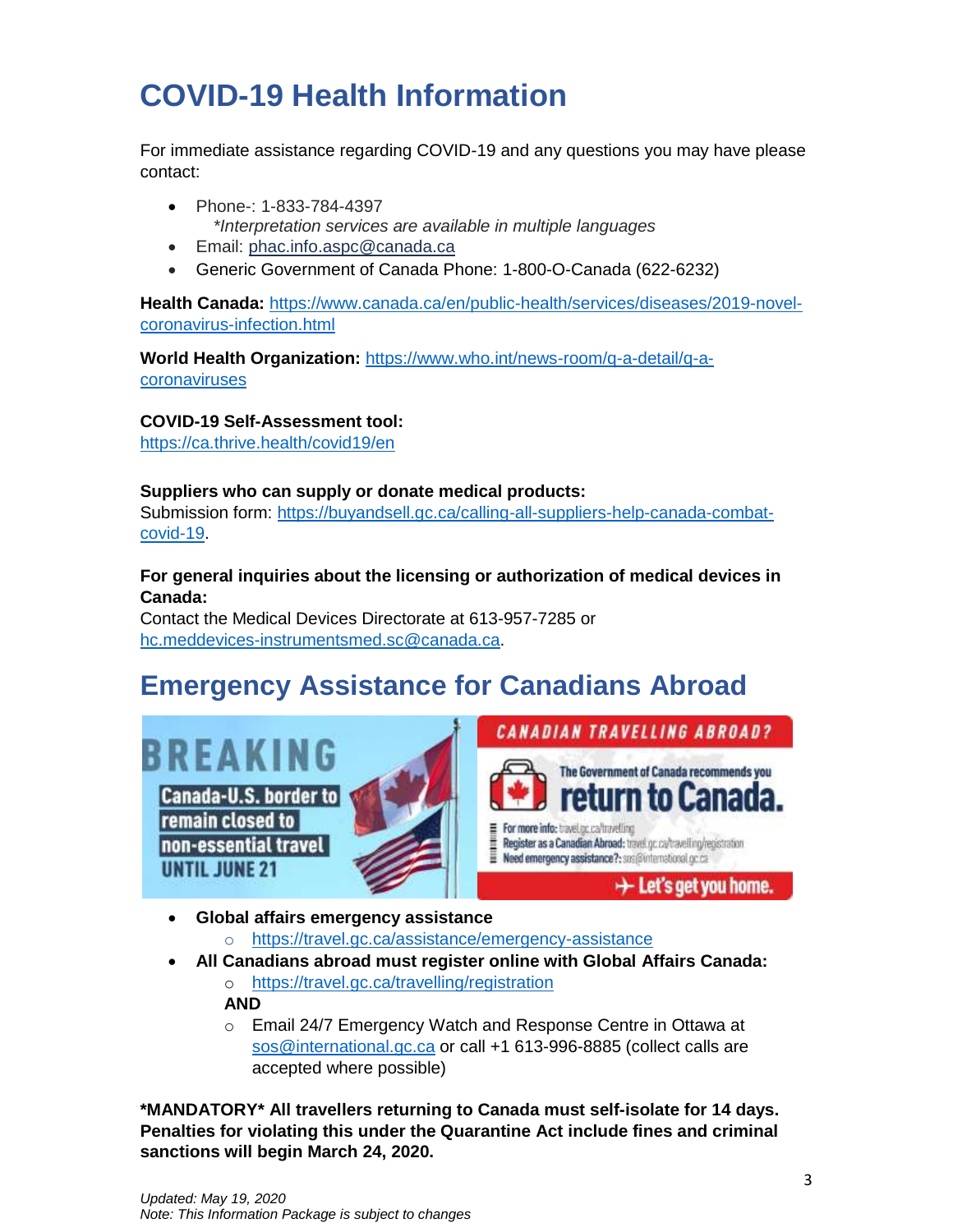# COVID-19 Health Information

For immediate assistance regarding COVID-19 and any questions you may have please contact:

- Phone-: 1-833-784-4397
  *\*Interpretation services are available in multiple languages*
- Email: phac.info.aspc@canada.ca
- Generic Government of Canada Phone: 1-800-O-Canada (622-6232)

**Health Canada:** https://www.canada.ca/en/public-health/services/diseases/2019-novel-coronavirus-infection.html

**World Health Organization:** https://www.who.int/news-room/q-a-detail/q-a-coronaviruses

**COVID-19 Self-Assessment tool:**
https://ca.thrive.health/covid19/en

**Suppliers who can supply or donate medical products:**
Submission form: https://buyandsell.gc.ca/calling-all-suppliers-help-canada-combat-covid-19.

**For general inquiries about the licensing or authorization of medical devices in Canada:**
Contact the Medical Devices Directorate at 613-957-7285 or hc.meddevices-instrumentsmed.sc@canada.ca.

# Emergency Assistance for Canadians Abroad

BREAKING
Canada-U.S. border to remain closed to non-essential travel UNTIL JUNE 21

CANADIAN TRAVELLING ABROAD?
The Government of Canada recommends you return to Canada.
For more info: travel.gc.ca/travelling
Register as a Canadian Abroad: travel.gc.ca/travelling/registration
Need emergency assistance?: sos@international.gc.ca
Let's get you home.

- **Global affairs emergency assistance**
  - https://travel.gc.ca/assistance/emergency-assistance
- **All Canadians abroad must register online with Global Affairs Canada:**
  - https://travel.gc.ca/travelling/registration

  **AND**
  - Email 24/7 Emergency Watch and Response Centre in Ottawa at sos@international.gc.ca or call +1 613-996-8885 (collect calls are accepted where possible)

**\*MANDATORY\* All travellers returning to Canada must self-isolate for 14 days. Penalties for violating this under the Quarantine Act include fines and criminal sanctions will begin March 24, 2020.**

*Updated: May 19, 2020*
*Note: This Information Package is subject to changes*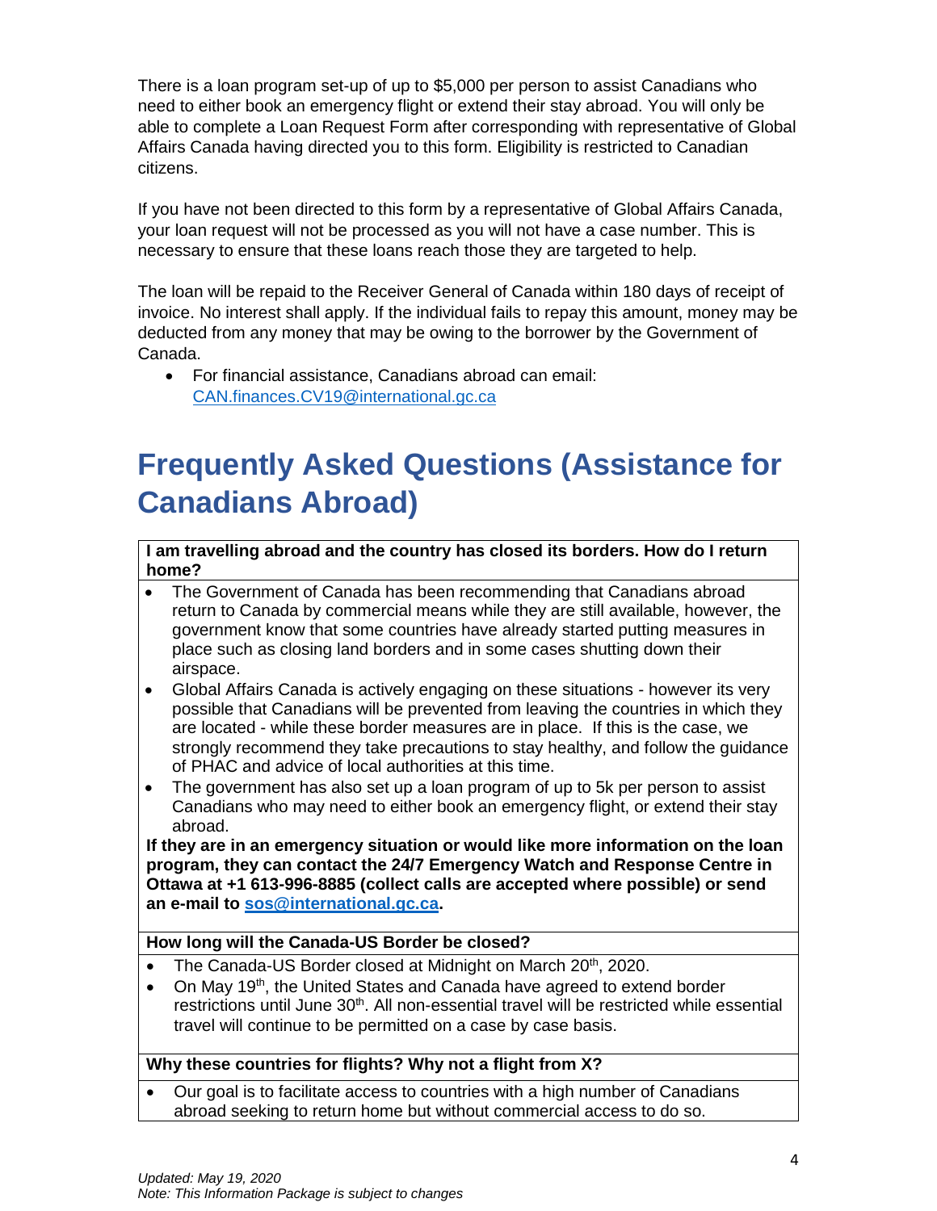There is a loan program set-up of up to $5,000 per person to assist Canadians who need to either book an emergency flight or extend their stay abroad. You will only be able to complete a Loan Request Form after corresponding with representative of Global Affairs Canada having directed you to this form. Eligibility is restricted to Canadian citizens.

If you have not been directed to this form by a representative of Global Affairs Canada, your loan request will not be processed as you will not have a case number. This is necessary to ensure that these loans reach those they are targeted to help.

The loan will be repaid to the Receiver General of Canada within 180 days of receipt of invoice. No interest shall apply. If the individual fails to repay this amount, money may be deducted from any money that may be owing to the borrower by the Government of Canada.

- For financial assistance, Canadians abroad can email: CAN.finances.CV19@international.gc.ca

# Frequently Asked Questions (Assistance for Canadians Abroad)

**I am travelling abroad and the country has closed its borders. How do I return home?**

- The Government of Canada has been recommending that Canadians abroad return to Canada by commercial means while they are still available, however, the government know that some countries have already started putting measures in place such as closing land borders and in some cases shutting down their airspace.
- Global Affairs Canada is actively engaging on these situations - however its very possible that Canadians will be prevented from leaving the countries in which they are located - while these border measures are in place. If this is the case, we strongly recommend they take precautions to stay healthy, and follow the guidance of PHAC and advice of local authorities at this time.
- The government has also set up a loan program of up to 5k per person to assist Canadians who may need to either book an emergency flight, or extend their stay abroad.

**If they are in an emergency situation or would like more information on the loan program, they can contact the 24/7 Emergency Watch and Response Centre in Ottawa at +1 613-996-8885 (collect calls are accepted where possible) or send an e-mail to sos@international.gc.ca.**

**How long will the Canada-US Border be closed?**

- The Canada-US Border closed at Midnight on March 20th, 2020.
- On May 19th, the United States and Canada have agreed to extend border restrictions until June 30th. All non-essential travel will be restricted while essential travel will continue to be permitted on a case by case basis.

**Why these countries for flights? Why not a flight from X?**

- Our goal is to facilitate access to countries with a high number of Canadians abroad seeking to return home but without commercial access to do so.

*Updated: May 19, 2020*
*Note: This Information Package is subject to changes*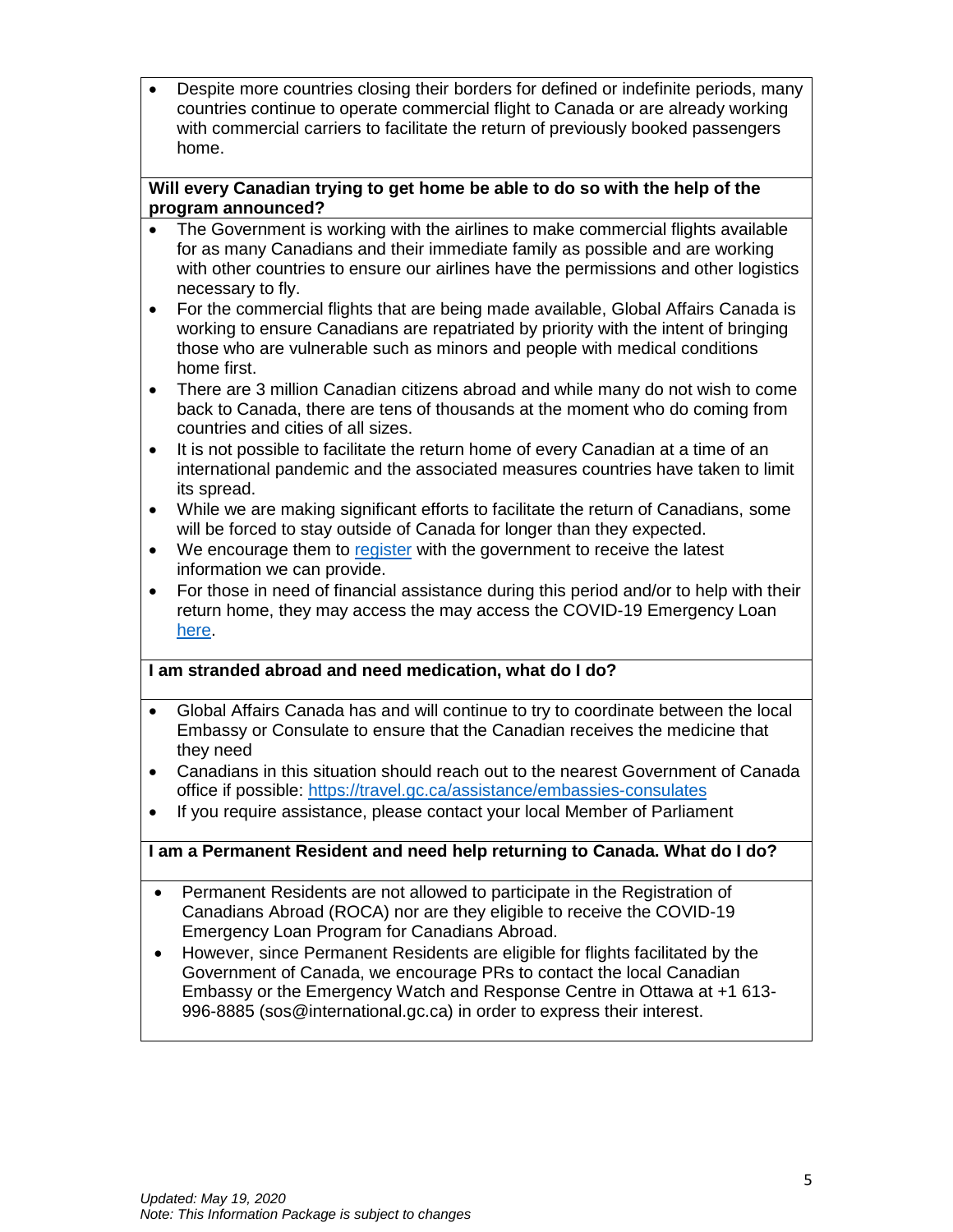- Despite more countries closing their borders for defined or indefinite periods, many countries continue to operate commercial flight to Canada or are already working with commercial carriers to facilitate the return of previously booked passengers home.

**Will every Canadian trying to get home be able to do so with the help of the program announced?**

- The Government is working with the airlines to make commercial flights available for as many Canadians and their immediate family as possible and are working with other countries to ensure our airlines have the permissions and other logistics necessary to fly.
- For the commercial flights that are being made available, Global Affairs Canada is working to ensure Canadians are repatriated by priority with the intent of bringing those who are vulnerable such as minors and people with medical conditions home first.
- There are 3 million Canadian citizens abroad and while many do not wish to come back to Canada, there are tens of thousands at the moment who do coming from countries and cities of all sizes.
- It is not possible to facilitate the return home of every Canadian at a time of an international pandemic and the associated measures countries have taken to limit its spread.
- While we are making significant efforts to facilitate the return of Canadians, some will be forced to stay outside of Canada for longer than they expected.
- We encourage them to register with the government to receive the latest information we can provide.
- For those in need of financial assistance during this period and/or to help with their return home, they may access the may access the COVID-19 Emergency Loan here.

**I am stranded abroad and need medication, what do I do?**

- Global Affairs Canada has and will continue to try to coordinate between the local Embassy or Consulate to ensure that the Canadian receives the medicine that they need
- Canadians in this situation should reach out to the nearest Government of Canada office if possible: https://travel.gc.ca/assistance/embassies-consulates
- If you require assistance, please contact your local Member of Parliament

**I am a Permanent Resident and need help returning to Canada. What do I do?**

- Permanent Residents are not allowed to participate in the Registration of Canadians Abroad (ROCA) nor are they eligible to receive the COVID-19 Emergency Loan Program for Canadians Abroad.
- However, since Permanent Residents are eligible for flights facilitated by the Government of Canada, we encourage PRs to contact the local Canadian Embassy or the Emergency Watch and Response Centre in Ottawa at +1 613-996-8885 (sos@international.gc.ca) in order to express their interest.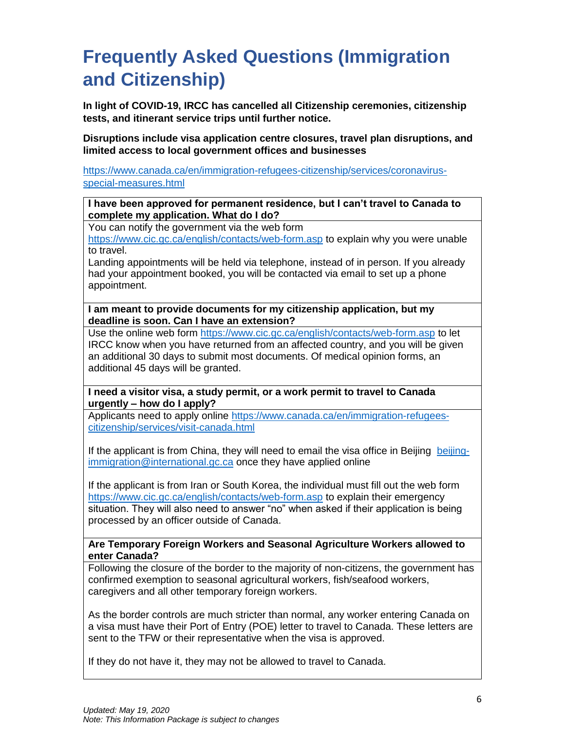# Frequently Asked Questions (Immigration and Citizenship)

**In light of COVID-19, IRCC has cancelled all Citizenship ceremonies, citizenship tests, and itinerant service trips until further notice.**

**Disruptions include visa application centre closures, travel plan disruptions, and limited access to local government offices and businesses**

https://www.canada.ca/en/immigration-refugees-citizenship/services/coronavirus-special-measures.html

**I have been approved for permanent residence, but I can't travel to Canada to complete my application. What do I do?**

You can notify the government via the web form https://www.cic.gc.ca/english/contacts/web-form.asp to explain why you were unable to travel.

Landing appointments will be held via telephone, instead of in person. If you already had your appointment booked, you will be contacted via email to set up a phone appointment.

**I am meant to provide documents for my citizenship application, but my deadline is soon. Can I have an extension?**

Use the online web form https://www.cic.gc.ca/english/contacts/web-form.asp to let IRCC know when you have returned from an affected country, and you will be given an additional 30 days to submit most documents. Of medical opinion forms, an additional 45 days will be granted.

**I need a visitor visa, a study permit, or a work permit to travel to Canada urgently – how do I apply?**

Applicants need to apply online https://www.canada.ca/en/immigration-refugees-citizenship/services/visit-canada.html

If the applicant is from China, they will need to email the visa office in Beijing beijing-immigration@international.gc.ca once they have applied online

If the applicant is from Iran or South Korea, the individual must fill out the web form https://www.cic.gc.ca/english/contacts/web-form.asp to explain their emergency situation. They will also need to answer "no" when asked if their application is being processed by an officer outside of Canada.

**Are Temporary Foreign Workers and Seasonal Agriculture Workers allowed to enter Canada?**

Following the closure of the border to the majority of non-citizens, the government has confirmed exemption to seasonal agricultural workers, fish/seafood workers, caregivers and all other temporary foreign workers.

As the border controls are much stricter than normal, any worker entering Canada on a visa must have their Port of Entry (POE) letter to travel to Canada. These letters are sent to the TFW or their representative when the visa is approved.

If they do not have it, they may not be allowed to travel to Canada.

*Updated: May 19, 2020*
*Note: This Information Package is subject to changes*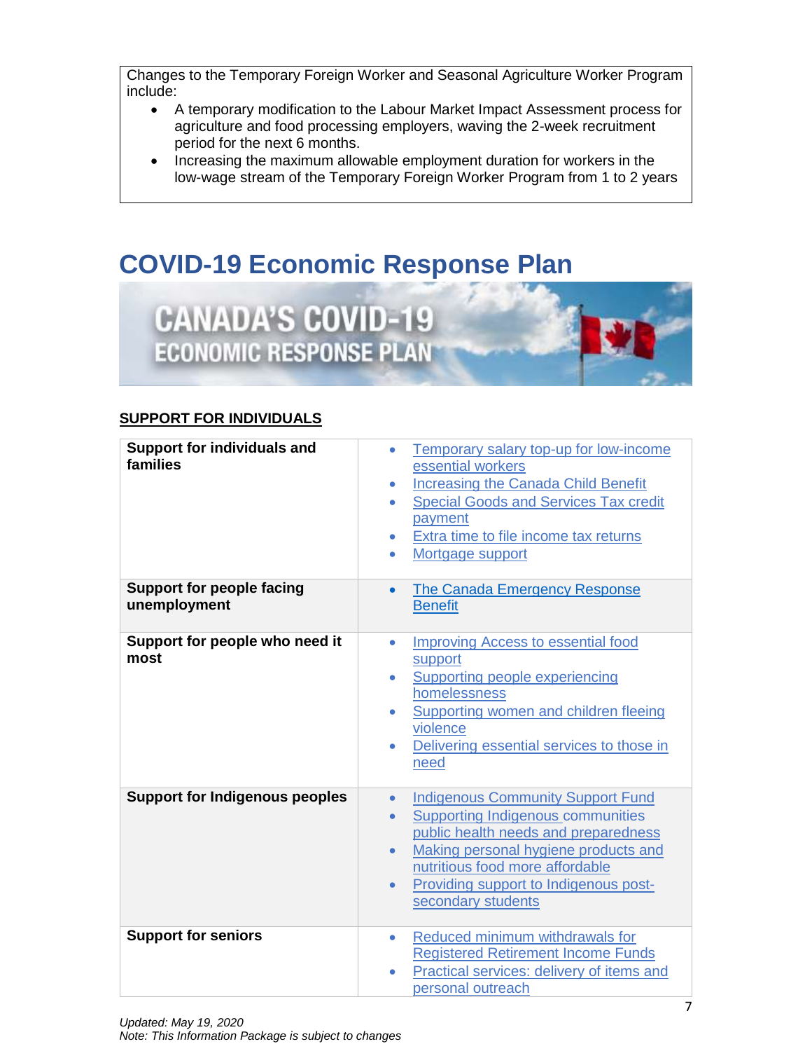Changes to the Temporary Foreign Worker and Seasonal Agriculture Worker Program include:

- A temporary modification to the Labour Market Impact Assessment process for agriculture and food processing employers, waving the 2-week recruitment period for the next 6 months.
- Increasing the maximum allowable employment duration for workers in the low-wage stream of the Temporary Foreign Worker Program from 1 to 2 years

# COVID-19 Economic Response Plan

**CANADA'S COVID-19 ECONOMIC RESPONSE PLAN**

## SUPPORT FOR INDIVIDUALS

| | |
|---|---|
| **Support for individuals and families** | • Temporary salary top-up for low-income essential workers<br>• Increasing the Canada Child Benefit<br>• Special Goods and Services Tax credit payment<br>• Extra time to file income tax returns<br>• Mortgage support |
| **Support for people facing unemployment** | • The Canada Emergency Response Benefit |
| **Support for people who need it most** | • Improving Access to essential food support<br>• Supporting people experiencing homelessness<br>• Supporting women and children fleeing violence<br>• Delivering essential services to those in need |
| **Support for Indigenous peoples** | • Indigenous Community Support Fund<br>• Supporting Indigenous communities public health needs and preparedness<br>• Making personal hygiene products and nutritious food more affordable<br>• Providing support to Indigenous post-secondary students |
| **Support for seniors** | • Reduced minimum withdrawals for Registered Retirement Income Funds<br>• Practical services: delivery of items and personal outreach |

*Updated: May 19, 2020*
*Note: This Information Package is subject to changes*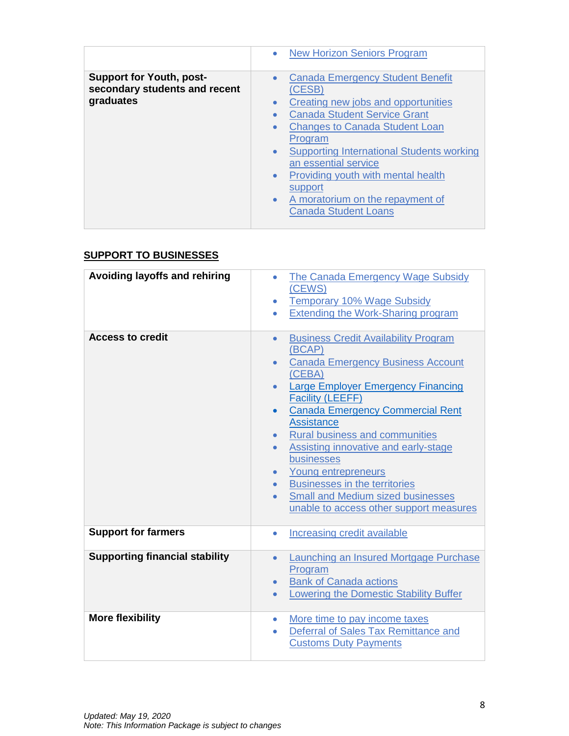| | |
|---|---|
| | • New Horizon Seniors Program |
| **Support for Youth, post-secondary students and recent graduates** | • Canada Emergency Student Benefit (CESB)<br>• Creating new jobs and opportunities<br>• Canada Student Service Grant<br>• Changes to Canada Student Loan Program<br>• Supporting International Students working an essential service<br>• Providing youth with mental health support<br>• A moratorium on the repayment of Canada Student Loans |

## SUPPORT TO BUSINESSES

| | |
|---|---|
| **Avoiding layoffs and rehiring** | • The Canada Emergency Wage Subsidy (CEWS)<br>• Temporary 10% Wage Subsidy<br>• Extending the Work-Sharing program |
| **Access to credit** | • Business Credit Availability Program (BCAP)<br>• Canada Emergency Business Account (CEBA)<br>• Large Employer Emergency Financing Facility (LEEFF)<br>• Canada Emergency Commercial Rent Assistance<br>• Rural business and communities<br>• Assisting innovative and early-stage businesses<br>• Young entrepreneurs<br>• Businesses in the territories<br>• Small and Medium sized businesses unable to access other support measures |
| **Support for farmers** | • Increasing credit available |
| **Supporting financial stability** | • Launching an Insured Mortgage Purchase Program<br>• Bank of Canada actions<br>• Lowering the Domestic Stability Buffer |
| **More flexibility** | • More time to pay income taxes<br>• Deferral of Sales Tax Remittance and Customs Duty Payments |

*Updated: May 19, 2020*
*Note: This Information Package is subject to changes*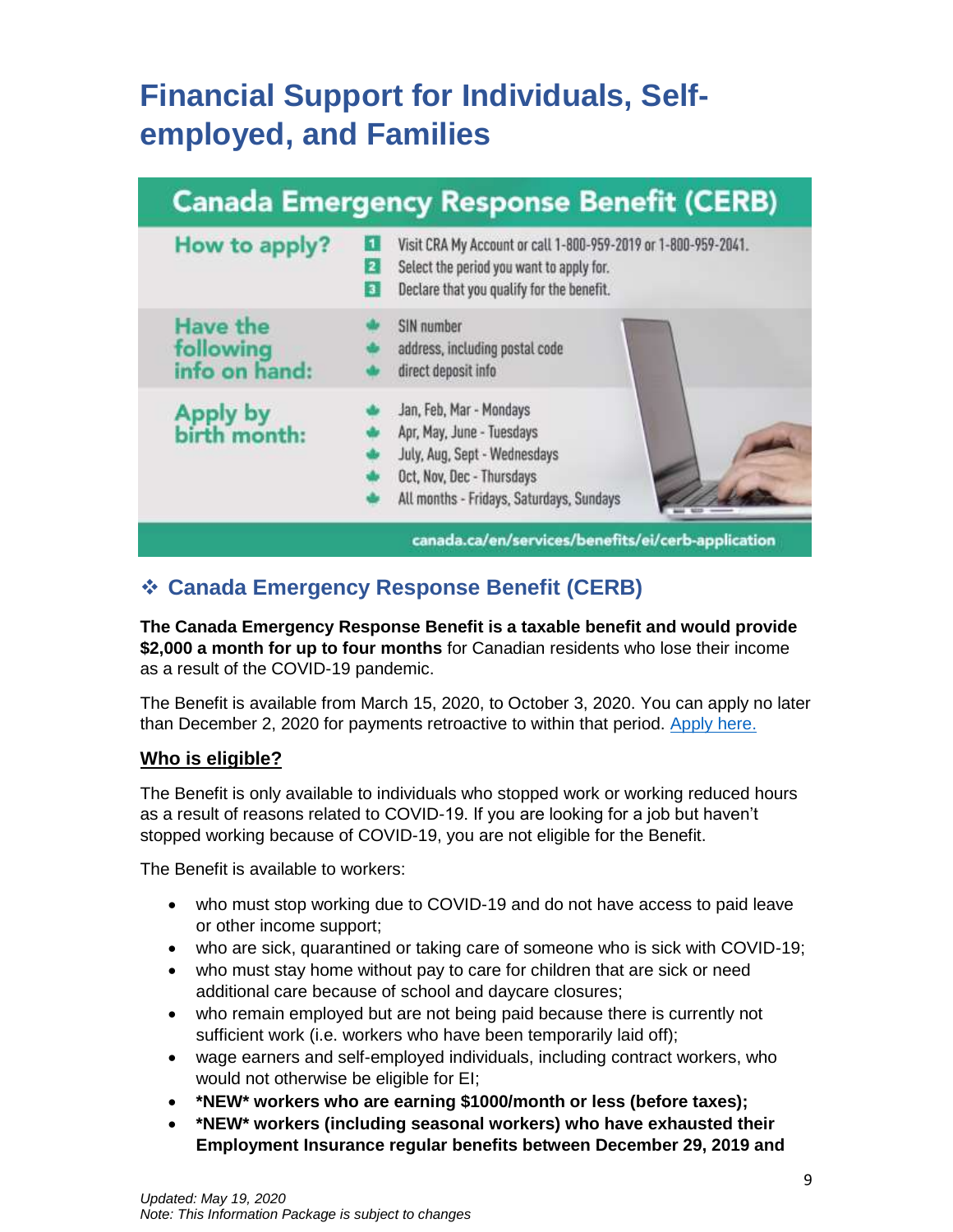# Financial Support for Individuals, Self-employed, and Families

**Canada Emergency Response Benefit (CERB)**

| | |
|---|---|
| **How to apply?** | 1. Visit CRA My Account or call 1-800-959-2019 or 1-800-959-2041.<br>2. Select the period you want to apply for.<br>3. Declare that you qualify for the benefit. |
| **Have the following info on hand:** | SIN number<br>address, including postal code<br>direct deposit info |
| **Apply by birth month:** | Jan, Feb, Mar - Mondays<br>Apr, May, June - Tuesdays<br>July, Aug, Sept - Wednesdays<br>Oct, Nov, Dec - Thursdays<br>All months - Fridays, Saturdays, Sundays |

canada.ca/en/services/benefits/ei/cerb-application

## ❖ Canada Emergency Response Benefit (CERB)

**The Canada Emergency Response Benefit is a taxable benefit and would provide $2,000 a month for up to four months** for Canadian residents who lose their income as a result of the COVID-19 pandemic.

The Benefit is available from March 15, 2020, to October 3, 2020. You can apply no later than December 2, 2020 for payments retroactive to within that period. [Apply here.]

### Who is eligible?

The Benefit is only available to individuals who stopped work or working reduced hours as a result of reasons related to COVID-19. If you are looking for a job but haven't stopped working because of COVID-19, you are not eligible for the Benefit.

The Benefit is available to workers:

- who must stop working due to COVID-19 and do not have access to paid leave or other income support;
- who are sick, quarantined or taking care of someone who is sick with COVID-19;
- who must stay home without pay to care for children that are sick or need additional care because of school and daycare closures;
- who remain employed but are not being paid because there is currently not sufficient work (i.e. workers who have been temporarily laid off);
- wage earners and self-employed individuals, including contract workers, who would not otherwise be eligible for EI;
- **\*NEW\* workers who are earning $1000/month or less (before taxes);**
- **\*NEW\* workers (including seasonal workers) who have exhausted their Employment Insurance regular benefits between December 29, 2019 and**

*Updated: May 19, 2020*
*Note: This Information Package is subject to changes*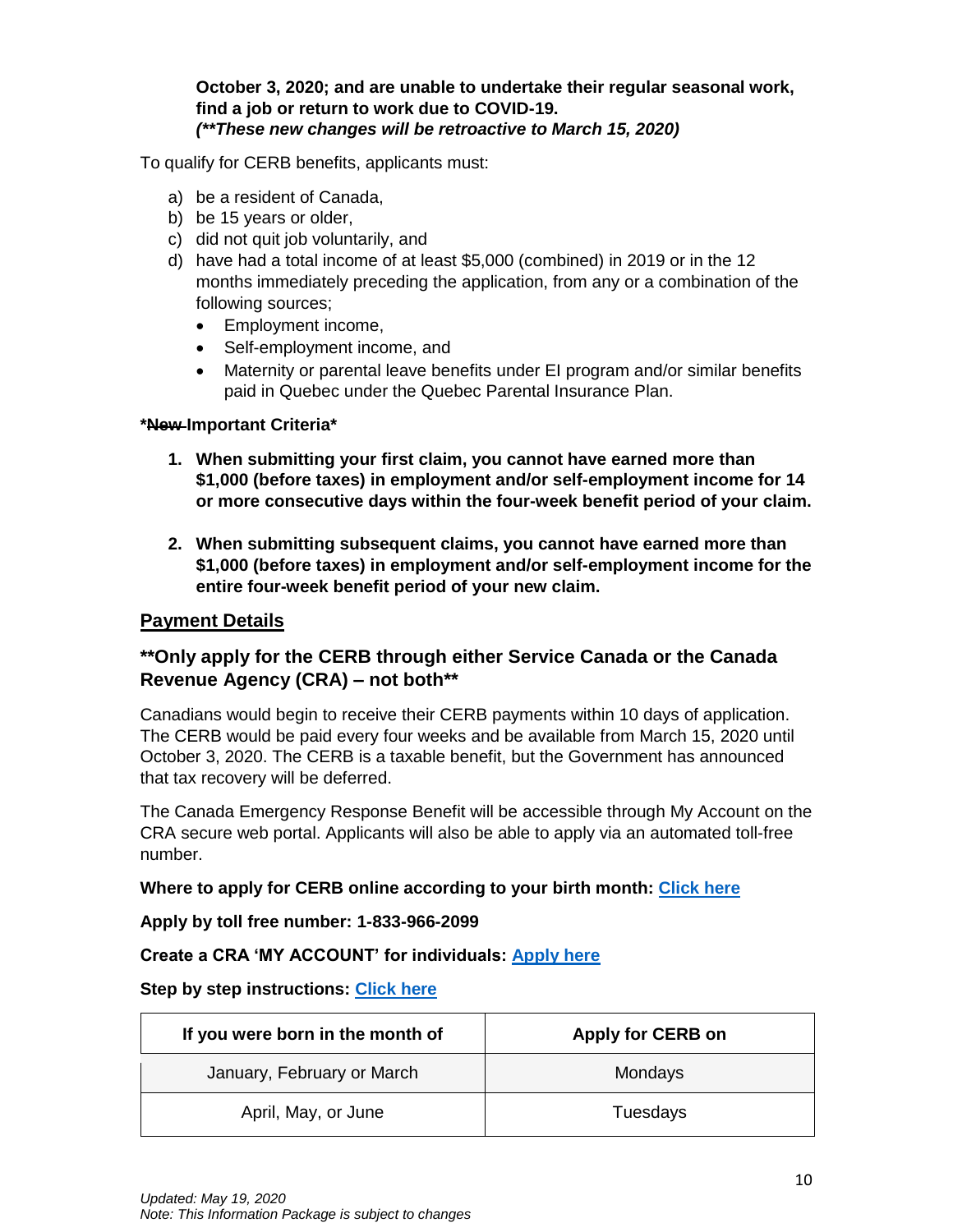**October 3, 2020; and are unable to undertake their regular seasonal work, find a job or return to work due to COVID-19.**
***(**These new changes will be retroactive to March 15, 2020)***

To qualify for CERB benefits, applicants must:

a) be a resident of Canada,
b) be 15 years or older,
c) did not quit job voluntarily, and
d) have had a total income of at least $5,000 (combined) in 2019 or in the 12 months immediately preceding the application, from any or a combination of the following sources;
   - Employment income,
   - Self-employment income, and
   - Maternity or parental leave benefits under EI program and/or similar benefits paid in Quebec under the Quebec Parental Insurance Plan.

**\*~~New~~ Important Criteria\***

1. **When submitting your first claim, you cannot have earned more than $1,000 (before taxes) in employment and/or self-employment income for 14 or more consecutive days within the four-week benefit period of your claim.**

2. **When submitting subsequent claims, you cannot have earned more than $1,000 (before taxes) in employment and/or self-employment income for the entire four-week benefit period of your new claim.**

## Payment Details

### **Only apply for the CERB through either Service Canada or the Canada Revenue Agency (CRA) – not both**

Canadians would begin to receive their CERB payments within 10 days of application. The CERB would be paid every four weeks and be available from March 15, 2020 until October 3, 2020. The CERB is a taxable benefit, but the Government has announced that tax recovery will be deferred.

The Canada Emergency Response Benefit will be accessible through My Account on the CRA secure web portal. Applicants will also be able to apply via an automated toll-free number.

**Where to apply for CERB online according to your birth month: Click here**

**Apply by toll free number: 1-833-966-2099**

**Create a CRA 'MY ACCOUNT' for individuals: Apply here**

**Step by step instructions: Click here**

| If you were born in the month of | Apply for CERB on |
|---|---|
| January, February or March | Mondays |
| April, May, or June | Tuesdays |

*Updated: May 19, 2020*
*Note: This Information Package is subject to changes*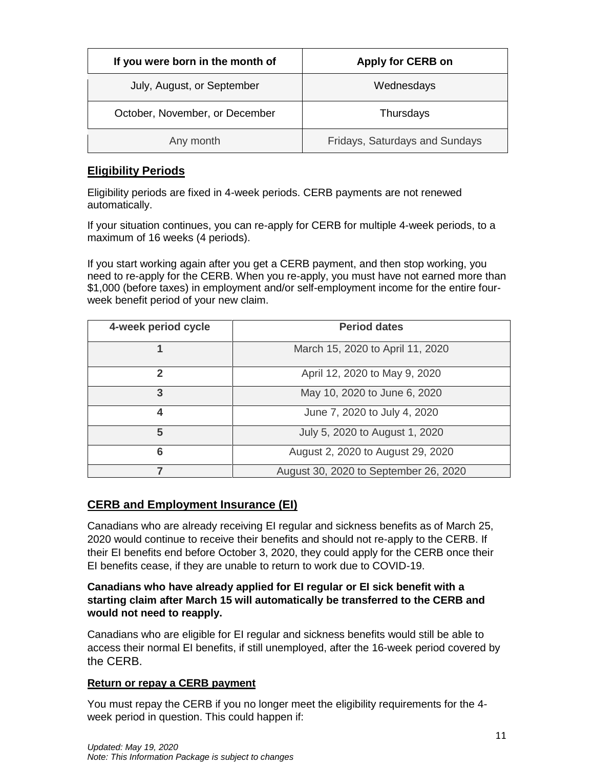| If you were born in the month of | Apply for CERB on |
|---|---|
| July, August, or September | Wednesdays |
| October, November, or December | Thursdays |
| Any month | Fridays, Saturdays and Sundays |

## Eligibility Periods

Eligibility periods are fixed in 4-week periods. CERB payments are not renewed automatically.

If your situation continues, you can re-apply for CERB for multiple 4-week periods, to a maximum of 16 weeks (4 periods).

If you start working again after you get a CERB payment, and then stop working, you need to re-apply for the CERB. When you re-apply, you must have not earned more than $1,000 (before taxes) in employment and/or self-employment income for the entire four-week benefit period of your new claim.

| 4-week period cycle | Period dates |
|---|---|
| 1 | March 15, 2020 to April 11, 2020 |
| 2 | April 12, 2020 to May 9, 2020 |
| 3 | May 10, 2020 to June 6, 2020 |
| 4 | June 7, 2020 to July 4, 2020 |
| 5 | July 5, 2020 to August 1, 2020 |
| 6 | August 2, 2020 to August 29, 2020 |
| 7 | August 30, 2020 to September 26, 2020 |

## CERB and Employment Insurance (EI)

Canadians who are already receiving EI regular and sickness benefits as of March 25, 2020 would continue to receive their benefits and should not re-apply to the CERB. If their EI benefits end before October 3, 2020, they could apply for the CERB once their EI benefits cease, if they are unable to return to work due to COVID-19.

**Canadians who have already applied for EI regular or EI sick benefit with a starting claim after March 15 will automatically be transferred to the CERB and would not need to reapply.**

Canadians who are eligible for EI regular and sickness benefits would still be able to access their normal EI benefits, if still unemployed, after the 16-week period covered by the CERB.

### Return or repay a CERB payment

You must repay the CERB if you no longer meet the eligibility requirements for the 4-week period in question. This could happen if:

*Updated: May 19, 2020*
*Note: This Information Package is subject to changes*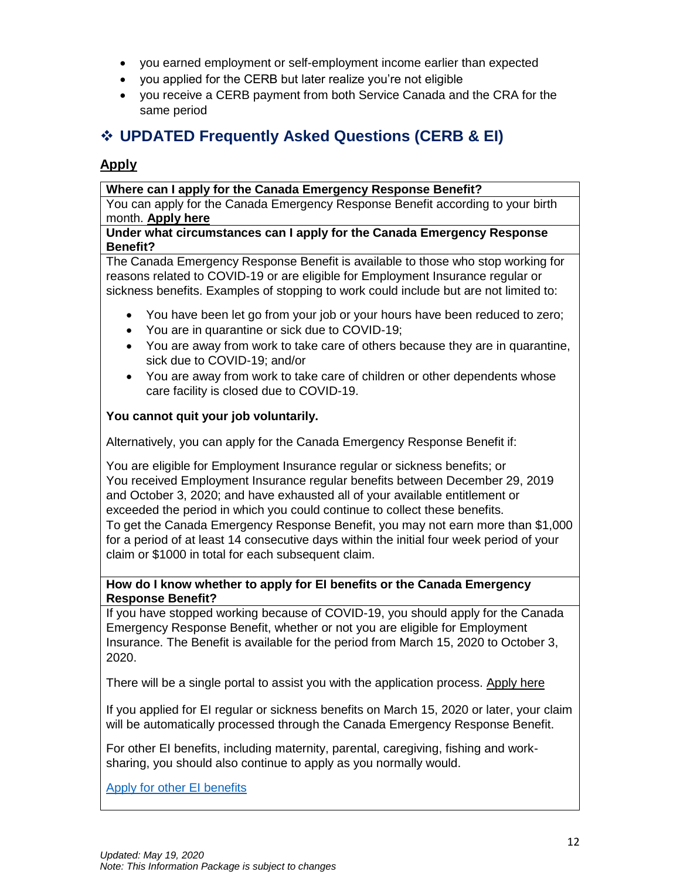- you earned employment or self-employment income earlier than expected
- you applied for the CERB but later realize you're not eligible
- you receive a CERB payment from both Service Canada and the CRA for the same period

## ❖ UPDATED Frequently Asked Questions (CERB & EI)

### Apply

**Where can I apply for the Canada Emergency Response Benefit?**

You can apply for the Canada Emergency Response Benefit according to your birth month. **Apply here**

**Under what circumstances can I apply for the Canada Emergency Response Benefit?**

The Canada Emergency Response Benefit is available to those who stop working for reasons related to COVID-19 or are eligible for Employment Insurance regular or sickness benefits. Examples of stopping to work could include but are not limited to:

- You have been let go from your job or your hours have been reduced to zero;
- You are in quarantine or sick due to COVID-19;
- You are away from work to take care of others because they are in quarantine, sick due to COVID-19; and/or
- You are away from work to take care of children or other dependents whose care facility is closed due to COVID-19.

**You cannot quit your job voluntarily.**

Alternatively, you can apply for the Canada Emergency Response Benefit if:

You are eligible for Employment Insurance regular or sickness benefits; or
You received Employment Insurance regular benefits between December 29, 2019 and October 3, 2020; and have exhausted all of your available entitlement or exceeded the period in which you could continue to collect these benefits.
To get the Canada Emergency Response Benefit, you may not earn more than $1,000 for a period of at least 14 consecutive days within the initial four week period of your claim or $1000 in total for each subsequent claim.

**How do I know whether to apply for EI benefits or the Canada Emergency Response Benefit?**

If you have stopped working because of COVID-19, you should apply for the Canada Emergency Response Benefit, whether or not you are eligible for Employment Insurance. The Benefit is available for the period from March 15, 2020 to October 3, 2020.

There will be a single portal to assist you with the application process. Apply here

If you applied for EI regular or sickness benefits on March 15, 2020 or later, your claim will be automatically processed through the Canada Emergency Response Benefit.

For other EI benefits, including maternity, parental, caregiving, fishing and work-sharing, you should also continue to apply as you normally would.

Apply for other EI benefits

*Updated: May 19, 2020*
*Note: This Information Package is subject to changes*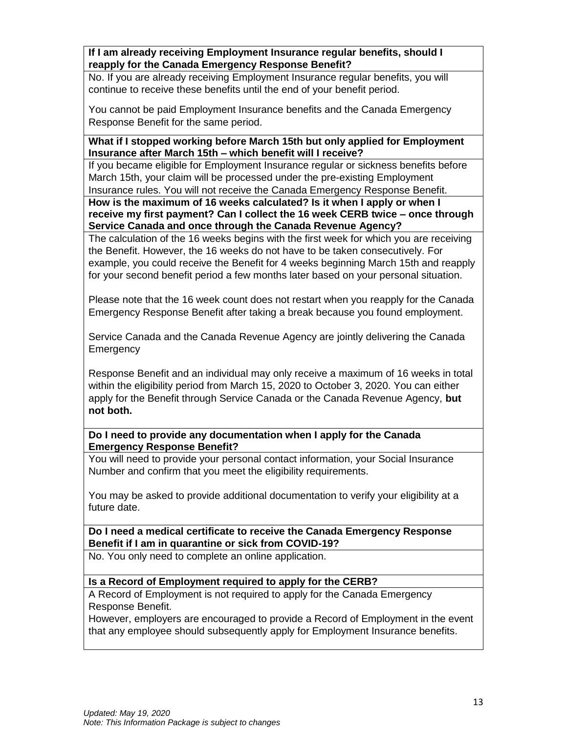**If I am already receiving Employment Insurance regular benefits, should I reapply for the Canada Emergency Response Benefit?**

No. If you are already receiving Employment Insurance regular benefits, you will continue to receive these benefits until the end of your benefit period.

You cannot be paid Employment Insurance benefits and the Canada Emergency Response Benefit for the same period.

**What if I stopped working before March 15th but only applied for Employment Insurance after March 15th – which benefit will I receive?**

If you became eligible for Employment Insurance regular or sickness benefits before March 15th, your claim will be processed under the pre-existing Employment Insurance rules. You will not receive the Canada Emergency Response Benefit.

**How is the maximum of 16 weeks calculated? Is it when I apply or when I receive my first payment? Can I collect the 16 week CERB twice – once through Service Canada and once through the Canada Revenue Agency?**

The calculation of the 16 weeks begins with the first week for which you are receiving the Benefit. However, the 16 weeks do not have to be taken consecutively. For example, you could receive the Benefit for 4 weeks beginning March 15th and reapply for your second benefit period a few months later based on your personal situation.

Please note that the 16 week count does not restart when you reapply for the Canada Emergency Response Benefit after taking a break because you found employment.

Service Canada and the Canada Revenue Agency are jointly delivering the Canada Emergency

Response Benefit and an individual may only receive a maximum of 16 weeks in total within the eligibility period from March 15, 2020 to October 3, 2020. You can either apply for the Benefit through Service Canada or the Canada Revenue Agency, **but not both.**

**Do I need to provide any documentation when I apply for the Canada Emergency Response Benefit?**

You will need to provide your personal contact information, your Social Insurance Number and confirm that you meet the eligibility requirements.

You may be asked to provide additional documentation to verify your eligibility at a future date.

**Do I need a medical certificate to receive the Canada Emergency Response Benefit if I am in quarantine or sick from COVID-19?**

No. You only need to complete an online application.

**Is a Record of Employment required to apply for the CERB?**

A Record of Employment is not required to apply for the Canada Emergency Response Benefit.
However, employers are encouraged to provide a Record of Employment in the event that any employee should subsequently apply for Employment Insurance benefits.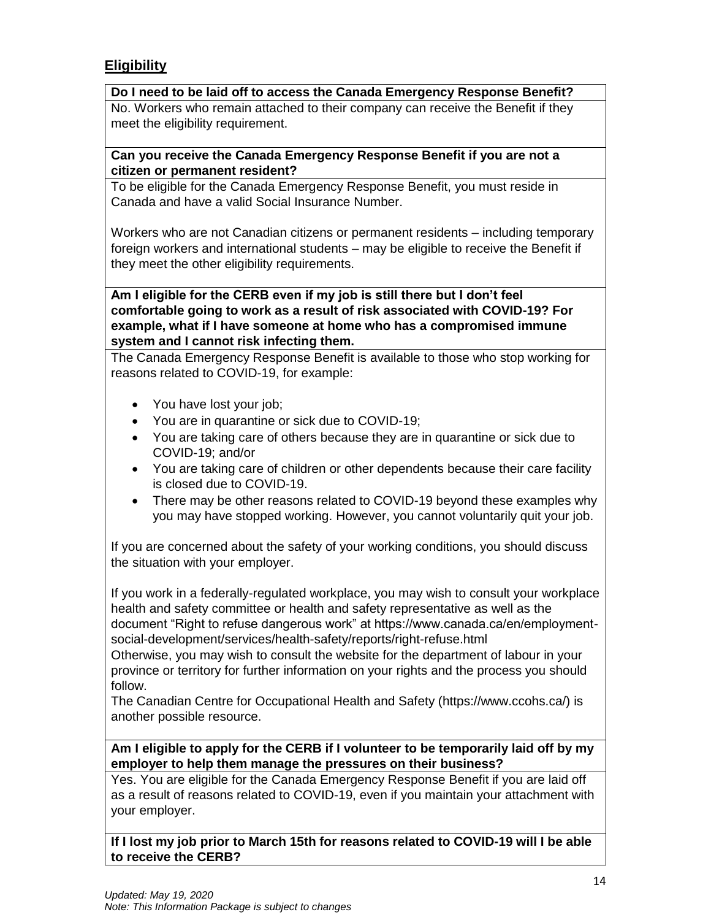## Eligibility

**Do I need to be laid off to access the Canada Emergency Response Benefit?**

No. Workers who remain attached to their company can receive the Benefit if they meet the eligibility requirement.

**Can you receive the Canada Emergency Response Benefit if you are not a citizen or permanent resident?**

To be eligible for the Canada Emergency Response Benefit, you must reside in Canada and have a valid Social Insurance Number.

Workers who are not Canadian citizens or permanent residents – including temporary foreign workers and international students – may be eligible to receive the Benefit if they meet the other eligibility requirements.

**Am I eligible for the CERB even if my job is still there but I don't feel comfortable going to work as a result of risk associated with COVID-19? For example, what if I have someone at home who has a compromised immune system and I cannot risk infecting them.**

The Canada Emergency Response Benefit is available to those who stop working for reasons related to COVID-19, for example:

- You have lost your job;
- You are in quarantine or sick due to COVID-19;
- You are taking care of others because they are in quarantine or sick due to COVID-19; and/or
- You are taking care of children or other dependents because their care facility is closed due to COVID-19.
- There may be other reasons related to COVID-19 beyond these examples why you may have stopped working. However, you cannot voluntarily quit your job.

If you are concerned about the safety of your working conditions, you should discuss the situation with your employer.

If you work in a federally-regulated workplace, you may wish to consult your workplace health and safety committee or health and safety representative as well as the document "Right to refuse dangerous work" at https://www.canada.ca/en/employment-social-development/services/health-safety/reports/right-refuse.html
Otherwise, you may wish to consult the website for the department of labour in your province or territory for further information on your rights and the process you should follow.
The Canadian Centre for Occupational Health and Safety (https://www.ccohs.ca/) is another possible resource.

**Am I eligible to apply for the CERB if I volunteer to be temporarily laid off by my employer to help them manage the pressures on their business?**

Yes. You are eligible for the Canada Emergency Response Benefit if you are laid off as a result of reasons related to COVID-19, even if you maintain your attachment with your employer.

**If I lost my job prior to March 15th for reasons related to COVID-19 will I be able to receive the CERB?**

*Updated: May 19, 2020*
*Note: This Information Package is subject to changes*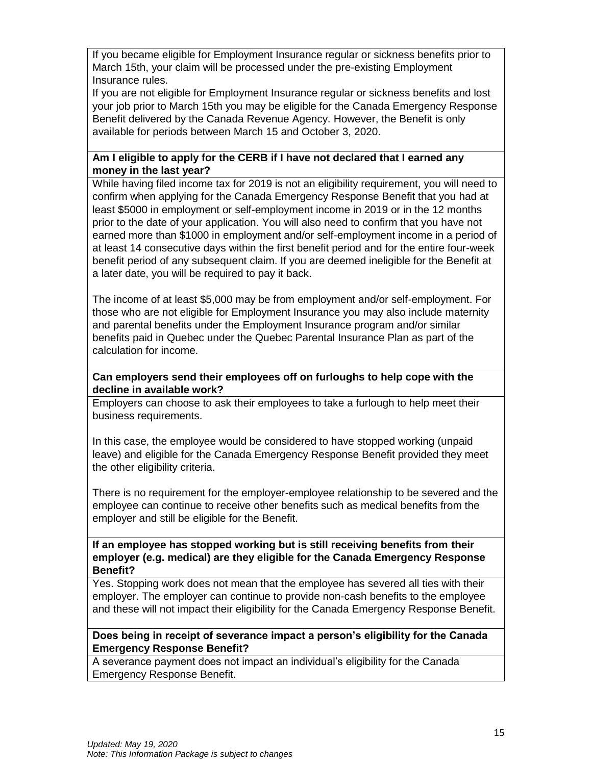If you became eligible for Employment Insurance regular or sickness benefits prior to March 15th, your claim will be processed under the pre-existing Employment Insurance rules.

If you are not eligible for Employment Insurance regular or sickness benefits and lost your job prior to March 15th you may be eligible for the Canada Emergency Response Benefit delivered by the Canada Revenue Agency. However, the Benefit is only available for periods between March 15 and October 3, 2020.

**Am I eligible to apply for the CERB if I have not declared that I earned any money in the last year?**

While having filed income tax for 2019 is not an eligibility requirement, you will need to confirm when applying for the Canada Emergency Response Benefit that you had at least $5000 in employment or self-employment income in 2019 or in the 12 months prior to the date of your application. You will also need to confirm that you have not earned more than $1000 in employment and/or self-employment income in a period of at least 14 consecutive days within the first benefit period and for the entire four-week benefit period of any subsequent claim. If you are deemed ineligible for the Benefit at a later date, you will be required to pay it back.

The income of at least $5,000 may be from employment and/or self-employment. For those who are not eligible for Employment Insurance you may also include maternity and parental benefits under the Employment Insurance program and/or similar benefits paid in Quebec under the Quebec Parental Insurance Plan as part of the calculation for income.

**Can employers send their employees off on furloughs to help cope with the decline in available work?**

Employers can choose to ask their employees to take a furlough to help meet their business requirements.

In this case, the employee would be considered to have stopped working (unpaid leave) and eligible for the Canada Emergency Response Benefit provided they meet the other eligibility criteria.

There is no requirement for the employer-employee relationship to be severed and the employee can continue to receive other benefits such as medical benefits from the employer and still be eligible for the Benefit.

**If an employee has stopped working but is still receiving benefits from their employer (e.g. medical) are they eligible for the Canada Emergency Response Benefit?**

Yes. Stopping work does not mean that the employee has severed all ties with their employer. The employer can continue to provide non-cash benefits to the employee and these will not impact their eligibility for the Canada Emergency Response Benefit.

**Does being in receipt of severance impact a person's eligibility for the Canada Emergency Response Benefit?**

A severance payment does not impact an individual's eligibility for the Canada Emergency Response Benefit.

*Updated: May 19, 2020*
*Note: This Information Package is subject to changes*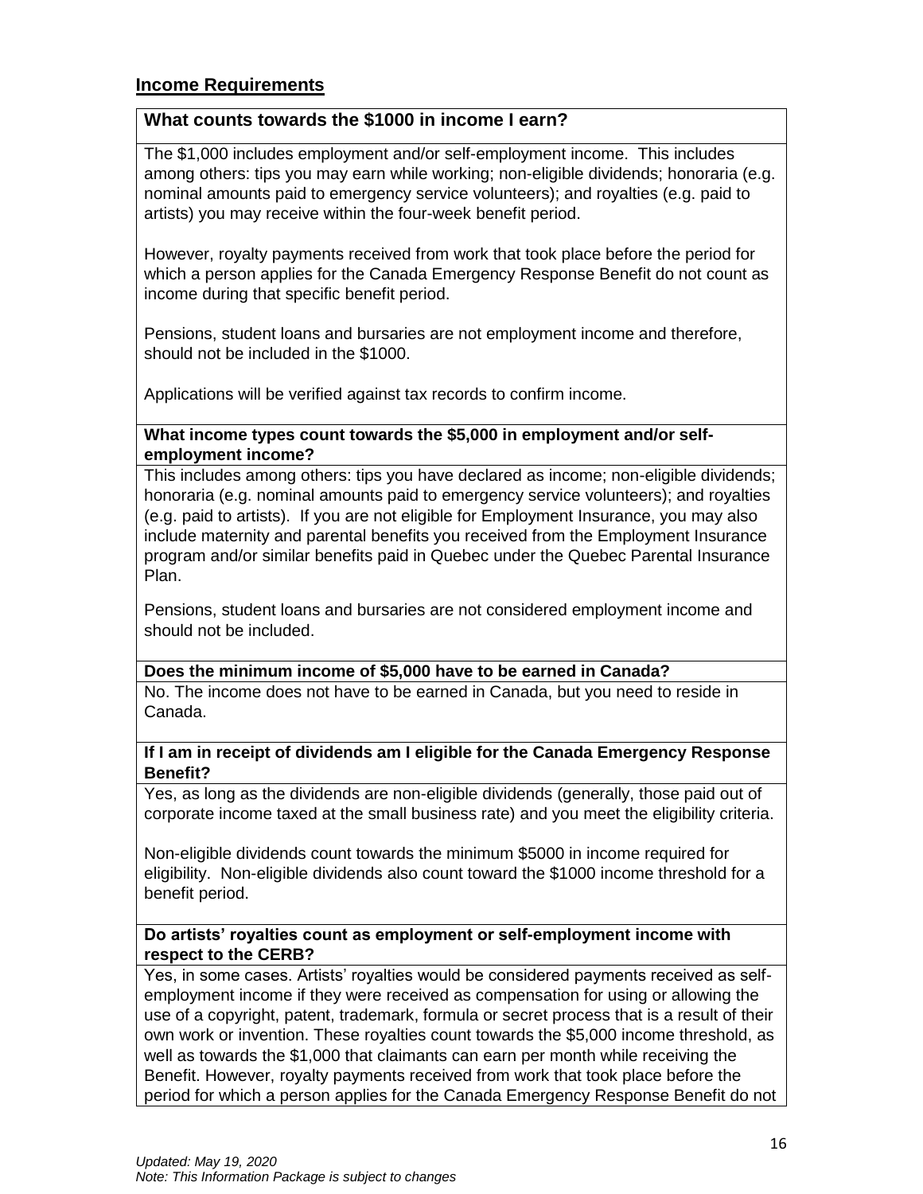## Income Requirements

### What counts towards the $1000 in income I earn?

The $1,000 includes employment and/or self-employment income. This includes among others: tips you may earn while working; non-eligible dividends; honoraria (e.g. nominal amounts paid to emergency service volunteers); and royalties (e.g. paid to artists) you may receive within the four-week benefit period.

However, royalty payments received from work that took place before the period for which a person applies for the Canada Emergency Response Benefit do not count as income during that specific benefit period.

Pensions, student loans and bursaries are not employment income and therefore, should not be included in the $1000.

Applications will be verified against tax records to confirm income.

### What income types count towards the $5,000 in employment and/or self-employment income?

This includes among others: tips you have declared as income; non-eligible dividends; honoraria (e.g. nominal amounts paid to emergency service volunteers); and royalties (e.g. paid to artists). If you are not eligible for Employment Insurance, you may also include maternity and parental benefits you received from the Employment Insurance program and/or similar benefits paid in Quebec under the Quebec Parental Insurance Plan.

Pensions, student loans and bursaries are not considered employment income and should not be included.

### Does the minimum income of $5,000 have to be earned in Canada?

No. The income does not have to be earned in Canada, but you need to reside in Canada.

### If I am in receipt of dividends am I eligible for the Canada Emergency Response Benefit?

Yes, as long as the dividends are non-eligible dividends (generally, those paid out of corporate income taxed at the small business rate) and you meet the eligibility criteria.

Non-eligible dividends count towards the minimum $5000 in income required for eligibility. Non-eligible dividends also count toward the $1000 income threshold for a benefit period.

### Do artists' royalties count as employment or self-employment income with respect to the CERB?

Yes, in some cases. Artists' royalties would be considered payments received as self-employment income if they were received as compensation for using or allowing the use of a copyright, patent, trademark, formula or secret process that is a result of their own work or invention. These royalties count towards the $5,000 income threshold, as well as towards the $1,000 that claimants can earn per month while receiving the Benefit. However, royalty payments received from work that took place before the period for which a person applies for the Canada Emergency Response Benefit do not

*Updated: May 19, 2020*
*Note: This Information Package is subject to changes*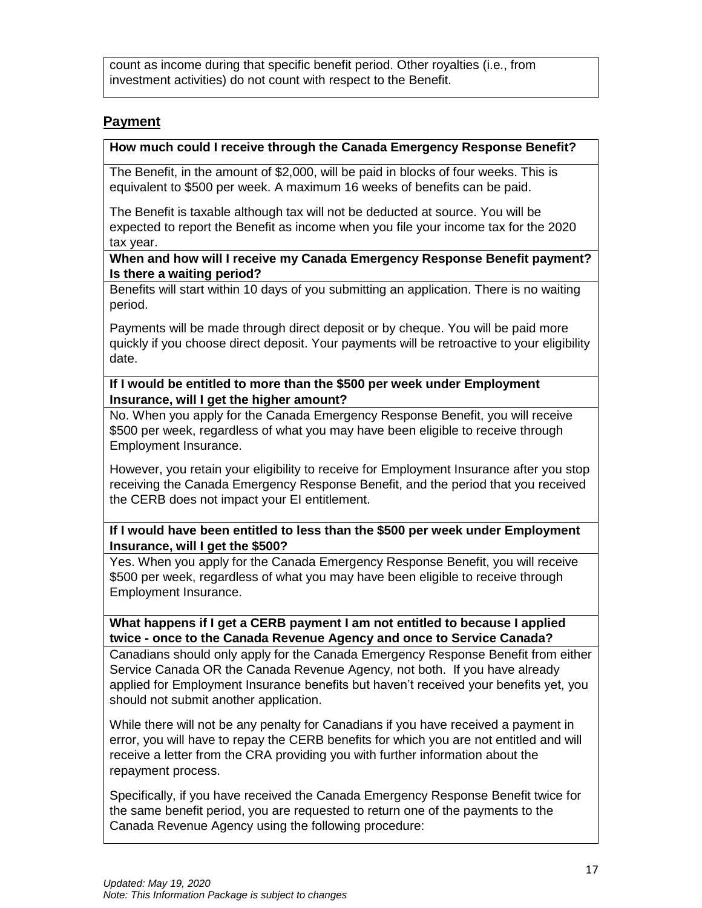count as income during that specific benefit period. Other royalties (i.e., from investment activities) do not count with respect to the Benefit.

## Payment

**How much could I receive through the Canada Emergency Response Benefit?**

The Benefit, in the amount of $2,000, will be paid in blocks of four weeks. This is equivalent to $500 per week. A maximum 16 weeks of benefits can be paid.

The Benefit is taxable although tax will not be deducted at source. You will be expected to report the Benefit as income when you file your income tax for the 2020 tax year.

**When and how will I receive my Canada Emergency Response Benefit payment? Is there a waiting period?**

Benefits will start within 10 days of you submitting an application. There is no waiting period.

Payments will be made through direct deposit or by cheque. You will be paid more quickly if you choose direct deposit. Your payments will be retroactive to your eligibility date.

**If I would be entitled to more than the $500 per week under Employment Insurance, will I get the higher amount?**

No. When you apply for the Canada Emergency Response Benefit, you will receive $500 per week, regardless of what you may have been eligible to receive through Employment Insurance.

However, you retain your eligibility to receive for Employment Insurance after you stop receiving the Canada Emergency Response Benefit, and the period that you received the CERB does not impact your EI entitlement.

**If I would have been entitled to less than the $500 per week under Employment Insurance, will I get the $500?**

Yes. When you apply for the Canada Emergency Response Benefit, you will receive $500 per week, regardless of what you may have been eligible to receive through Employment Insurance.

**What happens if I get a CERB payment I am not entitled to because I applied twice - once to the Canada Revenue Agency and once to Service Canada?**

Canadians should only apply for the Canada Emergency Response Benefit from either Service Canada OR the Canada Revenue Agency, not both. If you have already applied for Employment Insurance benefits but haven't received your benefits yet, you should not submit another application.

While there will not be any penalty for Canadians if you have received a payment in error, you will have to repay the CERB benefits for which you are not entitled and will receive a letter from the CRA providing you with further information about the repayment process.

Specifically, if you have received the Canada Emergency Response Benefit twice for the same benefit period, you are requested to return one of the payments to the Canada Revenue Agency using the following procedure:

*Updated: May 19, 2020*
*Note: This Information Package is subject to changes*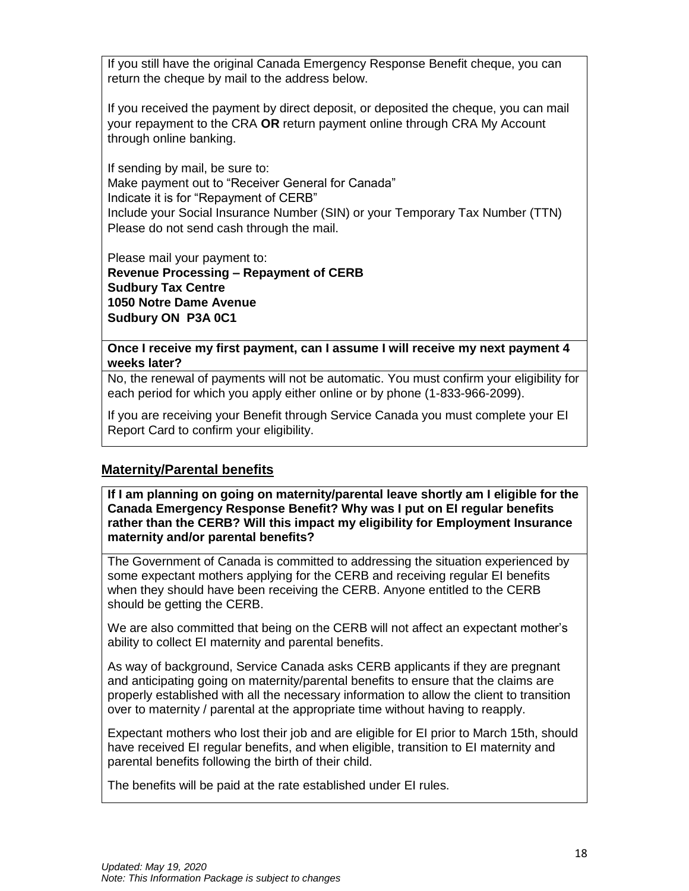If you still have the original Canada Emergency Response Benefit cheque, you can return the cheque by mail to the address below.

If you received the payment by direct deposit, or deposited the cheque, you can mail your repayment to the CRA **OR** return payment online through CRA My Account through online banking.

If sending by mail, be sure to:
Make payment out to "Receiver General for Canada"
Indicate it is for "Repayment of CERB"
Include your Social Insurance Number (SIN) or your Temporary Tax Number (TTN)
Please do not send cash through the mail.

Please mail your payment to:
**Revenue Processing – Repayment of CERB**
**Sudbury Tax Centre**
**1050 Notre Dame Avenue**
**Sudbury ON P3A 0C1**

**Once I receive my first payment, can I assume I will receive my next payment 4 weeks later?**

No, the renewal of payments will not be automatic. You must confirm your eligibility for each period for which you apply either online or by phone (1-833-966-2099).

If you are receiving your Benefit through Service Canada you must complete your EI Report Card to confirm your eligibility.

## Maternity/Parental benefits

**If I am planning on going on maternity/parental leave shortly am I eligible for the Canada Emergency Response Benefit? Why was I put on EI regular benefits rather than the CERB? Will this impact my eligibility for Employment Insurance maternity and/or parental benefits?**

The Government of Canada is committed to addressing the situation experienced by some expectant mothers applying for the CERB and receiving regular EI benefits when they should have been receiving the CERB. Anyone entitled to the CERB should be getting the CERB.

We are also committed that being on the CERB will not affect an expectant mother's ability to collect EI maternity and parental benefits.

As way of background, Service Canada asks CERB applicants if they are pregnant and anticipating going on maternity/parental benefits to ensure that the claims are properly established with all the necessary information to allow the client to transition over to maternity / parental at the appropriate time without having to reapply.

Expectant mothers who lost their job and are eligible for EI prior to March 15th, should have received EI regular benefits, and when eligible, transition to EI maternity and parental benefits following the birth of their child.

The benefits will be paid at the rate established under EI rules.

*Updated: May 19, 2020*
*Note: This Information Package is subject to changes*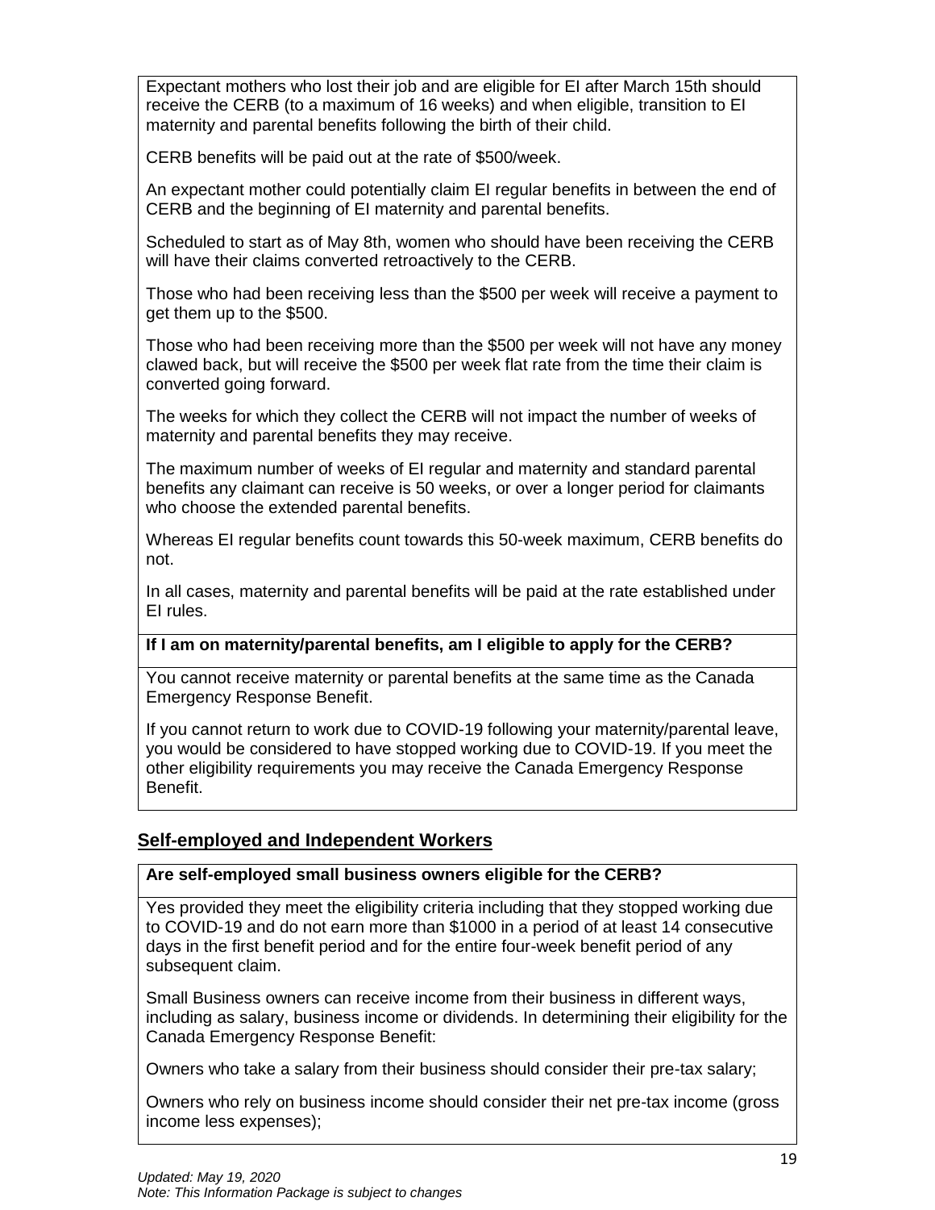Expectant mothers who lost their job and are eligible for EI after March 15th should receive the CERB (to a maximum of 16 weeks) and when eligible, transition to EI maternity and parental benefits following the birth of their child.

CERB benefits will be paid out at the rate of $500/week.

An expectant mother could potentially claim EI regular benefits in between the end of CERB and the beginning of EI maternity and parental benefits.

Scheduled to start as of May 8th, women who should have been receiving the CERB will have their claims converted retroactively to the CERB.

Those who had been receiving less than the $500 per week will receive a payment to get them up to the $500.

Those who had been receiving more than the $500 per week will not have any money clawed back, but will receive the $500 per week flat rate from the time their claim is converted going forward.

The weeks for which they collect the CERB will not impact the number of weeks of maternity and parental benefits they may receive.

The maximum number of weeks of EI regular and maternity and standard parental benefits any claimant can receive is 50 weeks, or over a longer period for claimants who choose the extended parental benefits.

Whereas EI regular benefits count towards this 50-week maximum, CERB benefits do not.

In all cases, maternity and parental benefits will be paid at the rate established under EI rules.

**If I am on maternity/parental benefits, am I eligible to apply for the CERB?**

You cannot receive maternity or parental benefits at the same time as the Canada Emergency Response Benefit.

If you cannot return to work due to COVID-19 following your maternity/parental leave, you would be considered to have stopped working due to COVID-19. If you meet the other eligibility requirements you may receive the Canada Emergency Response Benefit.

## Self-employed and Independent Workers

**Are self-employed small business owners eligible for the CERB?**

Yes provided they meet the eligibility criteria including that they stopped working due to COVID-19 and do not earn more than $1000 in a period of at least 14 consecutive days in the first benefit period and for the entire four-week benefit period of any subsequent claim.

Small Business owners can receive income from their business in different ways, including as salary, business income or dividends. In determining their eligibility for the Canada Emergency Response Benefit:

Owners who take a salary from their business should consider their pre-tax salary;

Owners who rely on business income should consider their net pre-tax income (gross income less expenses);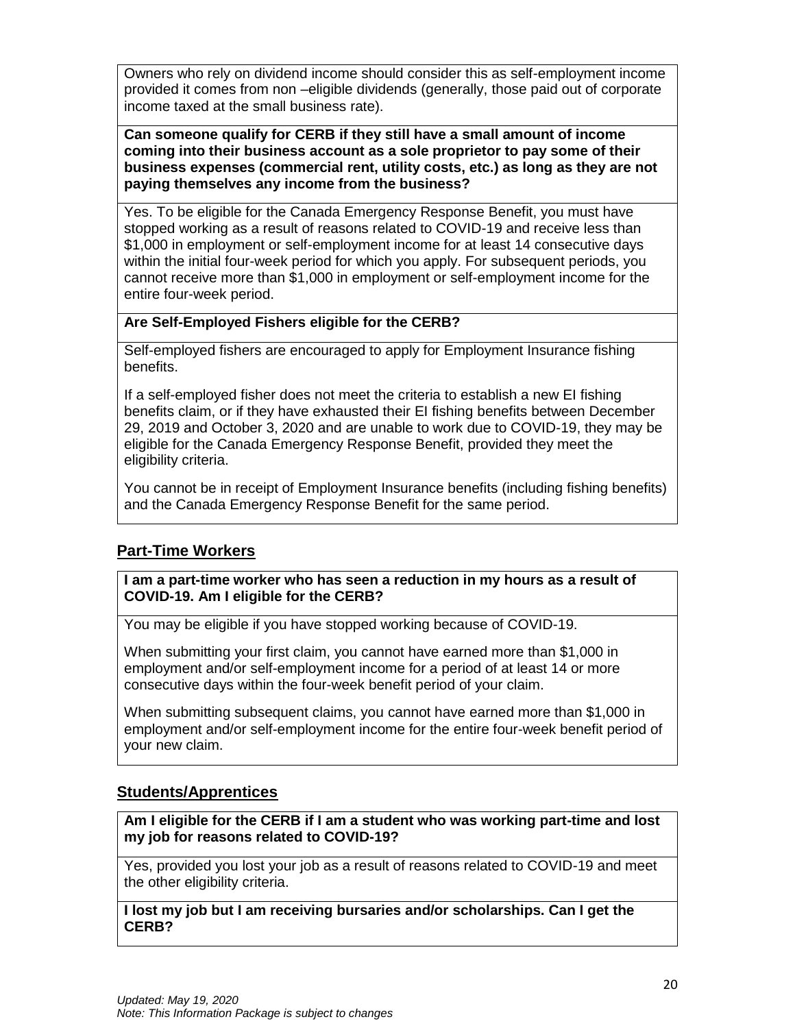Owners who rely on dividend income should consider this as self-employment income provided it comes from non –eligible dividends (generally, those paid out of corporate income taxed at the small business rate).

**Can someone qualify for CERB if they still have a small amount of income coming into their business account as a sole proprietor to pay some of their business expenses (commercial rent, utility costs, etc.) as long as they are not paying themselves any income from the business?**

Yes. To be eligible for the Canada Emergency Response Benefit, you must have stopped working as a result of reasons related to COVID-19 and receive less than $1,000 in employment or self-employment income for at least 14 consecutive days within the initial four-week period for which you apply. For subsequent periods, you cannot receive more than $1,000 in employment or self-employment income for the entire four-week period.

**Are Self-Employed Fishers eligible for the CERB?**

Self-employed fishers are encouraged to apply for Employment Insurance fishing benefits.

If a self-employed fisher does not meet the criteria to establish a new EI fishing benefits claim, or if they have exhausted their EI fishing benefits between December 29, 2019 and October 3, 2020 and are unable to work due to COVID-19, they may be eligible for the Canada Emergency Response Benefit, provided they meet the eligibility criteria.

You cannot be in receipt of Employment Insurance benefits (including fishing benefits) and the Canada Emergency Response Benefit for the same period.

## Part-Time Workers

**I am a part-time worker who has seen a reduction in my hours as a result of COVID-19. Am I eligible for the CERB?**

You may be eligible if you have stopped working because of COVID-19.

When submitting your first claim, you cannot have earned more than $1,000 in employment and/or self-employment income for a period of at least 14 or more consecutive days within the four-week benefit period of your claim.

When submitting subsequent claims, you cannot have earned more than $1,000 in employment and/or self-employment income for the entire four-week benefit period of your new claim.

## Students/Apprentices

**Am I eligible for the CERB if I am a student who was working part-time and lost my job for reasons related to COVID-19?**

Yes, provided you lost your job as a result of reasons related to COVID-19 and meet the other eligibility criteria.

**I lost my job but I am receiving bursaries and/or scholarships. Can I get the CERB?**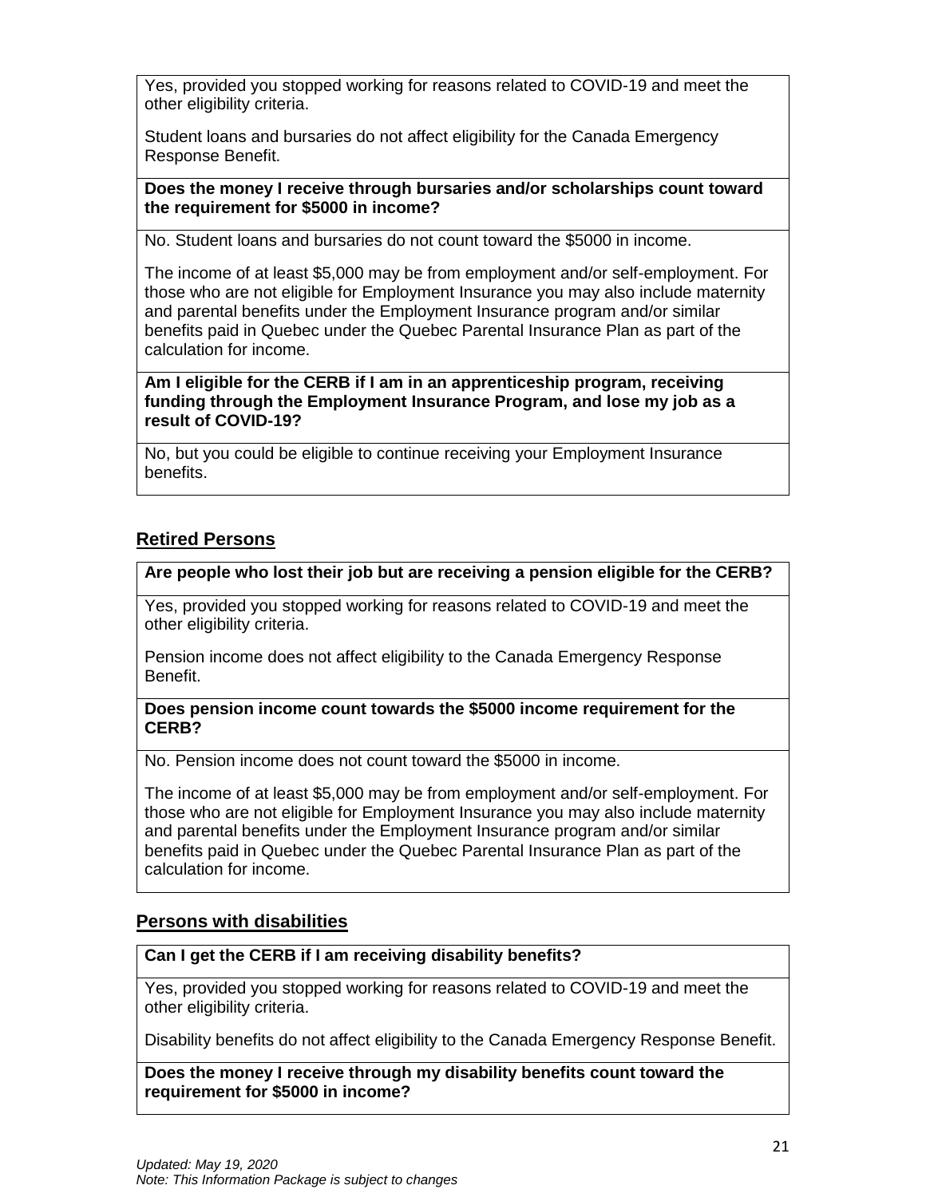Yes, provided you stopped working for reasons related to COVID-19 and meet the other eligibility criteria.

Student loans and bursaries do not affect eligibility for the Canada Emergency Response Benefit.

**Does the money I receive through bursaries and/or scholarships count toward the requirement for $5000 in income?**

No. Student loans and bursaries do not count toward the $5000 in income.

The income of at least $5,000 may be from employment and/or self-employment. For those who are not eligible for Employment Insurance you may also include maternity and parental benefits under the Employment Insurance program and/or similar benefits paid in Quebec under the Quebec Parental Insurance Plan as part of the calculation for income.

**Am I eligible for the CERB if I am in an apprenticeship program, receiving funding through the Employment Insurance Program, and lose my job as a result of COVID-19?**

No, but you could be eligible to continue receiving your Employment Insurance benefits.

## Retired Persons

**Are people who lost their job but are receiving a pension eligible for the CERB?**

Yes, provided you stopped working for reasons related to COVID-19 and meet the other eligibility criteria.

Pension income does not affect eligibility to the Canada Emergency Response Benefit.

**Does pension income count towards the $5000 income requirement for the CERB?**

No. Pension income does not count toward the $5000 in income.

The income of at least $5,000 may be from employment and/or self-employment. For those who are not eligible for Employment Insurance you may also include maternity and parental benefits under the Employment Insurance program and/or similar benefits paid in Quebec under the Quebec Parental Insurance Plan as part of the calculation for income.

## Persons with disabilities

**Can I get the CERB if I am receiving disability benefits?**

Yes, provided you stopped working for reasons related to COVID-19 and meet the other eligibility criteria.

Disability benefits do not affect eligibility to the Canada Emergency Response Benefit.

**Does the money I receive through my disability benefits count toward the requirement for $5000 in income?**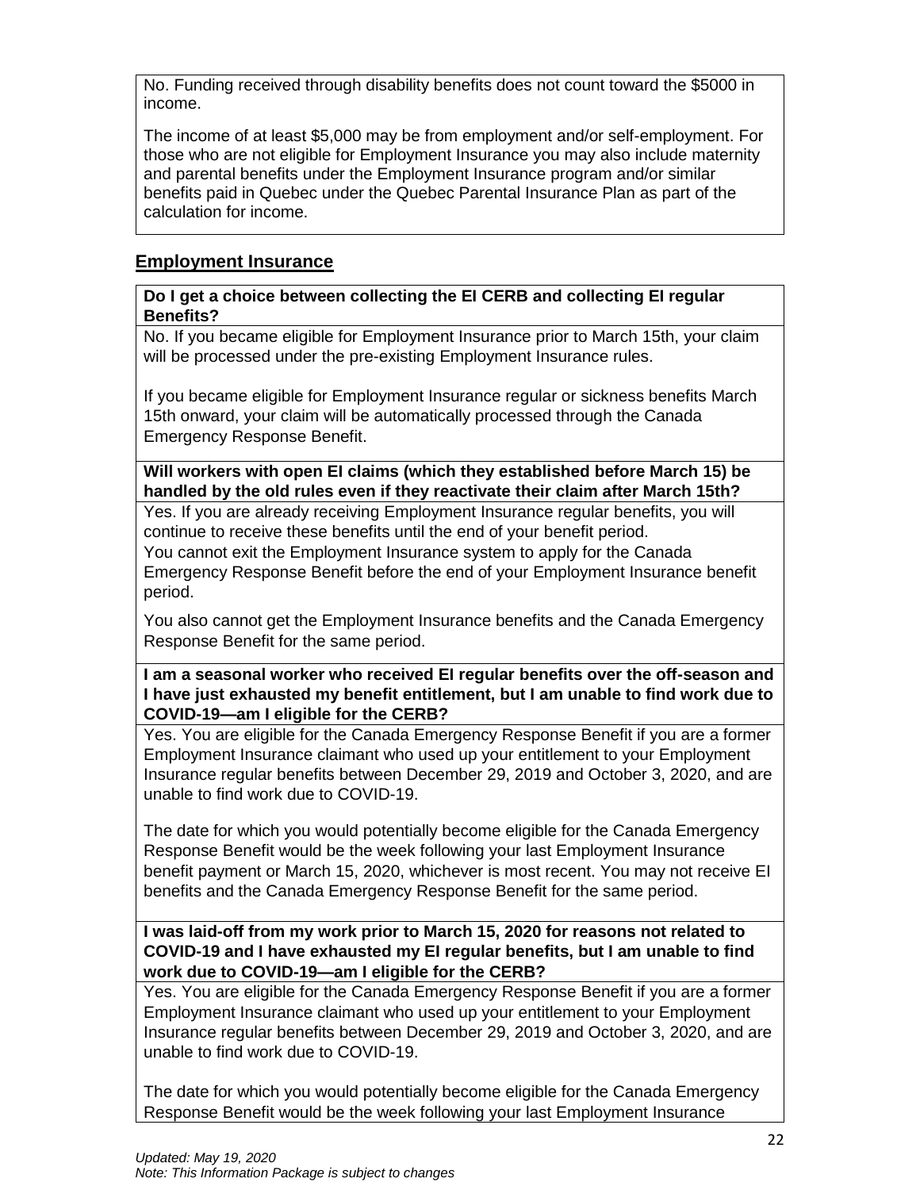No. Funding received through disability benefits does not count toward the $5000 in income.

The income of at least $5,000 may be from employment and/or self-employment. For those who are not eligible for Employment Insurance you may also include maternity and parental benefits under the Employment Insurance program and/or similar benefits paid in Quebec under the Quebec Parental Insurance Plan as part of the calculation for income.

## Employment Insurance

**Do I get a choice between collecting the EI CERB and collecting EI regular Benefits?**

No. If you became eligible for Employment Insurance prior to March 15th, your claim will be processed under the pre-existing Employment Insurance rules.

If you became eligible for Employment Insurance regular or sickness benefits March 15th onward, your claim will be automatically processed through the Canada Emergency Response Benefit.

**Will workers with open EI claims (which they established before March 15) be handled by the old rules even if they reactivate their claim after March 15th?**

Yes. If you are already receiving Employment Insurance regular benefits, you will continue to receive these benefits until the end of your benefit period.
You cannot exit the Employment Insurance system to apply for the Canada Emergency Response Benefit before the end of your Employment Insurance benefit period.

You also cannot get the Employment Insurance benefits and the Canada Emergency Response Benefit for the same period.

**I am a seasonal worker who received EI regular benefits over the off-season and I have just exhausted my benefit entitlement, but I am unable to find work due to COVID-19—am I eligible for the CERB?**

Yes. You are eligible for the Canada Emergency Response Benefit if you are a former Employment Insurance claimant who used up your entitlement to your Employment Insurance regular benefits between December 29, 2019 and October 3, 2020, and are unable to find work due to COVID-19.

The date for which you would potentially become eligible for the Canada Emergency Response Benefit would be the week following your last Employment Insurance benefit payment or March 15, 2020, whichever is most recent. You may not receive EI benefits and the Canada Emergency Response Benefit for the same period.

**I was laid-off from my work prior to March 15, 2020 for reasons not related to COVID-19 and I have exhausted my EI regular benefits, but I am unable to find work due to COVID-19—am I eligible for the CERB?**

Yes. You are eligible for the Canada Emergency Response Benefit if you are a former Employment Insurance claimant who used up your entitlement to your Employment Insurance regular benefits between December 29, 2019 and October 3, 2020, and are unable to find work due to COVID-19.

The date for which you would potentially become eligible for the Canada Emergency Response Benefit would be the week following your last Employment Insurance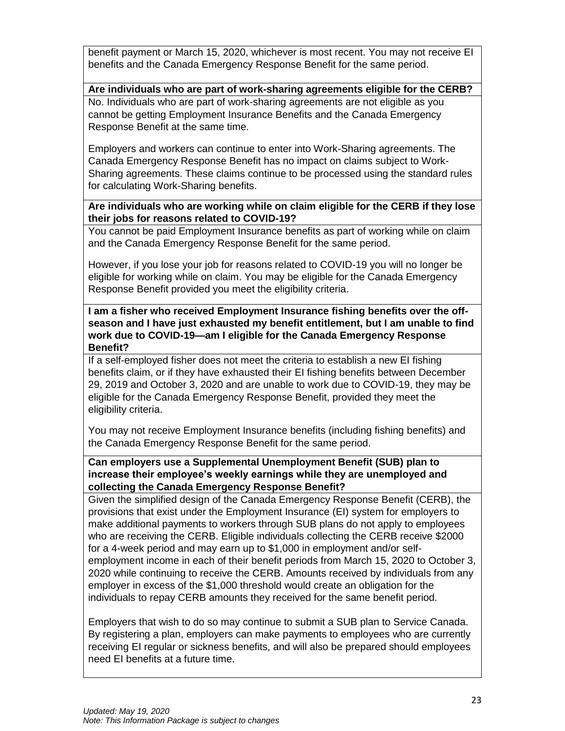benefit payment or March 15, 2020, whichever is most recent. You may not receive EI benefits and the Canada Emergency Response Benefit for the same period.

**Are individuals who are part of work-sharing agreements eligible for the CERB?**

No. Individuals who are part of work-sharing agreements are not eligible as you cannot be getting Employment Insurance Benefits and the Canada Emergency Response Benefit at the same time.

Employers and workers can continue to enter into Work-Sharing agreements. The Canada Emergency Response Benefit has no impact on claims subject to Work-Sharing agreements. These claims continue to be processed using the standard rules for calculating Work-Sharing benefits.

**Are individuals who are working while on claim eligible for the CERB if they lose their jobs for reasons related to COVID-19?**

You cannot be paid Employment Insurance benefits as part of working while on claim and the Canada Emergency Response Benefit for the same period.

However, if you lose your job for reasons related to COVID-19 you will no longer be eligible for working while on claim. You may be eligible for the Canada Emergency Response Benefit provided you meet the eligibility criteria.

**I am a fisher who received Employment Insurance fishing benefits over the off-season and I have just exhausted my benefit entitlement, but I am unable to find work due to COVID-19—am I eligible for the Canada Emergency Response Benefit?**

If a self-employed fisher does not meet the criteria to establish a new EI fishing benefits claim, or if they have exhausted their EI fishing benefits between December 29, 2019 and October 3, 2020 and are unable to work due to COVID-19, they may be eligible for the Canada Emergency Response Benefit, provided they meet the eligibility criteria.

You may not receive Employment Insurance benefits (including fishing benefits) and the Canada Emergency Response Benefit for the same period.

**Can employers use a Supplemental Unemployment Benefit (SUB) plan to increase their employee's weekly earnings while they are unemployed and collecting the Canada Emergency Response Benefit?**

Given the simplified design of the Canada Emergency Response Benefit (CERB), the provisions that exist under the Employment Insurance (EI) system for employers to make additional payments to workers through SUB plans do not apply to employees who are receiving the CERB. Eligible individuals collecting the CERB receive $2000 for a 4-week period and may earn up to $1,000 in employment and/or self-employment income in each of their benefit periods from March 15, 2020 to October 3, 2020 while continuing to receive the CERB. Amounts received by individuals from any employer in excess of the $1,000 threshold would create an obligation for the individuals to repay CERB amounts they received for the same benefit period.

Employers that wish to do so may continue to submit a SUB plan to Service Canada. By registering a plan, employers can make payments to employees who are currently receiving EI regular or sickness benefits, and will also be prepared should employees need EI benefits at a future time.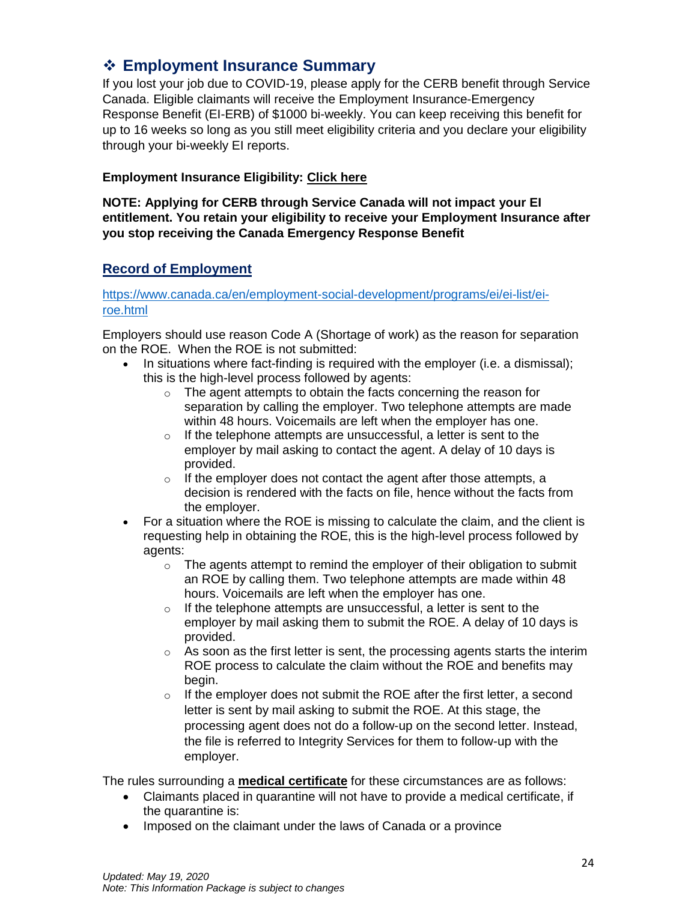## ❖ Employment Insurance Summary

If you lost your job due to COVID-19, please apply for the CERB benefit through Service Canada. Eligible claimants will receive the Employment Insurance-Emergency Response Benefit (EI-ERB) of $1000 bi-weekly. You can keep receiving this benefit for up to 16 weeks so long as you still meet eligibility criteria and you declare your eligibility through your bi-weekly EI reports.

**Employment Insurance Eligibility: Click here**

**NOTE: Applying for CERB through Service Canada will not impact your EI entitlement. You retain your eligibility to receive your Employment Insurance after you stop receiving the Canada Emergency Response Benefit**

### Record of Employment

https://www.canada.ca/en/employment-social-development/programs/ei/ei-list/ei-roe.html

Employers should use reason Code A (Shortage of work) as the reason for separation on the ROE. When the ROE is not submitted:

- In situations where fact-finding is required with the employer (i.e. a dismissal); this is the high-level process followed by agents:
  - The agent attempts to obtain the facts concerning the reason for separation by calling the employer. Two telephone attempts are made within 48 hours. Voicemails are left when the employer has one.
  - If the telephone attempts are unsuccessful, a letter is sent to the employer by mail asking to contact the agent. A delay of 10 days is provided.
  - If the employer does not contact the agent after those attempts, a decision is rendered with the facts on file, hence without the facts from the employer.
- For a situation where the ROE is missing to calculate the claim, and the client is requesting help in obtaining the ROE, this is the high-level process followed by agents:
  - The agents attempt to remind the employer of their obligation to submit an ROE by calling them. Two telephone attempts are made within 48 hours. Voicemails are left when the employer has one.
  - If the telephone attempts are unsuccessful, a letter is sent to the employer by mail asking them to submit the ROE. A delay of 10 days is provided.
  - As soon as the first letter is sent, the processing agents starts the interim ROE process to calculate the claim without the ROE and benefits may begin.
  - If the employer does not submit the ROE after the first letter, a second letter is sent by mail asking to submit the ROE. At this stage, the processing agent does not do a follow-up on the second letter. Instead, the file is referred to Integrity Services for them to follow-up with the employer.

The rules surrounding a **medical certificate** for these circumstances are as follows:

- Claimants placed in quarantine will not have to provide a medical certificate, if the quarantine is:
- Imposed on the claimant under the laws of Canada or a province

*Updated: May 19, 2020*
*Note: This Information Package is subject to changes*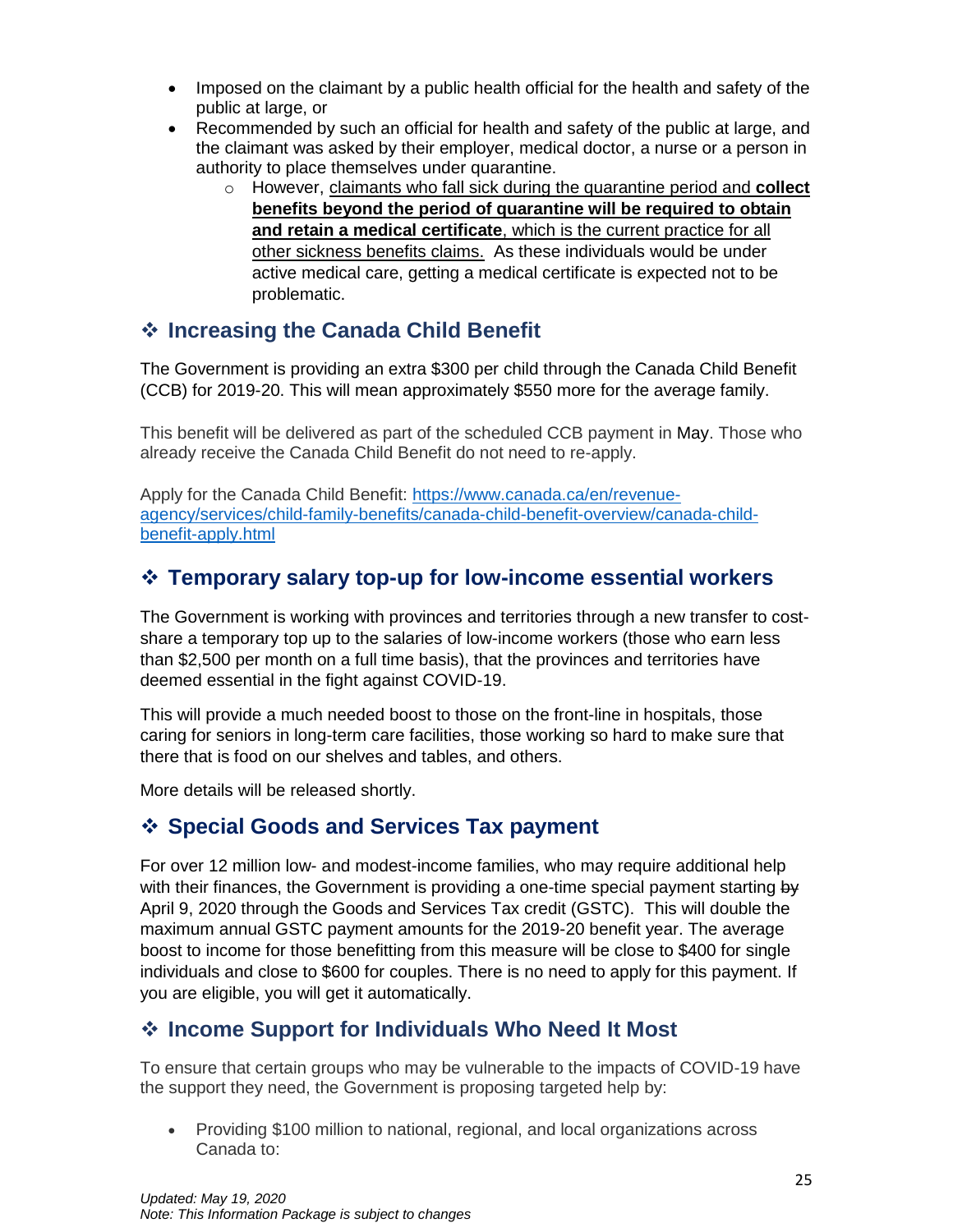- Imposed on the claimant by a public health official for the health and safety of the public at large, or
- Recommended by such an official for health and safety of the public at large, and the claimant was asked by their employer, medical doctor, a nurse or a person in authority to place themselves under quarantine.
  - However, claimants who fall sick during the quarantine period and **collect benefits beyond the period of quarantine will be required to obtain and retain a medical certificate**, which is the current practice for all other sickness benefits claims. As these individuals would be under active medical care, getting a medical certificate is expected not to be problematic.

## ❖ Increasing the Canada Child Benefit

The Government is providing an extra $300 per child through the Canada Child Benefit (CCB) for 2019-20. This will mean approximately $550 more for the average family.

This benefit will be delivered as part of the scheduled CCB payment in May. Those who already receive the Canada Child Benefit do not need to re-apply.

Apply for the Canada Child Benefit: [https://www.canada.ca/en/revenue-agency/services/child-family-benefits/canada-child-benefit-overview/canada-child-benefit-apply.html](https://www.canada.ca/en/revenue-agency/services/child-family-benefits/canada-child-benefit-overview/canada-child-benefit-apply.html)

## ❖ Temporary salary top-up for low-income essential workers

The Government is working with provinces and territories through a new transfer to cost-share a temporary top up to the salaries of low-income workers (those who earn less than $2,500 per month on a full time basis), that the provinces and territories have deemed essential in the fight against COVID-19.

This will provide a much needed boost to those on the front-line in hospitals, those caring for seniors in long-term care facilities, those working so hard to make sure that there that is food on our shelves and tables, and others.

More details will be released shortly.

## ❖ Special Goods and Services Tax payment

For over 12 million low- and modest-income families, who may require additional help with their finances, the Government is providing a one-time special payment starting ~~by~~ April 9, 2020 through the Goods and Services Tax credit (GSTC). This will double the maximum annual GSTC payment amounts for the 2019-20 benefit year. The average boost to income for those benefitting from this measure will be close to $400 for single individuals and close to $600 for couples. There is no need to apply for this payment. If you are eligible, you will get it automatically.

## ❖ Income Support for Individuals Who Need It Most

To ensure that certain groups who may be vulnerable to the impacts of COVID-19 have the support they need, the Government is proposing targeted help by:

- Providing $100 million to national, regional, and local organizations across Canada to: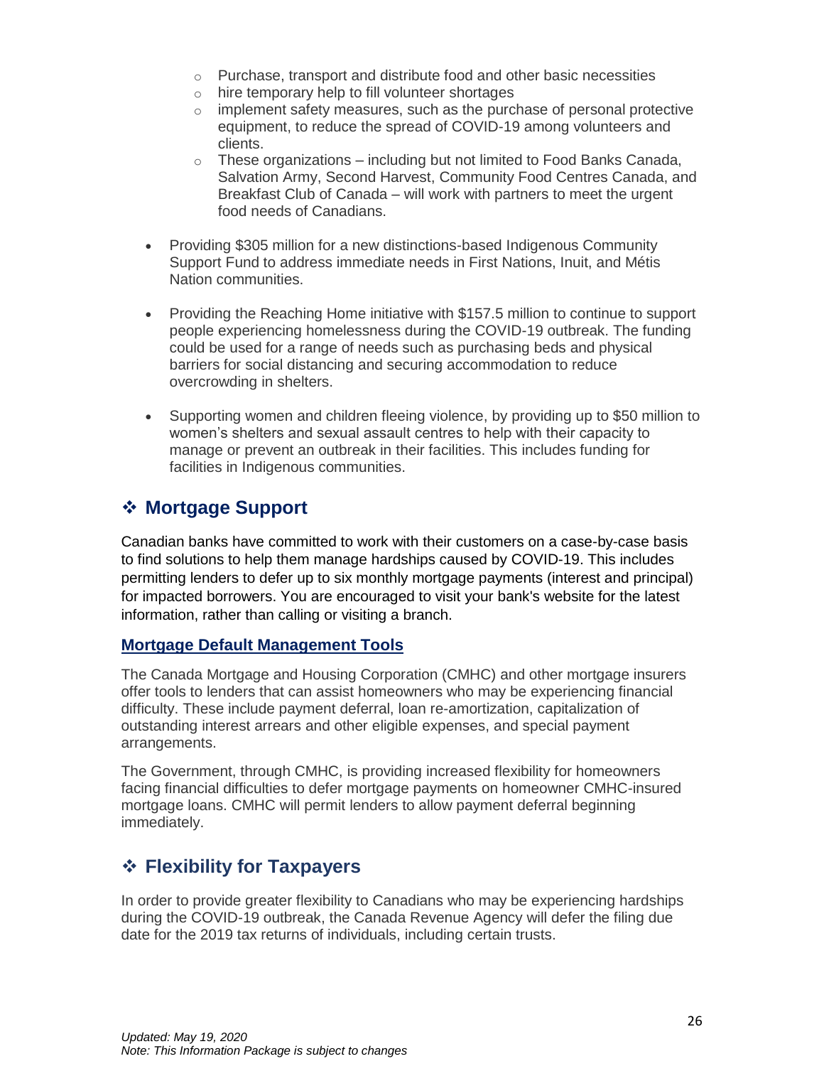- Purchase, transport and distribute food and other basic necessities
  - hire temporary help to fill volunteer shortages
  - implement safety measures, such as the purchase of personal protective equipment, to reduce the spread of COVID-19 among volunteers and clients.
  - These organizations – including but not limited to Food Banks Canada, Salvation Army, Second Harvest, Community Food Centres Canada, and Breakfast Club of Canada – will work with partners to meet the urgent food needs of Canadians.

- Providing $305 million for a new distinctions-based Indigenous Community Support Fund to address immediate needs in First Nations, Inuit, and Métis Nation communities.

- Providing the Reaching Home initiative with $157.5 million to continue to support people experiencing homelessness during the COVID-19 outbreak. The funding could be used for a range of needs such as purchasing beds and physical barriers for social distancing and securing accommodation to reduce overcrowding in shelters.

- Supporting women and children fleeing violence, by providing up to $50 million to women's shelters and sexual assault centres to help with their capacity to manage or prevent an outbreak in their facilities. This includes funding for facilities in Indigenous communities.

## ❖ Mortgage Support

Canadian banks have committed to work with their customers on a case-by-case basis to find solutions to help them manage hardships caused by COVID-19. This includes permitting lenders to defer up to six monthly mortgage payments (interest and principal) for impacted borrowers. You are encouraged to visit your bank's website for the latest information, rather than calling or visiting a branch.

### Mortgage Default Management Tools

The Canada Mortgage and Housing Corporation (CMHC) and other mortgage insurers offer tools to lenders that can assist homeowners who may be experiencing financial difficulty. These include payment deferral, loan re-amortization, capitalization of outstanding interest arrears and other eligible expenses, and special payment arrangements.

The Government, through CMHC, is providing increased flexibility for homeowners facing financial difficulties to defer mortgage payments on homeowner CMHC-insured mortgage loans. CMHC will permit lenders to allow payment deferral beginning immediately.

## ❖ Flexibility for Taxpayers

In order to provide greater flexibility to Canadians who may be experiencing hardships during the COVID-19 outbreak, the Canada Revenue Agency will defer the filing due date for the 2019 tax returns of individuals, including certain trusts.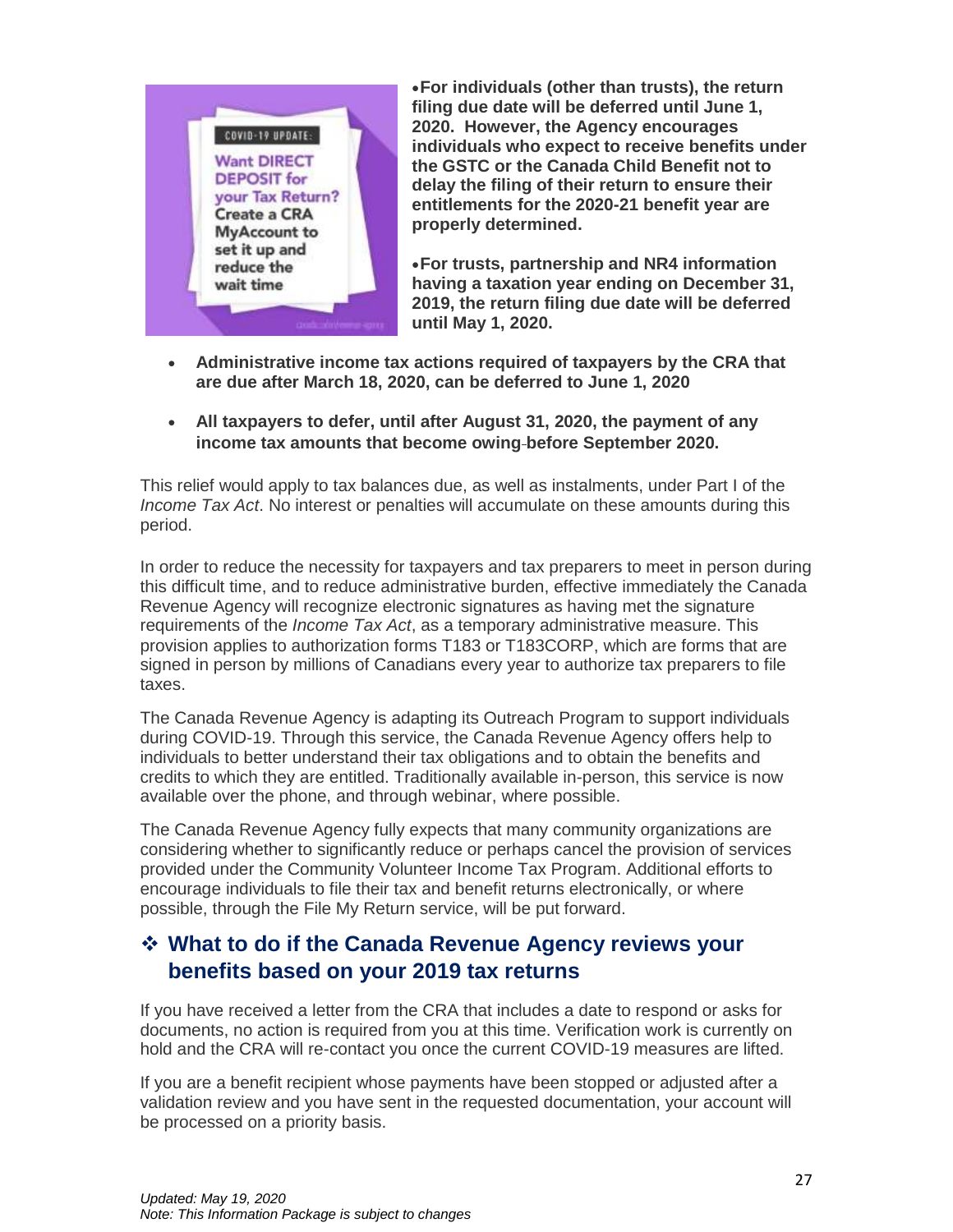- **For individuals (other than trusts), the return filing due date will be deferred until June 1, 2020. However, the Agency encourages individuals who expect to receive benefits under the GSTC or the Canada Child Benefit not to delay the filing of their return to ensure their entitlements for the 2020-21 benefit year are properly determined.**

- **For trusts, partnership and NR4 information having a taxation year ending on December 31, 2019, the return filing due date will be deferred until May 1, 2020.**

- **Administrative income tax actions required of taxpayers by the CRA that are due after March 18, 2020, can be deferred to June 1, 2020**

- **All taxpayers to defer, until after August 31, 2020, the payment of any income tax amounts that become owing before September 2020.**

This relief would apply to tax balances due, as well as instalments, under Part I of the *Income Tax Act*. No interest or penalties will accumulate on these amounts during this period.

In order to reduce the necessity for taxpayers and tax preparers to meet in person during this difficult time, and to reduce administrative burden, effective immediately the Canada Revenue Agency will recognize electronic signatures as having met the signature requirements of the *Income Tax Act*, as a temporary administrative measure. This provision applies to authorization forms T183 or T183CORP, which are forms that are signed in person by millions of Canadians every year to authorize tax preparers to file taxes.

The Canada Revenue Agency is adapting its Outreach Program to support individuals during COVID-19. Through this service, the Canada Revenue Agency offers help to individuals to better understand their tax obligations and to obtain the benefits and credits to which they are entitled. Traditionally available in-person, this service is now available over the phone, and through webinar, where possible.

The Canada Revenue Agency fully expects that many community organizations are considering whether to significantly reduce or perhaps cancel the provision of services provided under the Community Volunteer Income Tax Program. Additional efforts to encourage individuals to file their tax and benefit returns electronically, or where possible, through the File My Return service, will be put forward.

## ❖ What to do if the Canada Revenue Agency reviews your benefits based on your 2019 tax returns

If you have received a letter from the CRA that includes a date to respond or asks for documents, no action is required from you at this time. Verification work is currently on hold and the CRA will re-contact you once the current COVID-19 measures are lifted.

If you are a benefit recipient whose payments have been stopped or adjusted after a validation review and you have sent in the requested documentation, your account will be processed on a priority basis.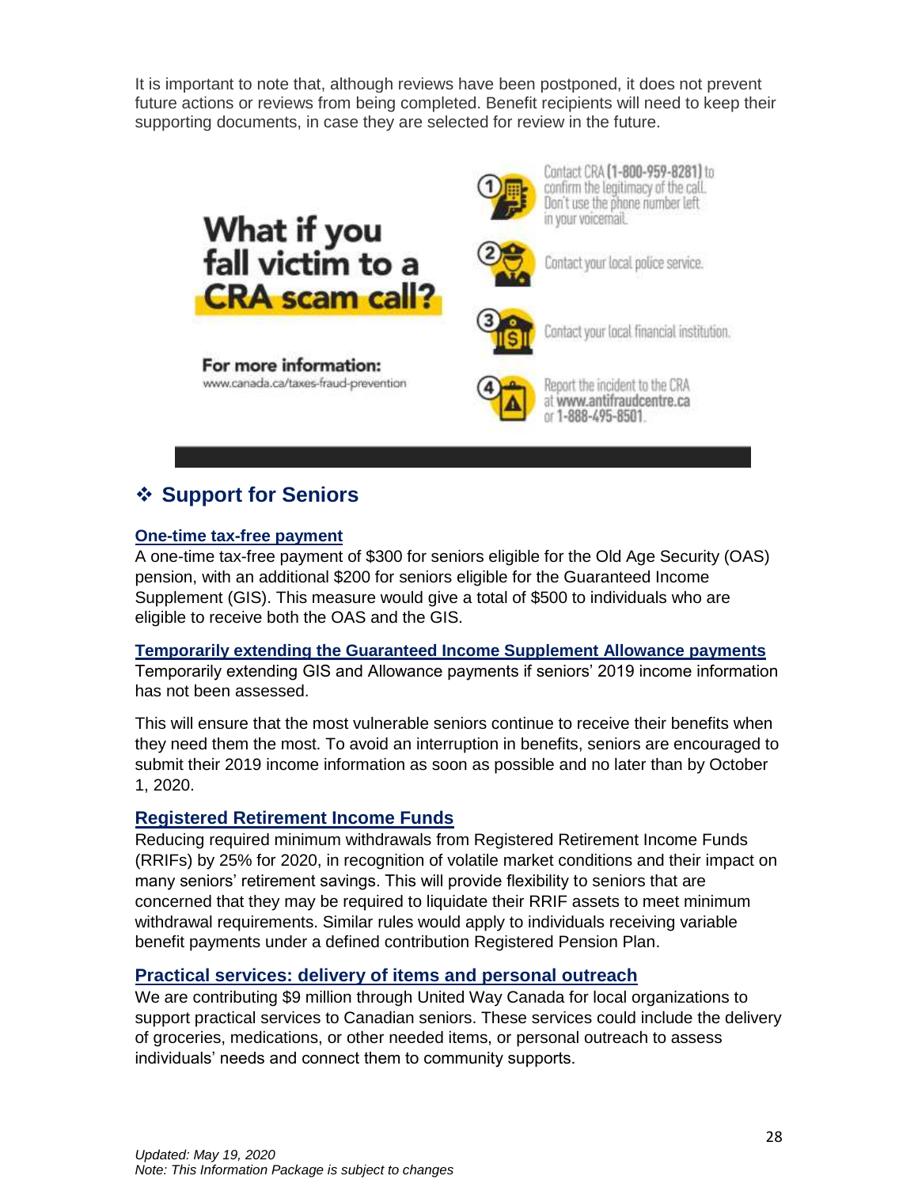It is important to note that, although reviews have been postponed, it does not prevent future actions or reviews from being completed. Benefit recipients will need to keep their supporting documents, in case they are selected for review in the future.

**What if you fall victim to a CRA scam call?**

1. Contact CRA **(1-800-959-8281)** to confirm the legitimacy of the call. Don't use the phone number left in your voicemail.
2. Contact your local police service.
3. Contact your local financial institution.
4. Report the incident to the CRA at **www.antifraudcentre.ca** or **1-888-495-8501**.

**For more information:**
www.canada.ca/taxes-fraud-prevention

## ❖ Support for Seniors

### One-time tax-free payment

A one-time tax-free payment of $300 for seniors eligible for the Old Age Security (OAS) pension, with an additional $200 for seniors eligible for the Guaranteed Income Supplement (GIS). This measure would give a total of $500 to individuals who are eligible to receive both the OAS and the GIS.

### Temporarily extending the Guaranteed Income Supplement Allowance payments

Temporarily extending GIS and Allowance payments if seniors' 2019 income information has not been assessed.

This will ensure that the most vulnerable seniors continue to receive their benefits when they need them the most. To avoid an interruption in benefits, seniors are encouraged to submit their 2019 income information as soon as possible and no later than by October 1, 2020.

### Registered Retirement Income Funds

Reducing required minimum withdrawals from Registered Retirement Income Funds (RRIFs) by 25% for 2020, in recognition of volatile market conditions and their impact on many seniors' retirement savings. This will provide flexibility to seniors that are concerned that they may be required to liquidate their RRIF assets to meet minimum withdrawal requirements. Similar rules would apply to individuals receiving variable benefit payments under a defined contribution Registered Pension Plan.

### Practical services: delivery of items and personal outreach

We are contributing $9 million through United Way Canada for local organizations to support practical services to Canadian seniors. These services could include the delivery of groceries, medications, or other needed items, or personal outreach to assess individuals' needs and connect them to community supports.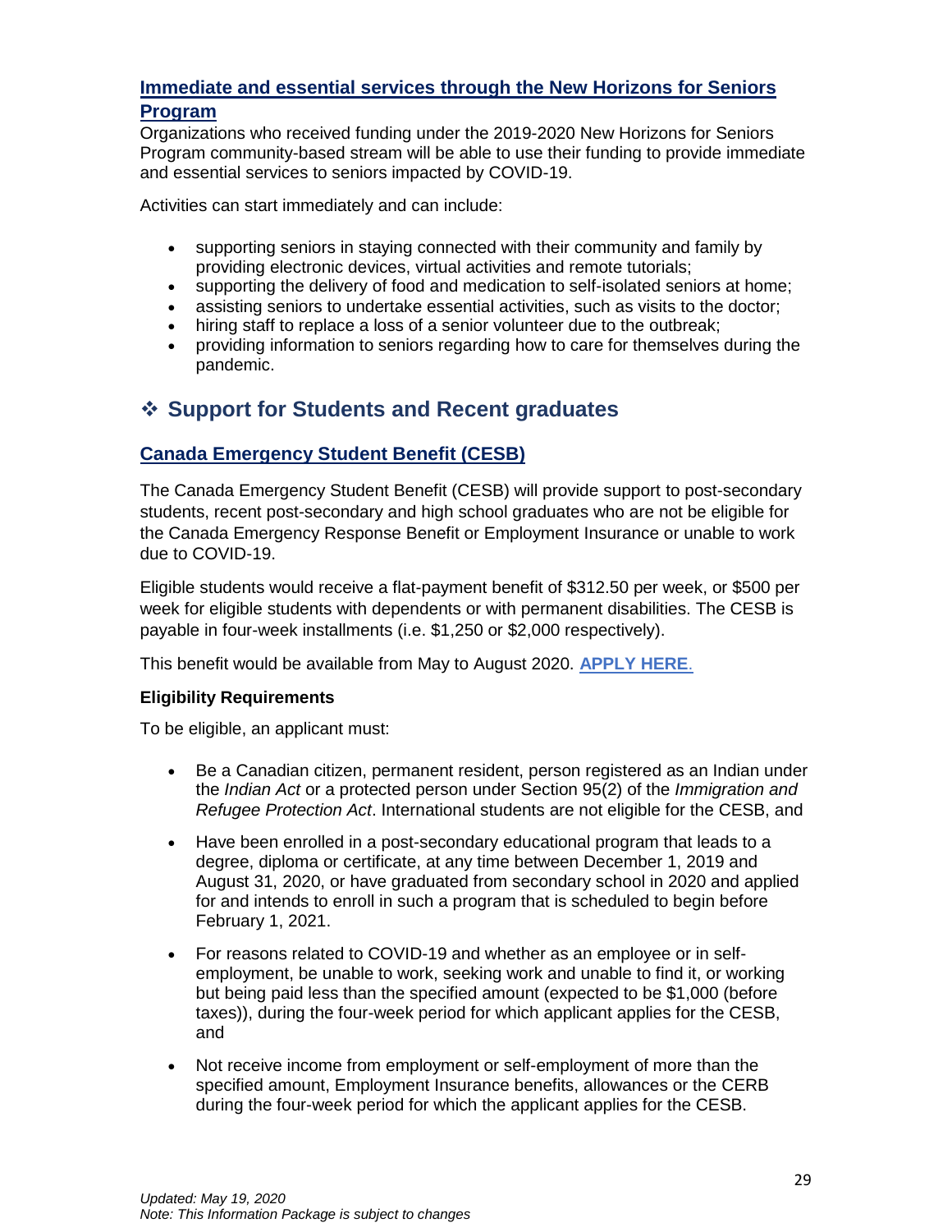### Immediate and essential services through the New Horizons for Seniors Program

Organizations who received funding under the 2019-2020 New Horizons for Seniors Program community-based stream will be able to use their funding to provide immediate and essential services to seniors impacted by COVID-19.

Activities can start immediately and can include:

- supporting seniors in staying connected with their community and family by providing electronic devices, virtual activities and remote tutorials;
- supporting the delivery of food and medication to self-isolated seniors at home;
- assisting seniors to undertake essential activities, such as visits to the doctor;
- hiring staff to replace a loss of a senior volunteer due to the outbreak;
- providing information to seniors regarding how to care for themselves during the pandemic.

## ❖ Support for Students and Recent graduates

### Canada Emergency Student Benefit (CESB)

The Canada Emergency Student Benefit (CESB) will provide support to post-secondary students, recent post-secondary and high school graduates who are not be eligible for the Canada Emergency Response Benefit or Employment Insurance or unable to work due to COVID-19.

Eligible students would receive a flat-payment benefit of $312.50 per week, or $500 per week for eligible students with dependents or with permanent disabilities. The CESB is payable in four-week installments (i.e. $1,250 or $2,000 respectively).

This benefit would be available from May to August 2020. **APPLY HERE.**

**Eligibility Requirements**

To be eligible, an applicant must:

- Be a Canadian citizen, permanent resident, person registered as an Indian under the *Indian Act* or a protected person under Section 95(2) of the *Immigration and Refugee Protection Act*. International students are not eligible for the CESB, and
- Have been enrolled in a post-secondary educational program that leads to a degree, diploma or certificate, at any time between December 1, 2019 and August 31, 2020, or have graduated from secondary school in 2020 and applied for and intends to enroll in such a program that is scheduled to begin before February 1, 2021.
- For reasons related to COVID-19 and whether as an employee or in self-employment, be unable to work, seeking work and unable to find it, or working but being paid less than the specified amount (expected to be $1,000 (before taxes)), during the four-week period for which applicant applies for the CESB, and
- Not receive income from employment or self-employment of more than the specified amount, Employment Insurance benefits, allowances or the CERB during the four-week period for which the applicant applies for the CESB.

*Updated: May 19, 2020*
*Note: This Information Package is subject to changes*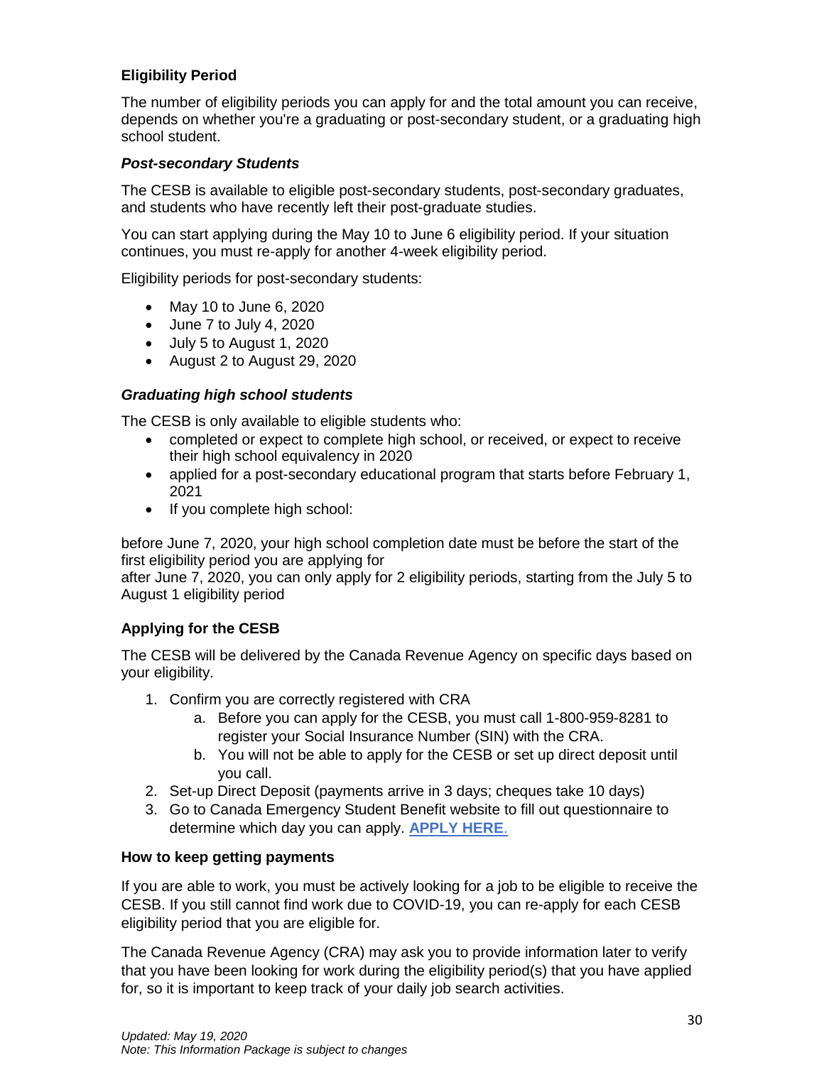### Eligibility Period

The number of eligibility periods you can apply for and the total amount you can receive, depends on whether you're a graduating or post-secondary student, or a graduating high school student.

#### *Post-secondary Students*

The CESB is available to eligible post-secondary students, post-secondary graduates, and students who have recently left their post-graduate studies.

You can start applying during the May 10 to June 6 eligibility period. If your situation continues, you must re-apply for another 4-week eligibility period.

Eligibility periods for post-secondary students:

- May 10 to June 6, 2020
- June 7 to July 4, 2020
- July 5 to August 1, 2020
- August 2 to August 29, 2020

#### *Graduating high school students*

The CESB is only available to eligible students who:

- completed or expect to complete high school, or received, or expect to receive their high school equivalency in 2020
- applied for a post-secondary educational program that starts before February 1, 2021
- If you complete high school:

before June 7, 2020, your high school completion date must be before the start of the first eligibility period you are applying for
after June 7, 2020, you can only apply for 2 eligibility periods, starting from the July 5 to August 1 eligibility period

### Applying for the CESB

The CESB will be delivered by the Canada Revenue Agency on specific days based on your eligibility.

1. Confirm you are correctly registered with CRA
   a. Before you can apply for the CESB, you must call 1-800-959-8281 to register your Social Insurance Number (SIN) with the CRA.
   b. You will not be able to apply for the CESB or set up direct deposit until you call.
2. Set-up Direct Deposit (payments arrive in 3 days; cheques take 10 days)
3. Go to Canada Emergency Student Benefit website to fill out questionnaire to determine which day you can apply. **APPLY HERE.**

### How to keep getting payments

If you are able to work, you must be actively looking for a job to be eligible to receive the CESB. If you still cannot find work due to COVID-19, you can re-apply for each CESB eligibility period that you are eligible for.

The Canada Revenue Agency (CRA) may ask you to provide information later to verify that you have been looking for work during the eligibility period(s) that you have applied for, so it is important to keep track of your daily job search activities.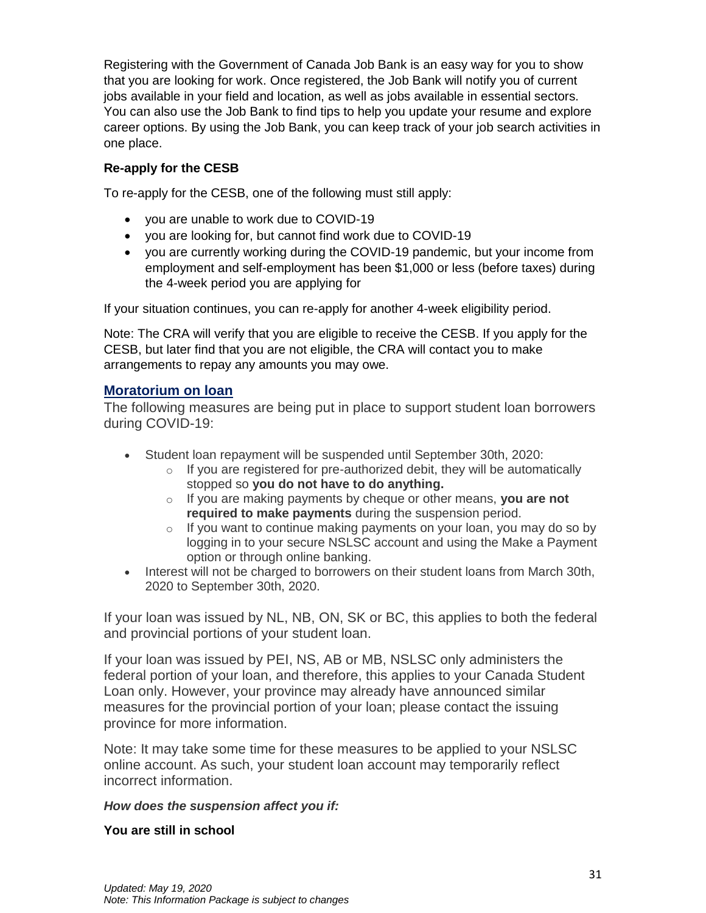Registering with the Government of Canada Job Bank is an easy way for you to show that you are looking for work. Once registered, the Job Bank will notify you of current jobs available in your field and location, as well as jobs available in essential sectors. You can also use the Job Bank to find tips to help you update your resume and explore career options. By using the Job Bank, you can keep track of your job search activities in one place.

**Re-apply for the CESB**

To re-apply for the CESB, one of the following must still apply:

- you are unable to work due to COVID-19
- you are looking for, but cannot find work due to COVID-19
- you are currently working during the COVID-19 pandemic, but your income from employment and self-employment has been $1,000 or less (before taxes) during the 4-week period you are applying for

If your situation continues, you can re-apply for another 4-week eligibility period.

Note: The CRA will verify that you are eligible to receive the CESB. If you apply for the CESB, but later find that you are not eligible, the CRA will contact you to make arrangements to repay any amounts you may owe.

## Moratorium on loan

The following measures are being put in place to support student loan borrowers during COVID-19:

- Student loan repayment will be suspended until September 30th, 2020:
  - If you are registered for pre-authorized debit, they will be automatically stopped so **you do not have to do anything.**
  - If you are making payments by cheque or other means, **you are not required to make payments** during the suspension period.
  - If you want to continue making payments on your loan, you may do so by logging in to your secure NSLSC account and using the Make a Payment option or through online banking.
- Interest will not be charged to borrowers on their student loans from March 30th, 2020 to September 30th, 2020.

If your loan was issued by NL, NB, ON, SK or BC, this applies to both the federal and provincial portions of your student loan.

If your loan was issued by PEI, NS, AB or MB, NSLSC only administers the federal portion of your loan, and therefore, this applies to your Canada Student Loan only. However, your province may already have announced similar measures for the provincial portion of your loan; please contact the issuing province for more information.

Note: It may take some time for these measures to be applied to your NSLSC online account. As such, your student loan account may temporarily reflect incorrect information.

***How does the suspension affect you if:***

**You are still in school**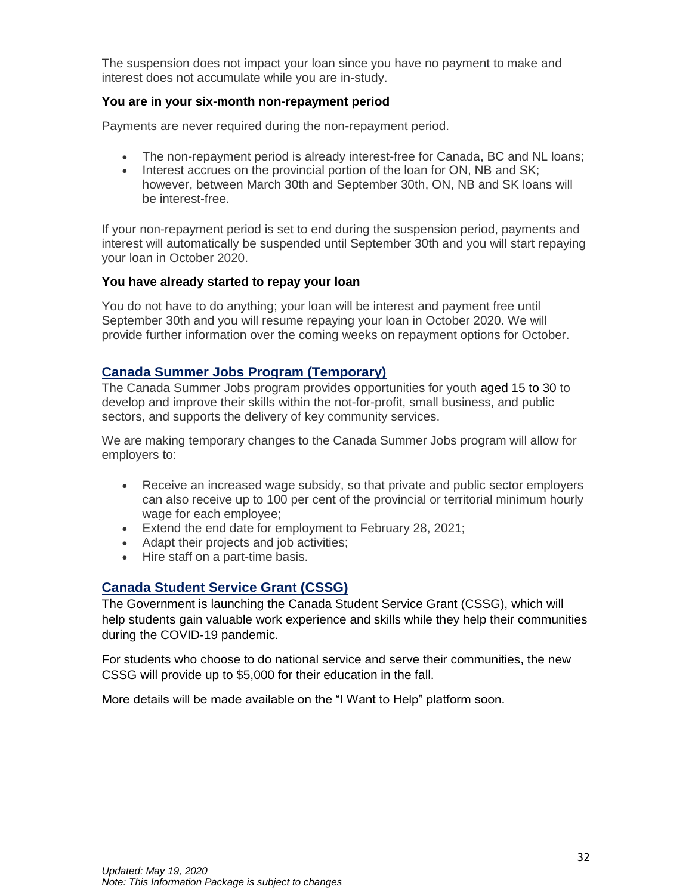The suspension does not impact your loan since you have no payment to make and interest does not accumulate while you are in-study.

**You are in your six-month non-repayment period**

Payments are never required during the non-repayment period.

- The non-repayment period is already interest-free for Canada, BC and NL loans;
- Interest accrues on the provincial portion of the loan for ON, NB and SK; however, between March 30th and September 30th, ON, NB and SK loans will be interest-free.

If your non-repayment period is set to end during the suspension period, payments and interest will automatically be suspended until September 30th and you will start repaying your loan in October 2020.

**You have already started to repay your loan**

You do not have to do anything; your loan will be interest and payment free until September 30th and you will resume repaying your loan in October 2020. We will provide further information over the coming weeks on repayment options for October.

## Canada Summer Jobs Program (Temporary)

The Canada Summer Jobs program provides opportunities for youth aged 15 to 30 to develop and improve their skills within the not-for-profit, small business, and public sectors, and supports the delivery of key community services.

We are making temporary changes to the Canada Summer Jobs program will allow for employers to:

- Receive an increased wage subsidy, so that private and public sector employers can also receive up to 100 per cent of the provincial or territorial minimum hourly wage for each employee;
- Extend the end date for employment to February 28, 2021;
- Adapt their projects and job activities;
- Hire staff on a part-time basis.

## Canada Student Service Grant (CSSG)

The Government is launching the Canada Student Service Grant (CSSG), which will help students gain valuable work experience and skills while they help their communities during the COVID-19 pandemic.

For students who choose to do national service and serve their communities, the new CSSG will provide up to $5,000 for their education in the fall.

More details will be made available on the "I Want to Help" platform soon.

*Updated: May 19, 2020*
*Note: This Information Package is subject to changes*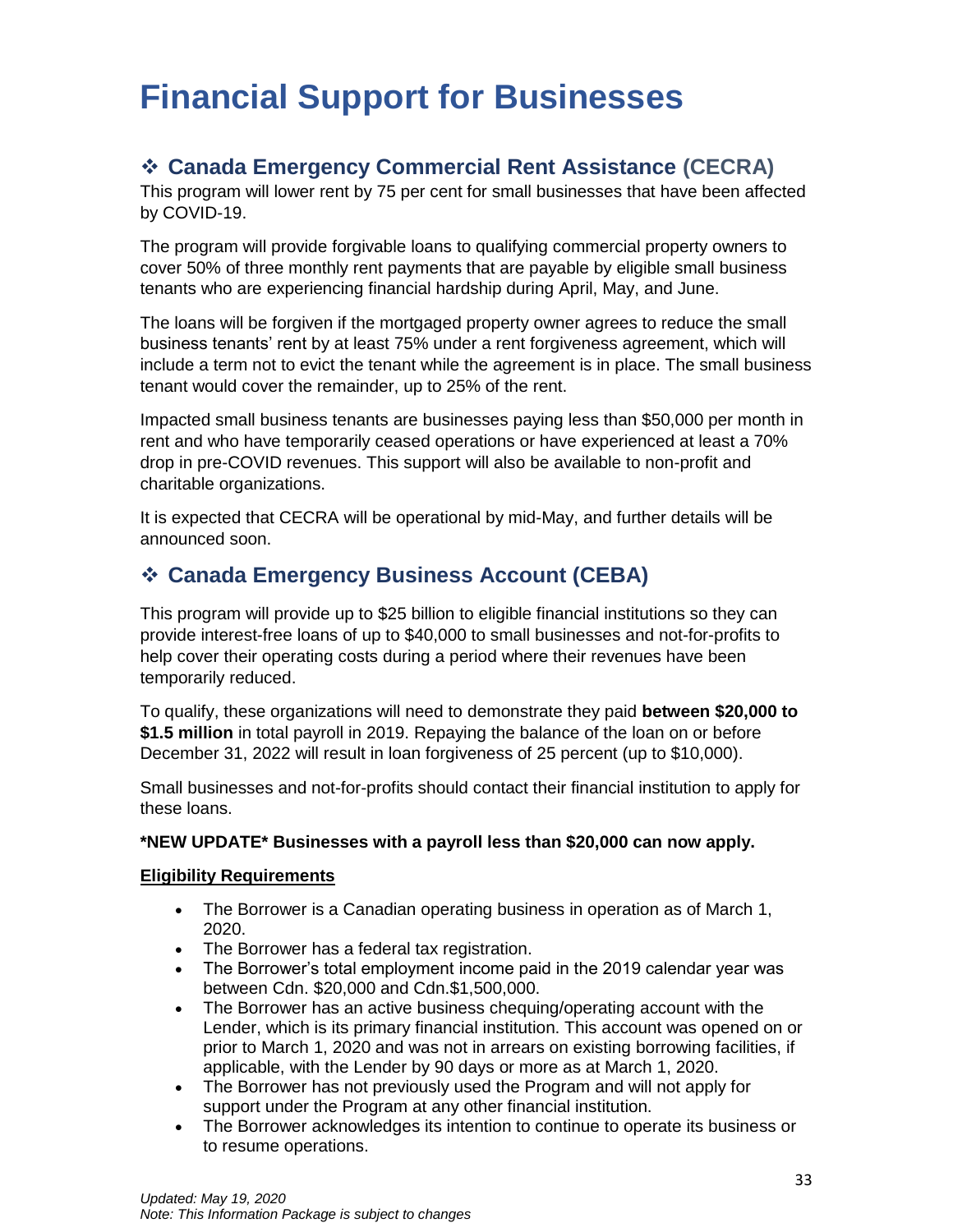# Financial Support for Businesses

## ❖ Canada Emergency Commercial Rent Assistance (CECRA)

This program will lower rent by 75 per cent for small businesses that have been affected by COVID-19.

The program will provide forgivable loans to qualifying commercial property owners to cover 50% of three monthly rent payments that are payable by eligible small business tenants who are experiencing financial hardship during April, May, and June.

The loans will be forgiven if the mortgaged property owner agrees to reduce the small business tenants' rent by at least 75% under a rent forgiveness agreement, which will include a term not to evict the tenant while the agreement is in place. The small business tenant would cover the remainder, up to 25% of the rent.

Impacted small business tenants are businesses paying less than $50,000 per month in rent and who have temporarily ceased operations or have experienced at least a 70% drop in pre-COVID revenues. This support will also be available to non-profit and charitable organizations.

It is expected that CECRA will be operational by mid-May, and further details will be announced soon.

## ❖ Canada Emergency Business Account (CEBA)

This program will provide up to $25 billion to eligible financial institutions so they can provide interest-free loans of up to $40,000 to small businesses and not-for-profits to help cover their operating costs during a period where their revenues have been temporarily reduced.

To qualify, these organizations will need to demonstrate they paid **between $20,000 to $1.5 million** in total payroll in 2019. Repaying the balance of the loan on or before December 31, 2022 will result in loan forgiveness of 25 percent (up to $10,000).

Small businesses and not-for-profits should contact their financial institution to apply for these loans.

**\*NEW UPDATE\* Businesses with a payroll less than $20,000 can now apply.**

**Eligibility Requirements**

- The Borrower is a Canadian operating business in operation as of March 1, 2020.
- The Borrower has a federal tax registration.
- The Borrower's total employment income paid in the 2019 calendar year was between Cdn. $20,000 and Cdn.$1,500,000.
- The Borrower has an active business chequing/operating account with the Lender, which is its primary financial institution. This account was opened on or prior to March 1, 2020 and was not in arrears on existing borrowing facilities, if applicable, with the Lender by 90 days or more as at March 1, 2020.
- The Borrower has not previously used the Program and will not apply for support under the Program at any other financial institution.
- The Borrower acknowledges its intention to continue to operate its business or to resume operations.

*Updated: May 19, 2020*
*Note: This Information Package is subject to changes*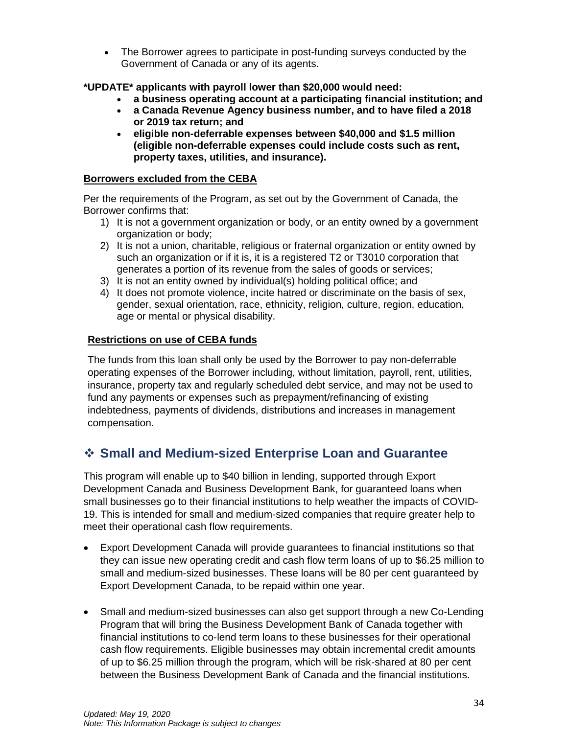- The Borrower agrees to participate in post-funding surveys conducted by the Government of Canada or any of its agents.

**\*UPDATE\* applicants with payroll lower than $20,000 would need:**

- **a business operating account at a participating financial institution; and**
- **a Canada Revenue Agency business number, and to have filed a 2018 or 2019 tax return; and**
- **eligible non-deferrable expenses between $40,000 and $1.5 million (eligible non-deferrable expenses could include costs such as rent, property taxes, utilities, and insurance).**

**Borrowers excluded from the CEBA**

Per the requirements of the Program, as set out by the Government of Canada, the Borrower confirms that:

1) It is not a government organization or body, or an entity owned by a government organization or body;
2) It is not a union, charitable, religious or fraternal organization or entity owned by such an organization or if it is, it is a registered T2 or T3010 corporation that generates a portion of its revenue from the sales of goods or services;
3) It is not an entity owned by individual(s) holding political office; and
4) It does not promote violence, incite hatred or discriminate on the basis of sex, gender, sexual orientation, race, ethnicity, religion, culture, region, education, age or mental or physical disability.

**Restrictions on use of CEBA funds**

The funds from this loan shall only be used by the Borrower to pay non-deferrable operating expenses of the Borrower including, without limitation, payroll, rent, utilities, insurance, property tax and regularly scheduled debt service, and may not be used to fund any payments or expenses such as prepayment/refinancing of existing indebtedness, payments of dividends, distributions and increases in management compensation.

## ❖ Small and Medium-sized Enterprise Loan and Guarantee

This program will enable up to $40 billion in lending, supported through Export Development Canada and Business Development Bank, for guaranteed loans when small businesses go to their financial institutions to help weather the impacts of COVID-19. This is intended for small and medium-sized companies that require greater help to meet their operational cash flow requirements.

- Export Development Canada will provide guarantees to financial institutions so that they can issue new operating credit and cash flow term loans of up to $6.25 million to small and medium-sized businesses. These loans will be 80 per cent guaranteed by Export Development Canada, to be repaid within one year.

- Small and medium-sized businesses can also get support through a new Co-Lending Program that will bring the Business Development Bank of Canada together with financial institutions to co-lend term loans to these businesses for their operational cash flow requirements. Eligible businesses may obtain incremental credit amounts of up to $6.25 million through the program, which will be risk-shared at 80 per cent between the Business Development Bank of Canada and the financial institutions.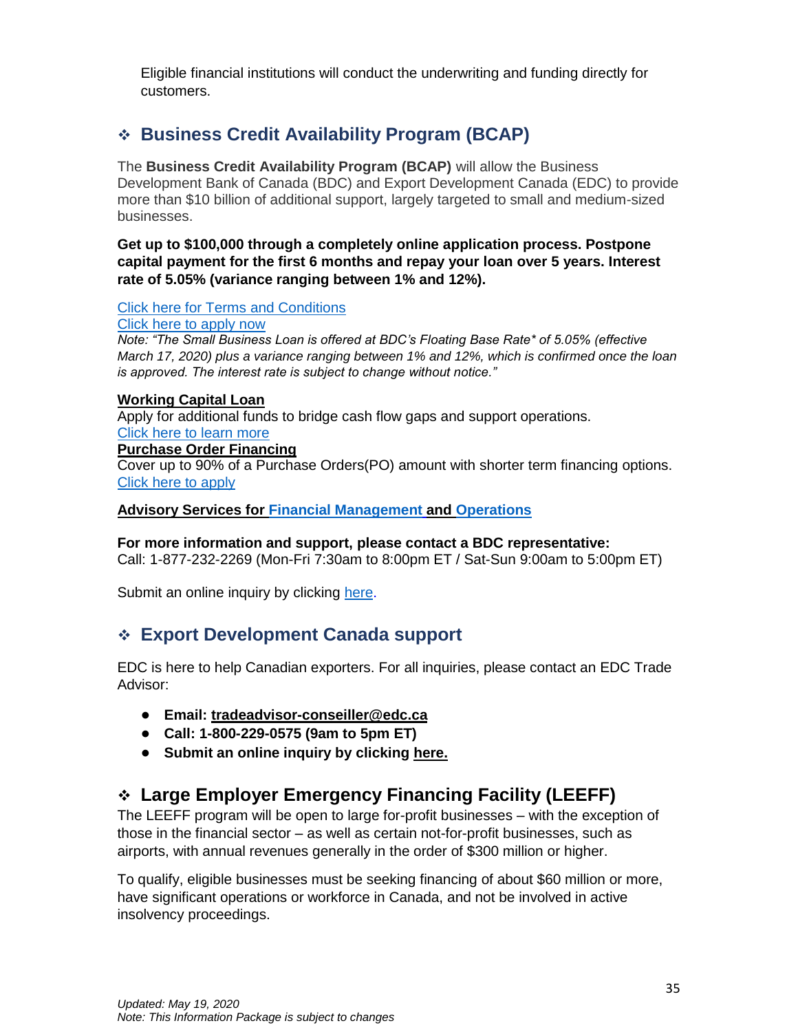Eligible financial institutions will conduct the underwriting and funding directly for customers.

## ❖ Business Credit Availability Program (BCAP)

The **Business Credit Availability Program (BCAP)** will allow the Business Development Bank of Canada (BDC) and Export Development Canada (EDC) to provide more than $10 billion of additional support, largely targeted to small and medium-sized businesses.

**Get up to $100,000 through a completely online application process. Postpone capital payment for the first 6 months and repay your loan over 5 years. Interest rate of 5.05% (variance ranging between 1% and 12%).**

Click here for Terms and Conditions
Click here to apply now
*Note: "The Small Business Loan is offered at BDC's Floating Base Rate* of 5.05% (effective March 17, 2020) plus a variance ranging between 1% and 12%, which is confirmed once the loan is approved. The interest rate is subject to change without notice."*

**Working Capital Loan**
Apply for additional funds to bridge cash flow gaps and support operations.
Click here to learn more
**Purchase Order Financing**
Cover up to 90% of a Purchase Orders(PO) amount with shorter term financing options.
Click here to apply

**Advisory Services for Financial Management and Operations**

**For more information and support, please contact a BDC representative:**
Call: 1-877-232-2269 (Mon-Fri 7:30am to 8:00pm ET / Sat-Sun 9:00am to 5:00pm ET)

Submit an online inquiry by clicking here.

## ❖ Export Development Canada support

EDC is here to help Canadian exporters. For all inquiries, please contact an EDC Trade Advisor:

- **Email: tradeadvisor-conseiller@edc.ca**
- **Call: 1-800-229-0575 (9am to 5pm ET)**
- **Submit an online inquiry by clicking here.**

## ❖ Large Employer Emergency Financing Facility (LEEFF)

The LEEFF program will be open to large for-profit businesses – with the exception of those in the financial sector – as well as certain not-for-profit businesses, such as airports, with annual revenues generally in the order of $300 million or higher.

To qualify, eligible businesses must be seeking financing of about $60 million or more, have significant operations or workforce in Canada, and not be involved in active insolvency proceedings.

*Updated: May 19, 2020*
*Note: This Information Package is subject to changes*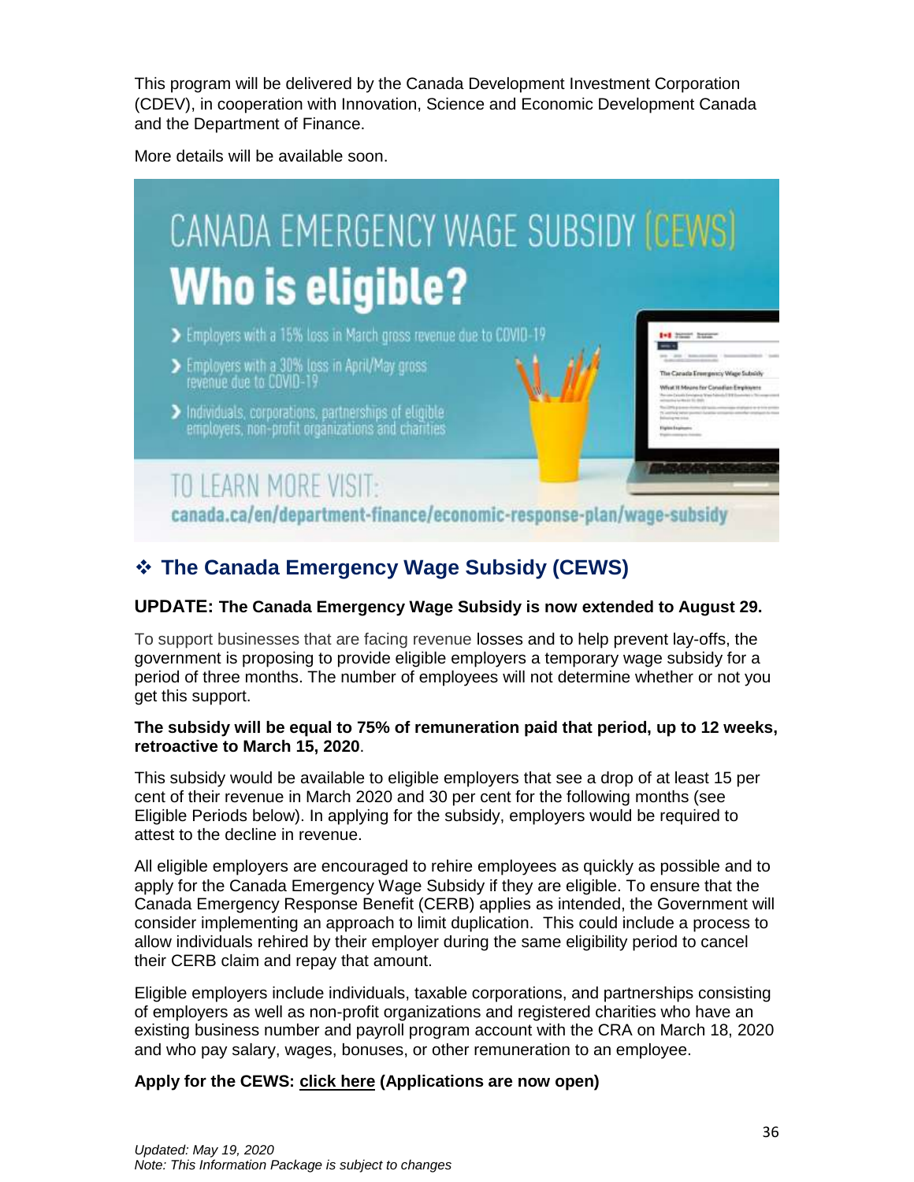This program will be delivered by the Canada Development Investment Corporation (CDEV), in cooperation with Innovation, Science and Economic Development Canada and the Department of Finance.

More details will be available soon.

CANADA EMERGENCY WAGE SUBSIDY (CEWS)

**Who is eligible?**

- Employers with a 15% loss in March gross revenue due to COVID-19
- Employers with a 30% loss in April/May gross revenue due to COVID-19
- Individuals, corporations, partnerships of eligible employers, non-profit organizations and charities

TO LEARN MORE VISIT:
**canada.ca/en/department-finance/economic-response-plan/wage-subsidy**

## ❖ The Canada Emergency Wage Subsidy (CEWS)

**UPDATE: The Canada Emergency Wage Subsidy is now extended to August 29.**

To support businesses that are facing revenue losses and to help prevent lay-offs, the government is proposing to provide eligible employers a temporary wage subsidy for a period of three months. The number of employees will not determine whether or not you get this support.

**The subsidy will be equal to 75% of remuneration paid that period, up to 12 weeks, retroactive to March 15, 2020**.

This subsidy would be available to eligible employers that see a drop of at least 15 per cent of their revenue in March 2020 and 30 per cent for the following months (see Eligible Periods below). In applying for the subsidy, employers would be required to attest to the decline in revenue.

All eligible employers are encouraged to rehire employees as quickly as possible and to apply for the Canada Emergency Wage Subsidy if they are eligible. To ensure that the Canada Emergency Response Benefit (CERB) applies as intended, the Government will consider implementing an approach to limit duplication. This could include a process to allow individuals rehired by their employer during the same eligibility period to cancel their CERB claim and repay that amount.

Eligible employers include individuals, taxable corporations, and partnerships consisting of employers as well as non-profit organizations and registered charities who have an existing business number and payroll program account with the CRA on March 18, 2020 and who pay salary, wages, bonuses, or other remuneration to an employee.

**Apply for the CEWS: click here (Applications are now open)**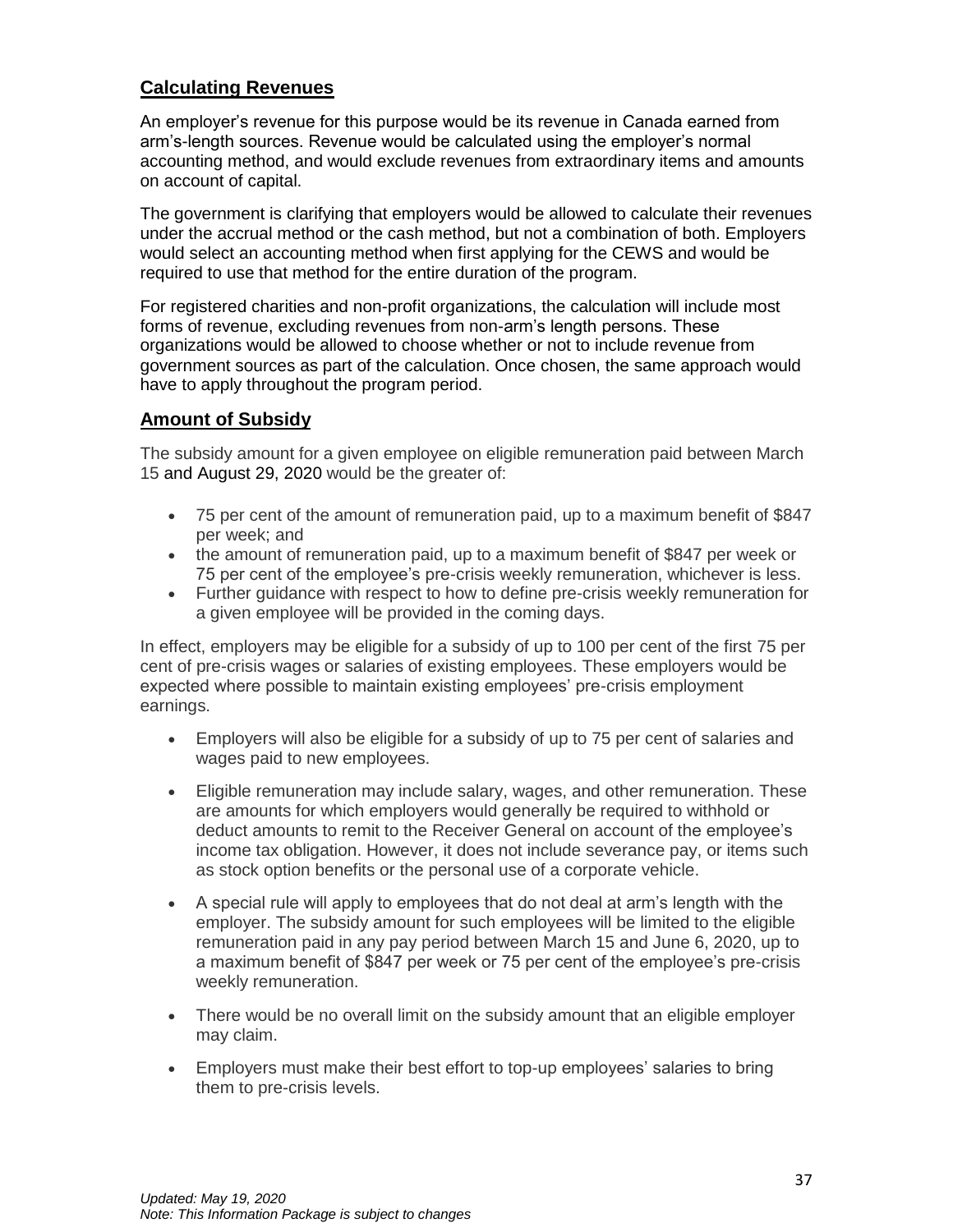## Calculating Revenues

An employer's revenue for this purpose would be its revenue in Canada earned from arm's-length sources. Revenue would be calculated using the employer's normal accounting method, and would exclude revenues from extraordinary items and amounts on account of capital.

The government is clarifying that employers would be allowed to calculate their revenues under the accrual method or the cash method, but not a combination of both. Employers would select an accounting method when first applying for the CEWS and would be required to use that method for the entire duration of the program.

For registered charities and non-profit organizations, the calculation will include most forms of revenue, excluding revenues from non-arm's length persons. These organizations would be allowed to choose whether or not to include revenue from government sources as part of the calculation. Once chosen, the same approach would have to apply throughout the program period.

## Amount of Subsidy

The subsidy amount for a given employee on eligible remuneration paid between March 15 and August 29, 2020 would be the greater of:

- 75 per cent of the amount of remuneration paid, up to a maximum benefit of $847 per week; and
- the amount of remuneration paid, up to a maximum benefit of $847 per week or 75 per cent of the employee's pre-crisis weekly remuneration, whichever is less.
- Further guidance with respect to how to define pre-crisis weekly remuneration for a given employee will be provided in the coming days.

In effect, employers may be eligible for a subsidy of up to 100 per cent of the first 75 per cent of pre-crisis wages or salaries of existing employees. These employers would be expected where possible to maintain existing employees' pre-crisis employment earnings.

- Employers will also be eligible for a subsidy of up to 75 per cent of salaries and wages paid to new employees.
- Eligible remuneration may include salary, wages, and other remuneration. These are amounts for which employers would generally be required to withhold or deduct amounts to remit to the Receiver General on account of the employee's income tax obligation. However, it does not include severance pay, or items such as stock option benefits or the personal use of a corporate vehicle.
- A special rule will apply to employees that do not deal at arm's length with the employer. The subsidy amount for such employees will be limited to the eligible remuneration paid in any pay period between March 15 and June 6, 2020, up to a maximum benefit of $847 per week or 75 per cent of the employee's pre-crisis weekly remuneration.
- There would be no overall limit on the subsidy amount that an eligible employer may claim.
- Employers must make their best effort to top-up employees' salaries to bring them to pre-crisis levels.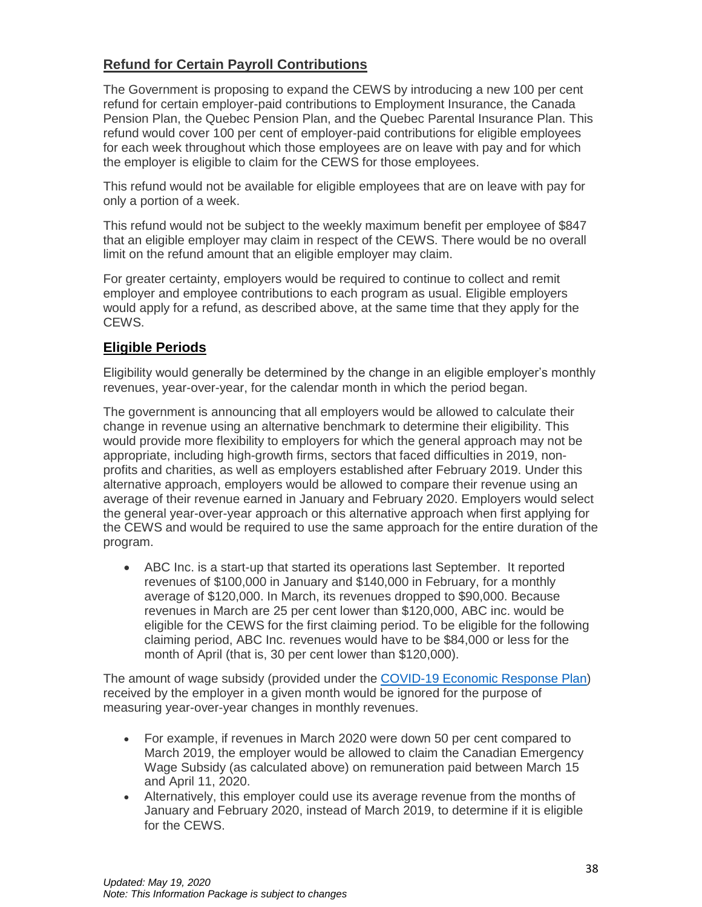## Refund for Certain Payroll Contributions

The Government is proposing to expand the CEWS by introducing a new 100 per cent refund for certain employer-paid contributions to Employment Insurance, the Canada Pension Plan, the Quebec Pension Plan, and the Quebec Parental Insurance Plan. This refund would cover 100 per cent of employer-paid contributions for eligible employees for each week throughout which those employees are on leave with pay and for which the employer is eligible to claim for the CEWS for those employees.

This refund would not be available for eligible employees that are on leave with pay for only a portion of a week.

This refund would not be subject to the weekly maximum benefit per employee of $847 that an eligible employer may claim in respect of the CEWS. There would be no overall limit on the refund amount that an eligible employer may claim.

For greater certainty, employers would be required to continue to collect and remit employer and employee contributions to each program as usual. Eligible employers would apply for a refund, as described above, at the same time that they apply for the CEWS.

## Eligible Periods

Eligibility would generally be determined by the change in an eligible employer's monthly revenues, year-over-year, for the calendar month in which the period began.

The government is announcing that all employers would be allowed to calculate their change in revenue using an alternative benchmark to determine their eligibility. This would provide more flexibility to employers for which the general approach may not be appropriate, including high-growth firms, sectors that faced difficulties in 2019, non-profits and charities, as well as employers established after February 2019. Under this alternative approach, employers would be allowed to compare their revenue using an average of their revenue earned in January and February 2020. Employers would select the general year-over-year approach or this alternative approach when first applying for the CEWS and would be required to use the same approach for the entire duration of the program.

- ABC Inc. is a start-up that started its operations last September. It reported revenues of $100,000 in January and $140,000 in February, for a monthly average of $120,000. In March, its revenues dropped to $90,000. Because revenues in March are 25 per cent lower than $120,000, ABC inc. would be eligible for the CEWS for the first claiming period. To be eligible for the following claiming period, ABC Inc. revenues would have to be $84,000 or less for the month of April (that is, 30 per cent lower than $120,000).

The amount of wage subsidy (provided under the COVID-19 Economic Response Plan) received by the employer in a given month would be ignored for the purpose of measuring year-over-year changes in monthly revenues.

- For example, if revenues in March 2020 were down 50 per cent compared to March 2019, the employer would be allowed to claim the Canadian Emergency Wage Subsidy (as calculated above) on remuneration paid between March 15 and April 11, 2020.
- Alternatively, this employer could use its average revenue from the months of January and February 2020, instead of March 2019, to determine if it is eligible for the CEWS.

*Updated: May 19, 2020*
*Note: This Information Package is subject to changes*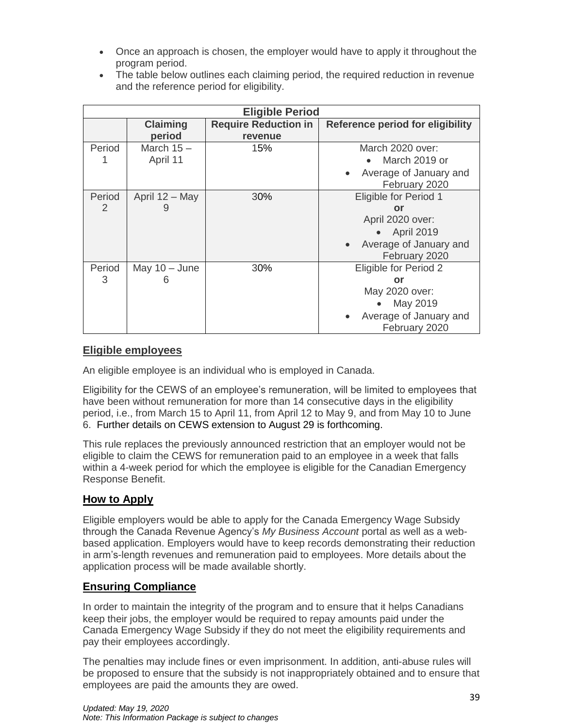- Once an approach is chosen, the employer would have to apply it throughout the program period.
- The table below outlines each claiming period, the required reduction in revenue and the reference period for eligibility.

| Eligible Period | | | |
|---|---|---|---|
| | **Claiming period** | **Require Reduction in revenue** | **Reference period for eligibility** |
| Period 1 | March 15 – April 11 | 15% | March 2020 over: • March 2019 or • Average of January and February 2020 |
| Period 2 | April 12 – May 9 | 30% | Eligible for Period 1 **or** April 2020 over: • April 2019 • Average of January and February 2020 |
| Period 3 | May 10 – June 6 | 30% | Eligible for Period 2 **or** May 2020 over: • May 2019 • Average of January and February 2020 |

## Eligible employees

An eligible employee is an individual who is employed in Canada.

Eligibility for the CEWS of an employee's remuneration, will be limited to employees that have been without remuneration for more than 14 consecutive days in the eligibility period, i.e., from March 15 to April 11, from April 12 to May 9, and from May 10 to June 6. Further details on CEWS extension to August 29 is forthcoming.

This rule replaces the previously announced restriction that an employer would not be eligible to claim the CEWS for remuneration paid to an employee in a week that falls within a 4-week period for which the employee is eligible for the Canadian Emergency Response Benefit.

## How to Apply

Eligible employers would be able to apply for the Canada Emergency Wage Subsidy through the Canada Revenue Agency's *My Business Account* portal as well as a web-based application. Employers would have to keep records demonstrating their reduction in arm's-length revenues and remuneration paid to employees. More details about the application process will be made available shortly.

## Ensuring Compliance

In order to maintain the integrity of the program and to ensure that it helps Canadians keep their jobs, the employer would be required to repay amounts paid under the Canada Emergency Wage Subsidy if they do not meet the eligibility requirements and pay their employees accordingly.

The penalties may include fines or even imprisonment. In addition, anti-abuse rules will be proposed to ensure that the subsidy is not inappropriately obtained and to ensure that employees are paid the amounts they are owed.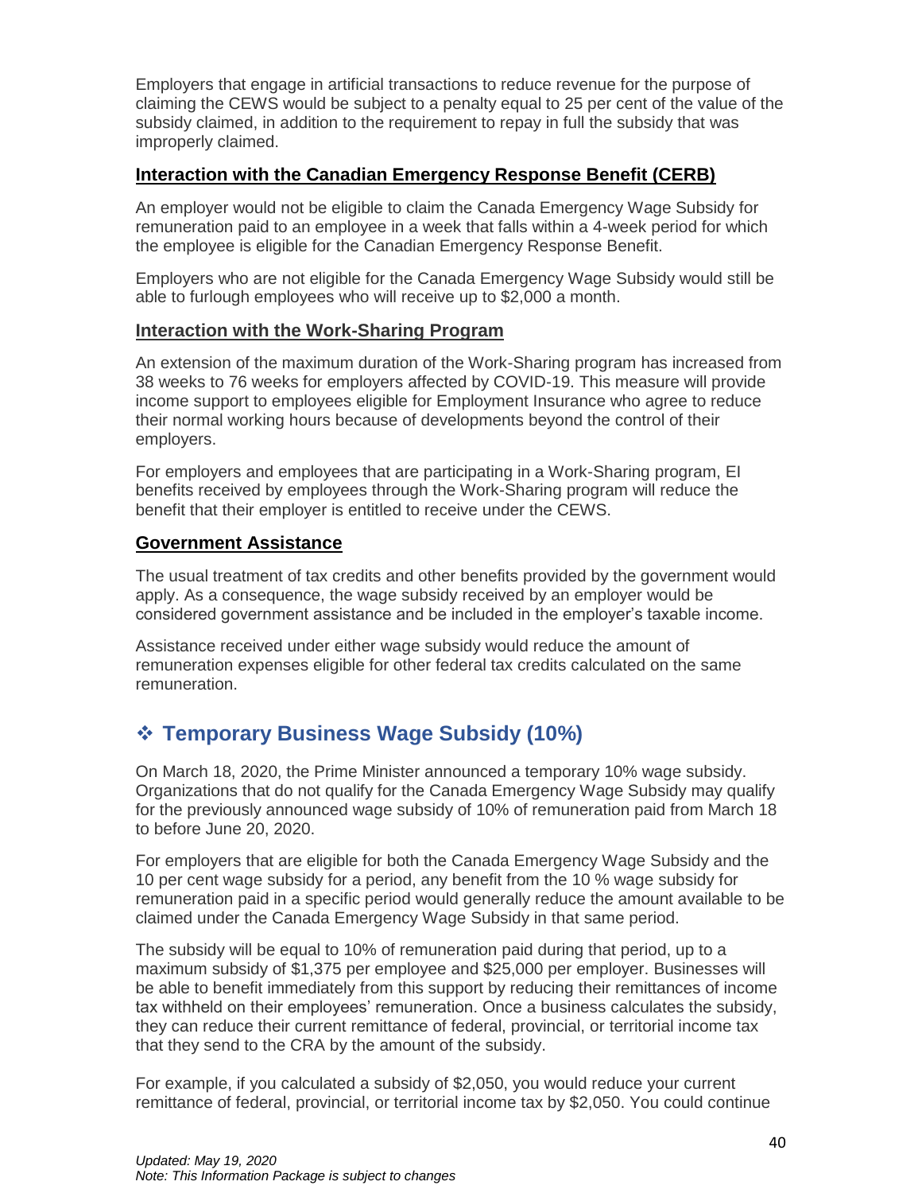Employers that engage in artificial transactions to reduce revenue for the purpose of claiming the CEWS would be subject to a penalty equal to 25 per cent of the value of the subsidy claimed, in addition to the requirement to repay in full the subsidy that was improperly claimed.

### Interaction with the Canadian Emergency Response Benefit (CERB)

An employer would not be eligible to claim the Canada Emergency Wage Subsidy for remuneration paid to an employee in a week that falls within a 4-week period for which the employee is eligible for the Canadian Emergency Response Benefit.

Employers who are not eligible for the Canada Emergency Wage Subsidy would still be able to furlough employees who will receive up to $2,000 a month.

### Interaction with the Work-Sharing Program

An extension of the maximum duration of the Work-Sharing program has increased from 38 weeks to 76 weeks for employers affected by COVID-19. This measure will provide income support to employees eligible for Employment Insurance who agree to reduce their normal working hours because of developments beyond the control of their employers.

For employers and employees that are participating in a Work-Sharing program, EI benefits received by employees through the Work-Sharing program will reduce the benefit that their employer is entitled to receive under the CEWS.

### Government Assistance

The usual treatment of tax credits and other benefits provided by the government would apply. As a consequence, the wage subsidy received by an employer would be considered government assistance and be included in the employer's taxable income.

Assistance received under either wage subsidy would reduce the amount of remuneration expenses eligible for other federal tax credits calculated on the same remuneration.

## ❖ Temporary Business Wage Subsidy (10%)

On March 18, 2020, the Prime Minister announced a temporary 10% wage subsidy. Organizations that do not qualify for the Canada Emergency Wage Subsidy may qualify for the previously announced wage subsidy of 10% of remuneration paid from March 18 to before June 20, 2020.

For employers that are eligible for both the Canada Emergency Wage Subsidy and the 10 per cent wage subsidy for a period, any benefit from the 10 % wage subsidy for remuneration paid in a specific period would generally reduce the amount available to be claimed under the Canada Emergency Wage Subsidy in that same period.

The subsidy will be equal to 10% of remuneration paid during that period, up to a maximum subsidy of $1,375 per employee and $25,000 per employer. Businesses will be able to benefit immediately from this support by reducing their remittances of income tax withheld on their employees' remuneration. Once a business calculates the subsidy, they can reduce their current remittance of federal, provincial, or territorial income tax that they send to the CRA by the amount of the subsidy.

For example, if you calculated a subsidy of $2,050, you would reduce your current remittance of federal, provincial, or territorial income tax by $2,050. You could continue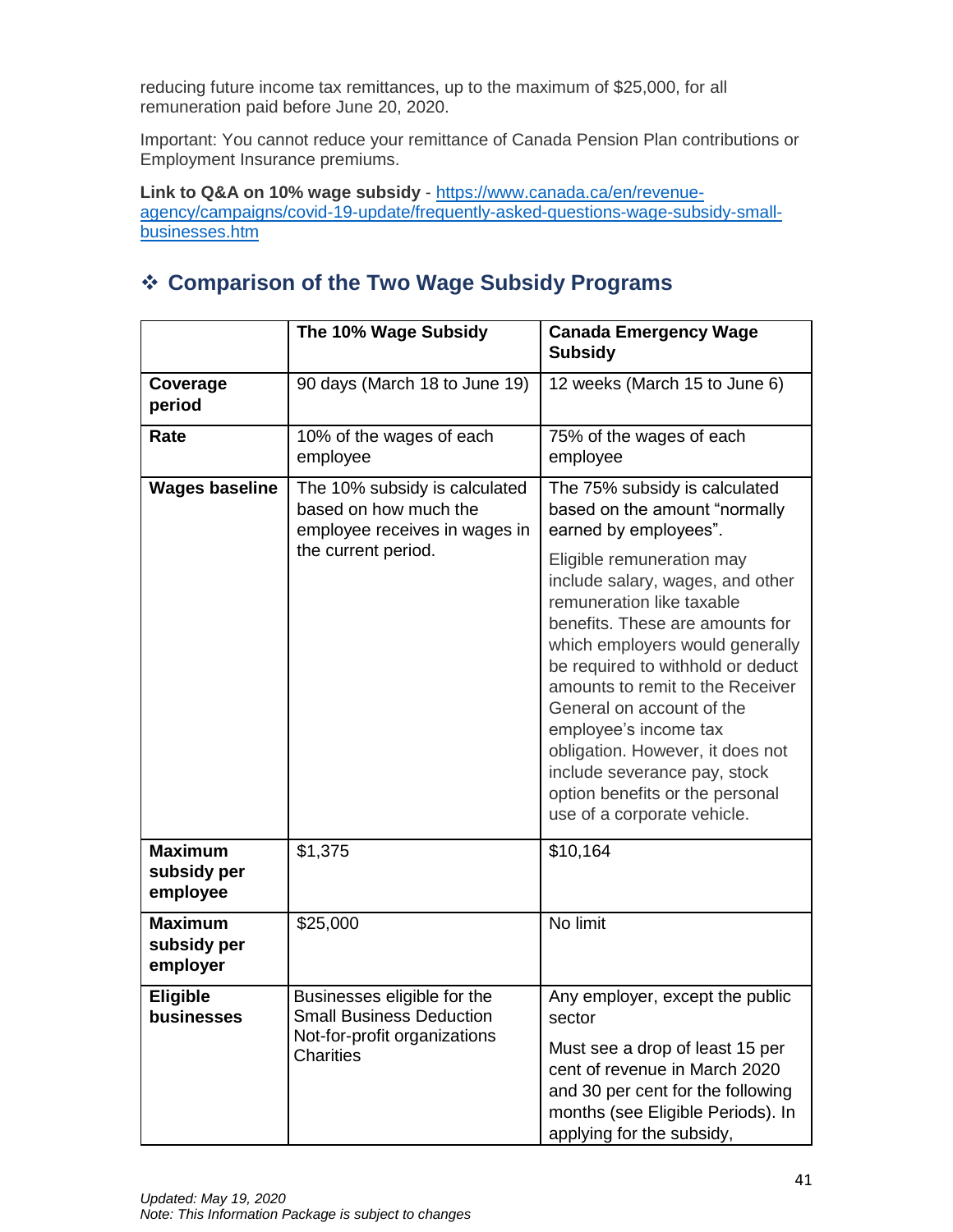reducing future income tax remittances, up to the maximum of $25,000, for all remuneration paid before June 20, 2020.

Important: You cannot reduce your remittance of Canada Pension Plan contributions or Employment Insurance premiums.

**Link to Q&A on 10% wage subsidy** - [https://www.canada.ca/en/revenue-agency/campaigns/covid-19-update/frequently-asked-questions-wage-subsidy-small-businesses.htm](https://www.canada.ca/en/revenue-agency/campaigns/covid-19-update/frequently-asked-questions-wage-subsidy-small-businesses.htm)

## ❖ Comparison of the Two Wage Subsidy Programs

| | The 10% Wage Subsidy | Canada Emergency Wage Subsidy |
|---|---|---|
| **Coverage period** | 90 days (March 18 to June 19) | 12 weeks (March 15 to June 6) |
| **Rate** | 10% of the wages of each employee | 75% of the wages of each employee |
| **Wages baseline** | The 10% subsidy is calculated based on how much the employee receives in wages in the current period. | The 75% subsidy is calculated based on the amount "normally earned by employees".<br><br>Eligible remuneration may include salary, wages, and other remuneration like taxable benefits. These are amounts for which employers would generally be required to withhold or deduct amounts to remit to the Receiver General on account of the employee's income tax obligation. However, it does not include severance pay, stock option benefits or the personal use of a corporate vehicle. |
| **Maximum subsidy per employee** | $1,375 | $10,164 |
| **Maximum subsidy per employer** | $25,000 | No limit |
| **Eligible businesses** | Businesses eligible for the Small Business Deduction<br>Not-for-profit organizations<br>Charities | Any employer, except the public sector<br><br>Must see a drop of least 15 per cent of revenue in March 2020 and 30 per cent for the following months (see Eligible Periods). In applying for the subsidy, |

*Updated: May 19, 2020*
*Note: This Information Package is subject to changes*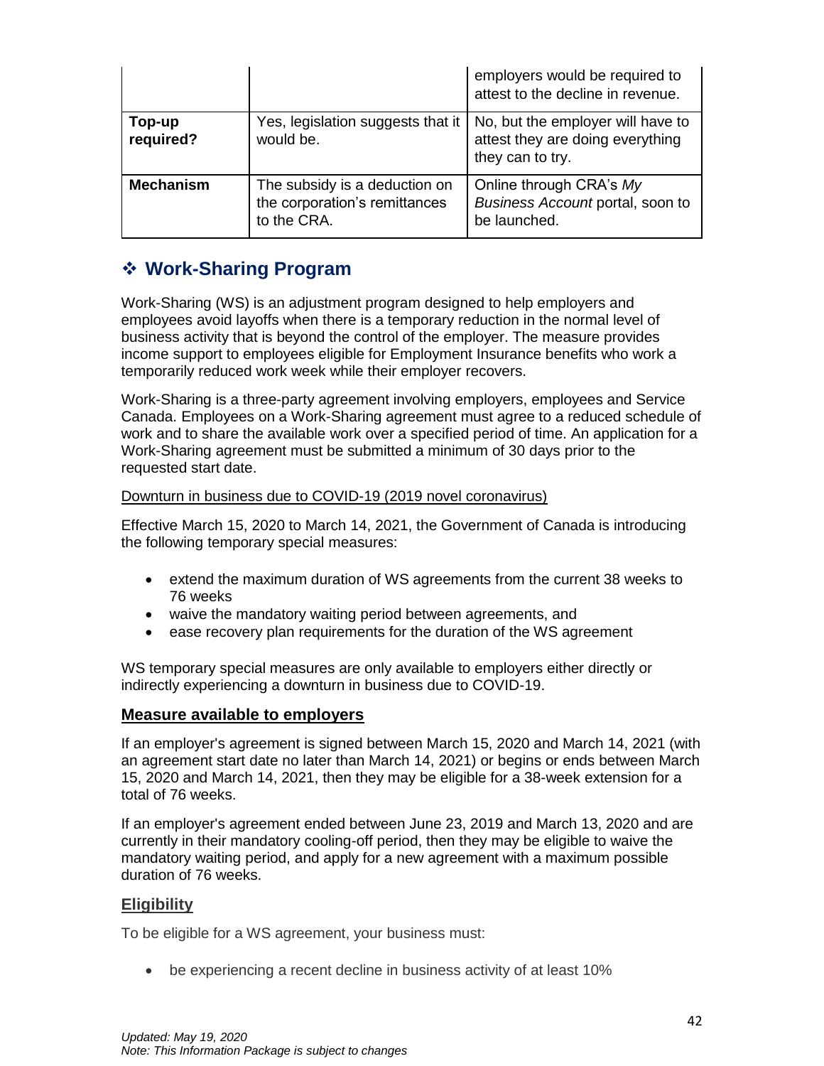| | | |
|---|---|---|
| | | employers would be required to attest to the decline in revenue. |
| **Top-up required?** | Yes, legislation suggests that it would be. | No, but the employer will have to attest they are doing everything they can to try. |
| **Mechanism** | The subsidy is a deduction on the corporation's remittances to the CRA. | Online through CRA's *My Business Account* portal, soon to be launched. |

## ❖ Work-Sharing Program

Work-Sharing (WS) is an adjustment program designed to help employers and employees avoid layoffs when there is a temporary reduction in the normal level of business activity that is beyond the control of the employer. The measure provides income support to employees eligible for Employment Insurance benefits who work a temporarily reduced work week while their employer recovers.

Work-Sharing is a three-party agreement involving employers, employees and Service Canada. Employees on a Work-Sharing agreement must agree to a reduced schedule of work and to share the available work over a specified period of time. An application for a Work-Sharing agreement must be submitted a minimum of 30 days prior to the requested start date.

Downturn in business due to COVID-19 (2019 novel coronavirus)

Effective March 15, 2020 to March 14, 2021, the Government of Canada is introducing the following temporary special measures:

- extend the maximum duration of WS agreements from the current 38 weeks to 76 weeks
- waive the mandatory waiting period between agreements, and
- ease recovery plan requirements for the duration of the WS agreement

WS temporary special measures are only available to employers either directly or indirectly experiencing a downturn in business due to COVID-19.

### Measure available to employers

If an employer's agreement is signed between March 15, 2020 and March 14, 2021 (with an agreement start date no later than March 14, 2021) or begins or ends between March 15, 2020 and March 14, 2021, then they may be eligible for a 38-week extension for a total of 76 weeks.

If an employer's agreement ended between June 23, 2019 and March 13, 2020 and are currently in their mandatory cooling-off period, then they may be eligible to waive the mandatory waiting period, and apply for a new agreement with a maximum possible duration of 76 weeks.

### Eligibility

To be eligible for a WS agreement, your business must:

- be experiencing a recent decline in business activity of at least 10%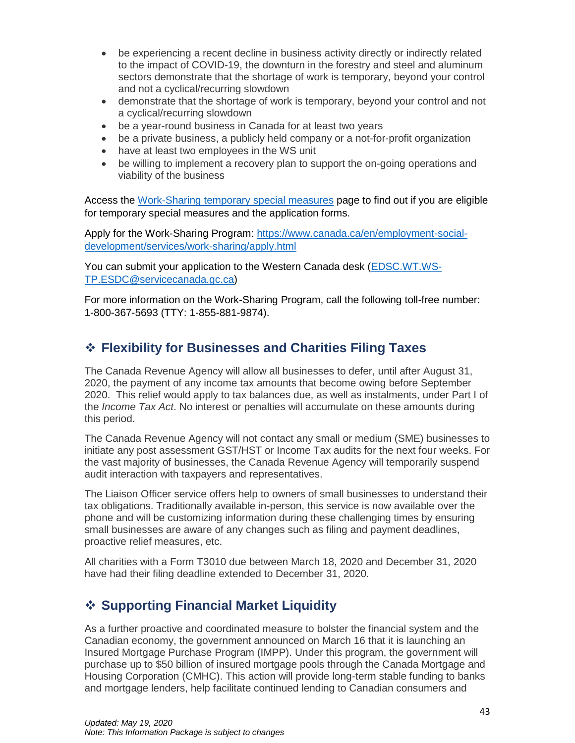- be experiencing a recent decline in business activity directly or indirectly related to the impact of COVID-19, the downturn in the forestry and steel and aluminum sectors demonstrate that the shortage of work is temporary, beyond your control and not a cyclical/recurring slowdown
- demonstrate that the shortage of work is temporary, beyond your control and not a cyclical/recurring slowdown
- be a year-round business in Canada for at least two years
- be a private business, a publicly held company or a not-for-profit organization
- have at least two employees in the WS unit
- be willing to implement a recovery plan to support the on-going operations and viability of the business

Access the [Work-Sharing temporary special measures]() page to find out if you are eligible for temporary special measures and the application forms.

Apply for the Work-Sharing Program: [https://www.canada.ca/en/employment-social-development/services/work-sharing/apply.html](https://www.canada.ca/en/employment-social-development/services/work-sharing/apply.html)

You can submit your application to the Western Canada desk ([EDSC.WT.WS-TP.ESDC@servicecanada.gc.ca](mailto:EDSC.WT.WS-TP.ESDC@servicecanada.gc.ca))

For more information on the Work-Sharing Program, call the following toll-free number: 1-800-367-5693 (TTY: 1-855-881-9874).

## ❖ Flexibility for Businesses and Charities Filing Taxes

The Canada Revenue Agency will allow all businesses to defer, until after August 31, 2020, the payment of any income tax amounts that become owing before September 2020. This relief would apply to tax balances due, as well as instalments, under Part I of the *Income Tax Act*. No interest or penalties will accumulate on these amounts during this period.

The Canada Revenue Agency will not contact any small or medium (SME) businesses to initiate any post assessment GST/HST or Income Tax audits for the next four weeks. For the vast majority of businesses, the Canada Revenue Agency will temporarily suspend audit interaction with taxpayers and representatives.

The Liaison Officer service offers help to owners of small businesses to understand their tax obligations. Traditionally available in-person, this service is now available over the phone and will be customizing information during these challenging times by ensuring small businesses are aware of any changes such as filing and payment deadlines, proactive relief measures, etc.

All charities with a Form T3010 due between March 18, 2020 and December 31, 2020 have had their filing deadline extended to December 31, 2020.

## ❖ Supporting Financial Market Liquidity

As a further proactive and coordinated measure to bolster the financial system and the Canadian economy, the government announced on March 16 that it is launching an Insured Mortgage Purchase Program (IMPP). Under this program, the government will purchase up to $50 billion of insured mortgage pools through the Canada Mortgage and Housing Corporation (CMHC). This action will provide long-term stable funding to banks and mortgage lenders, help facilitate continued lending to Canadian consumers and

*Updated: May 19, 2020*
*Note: This Information Package is subject to changes*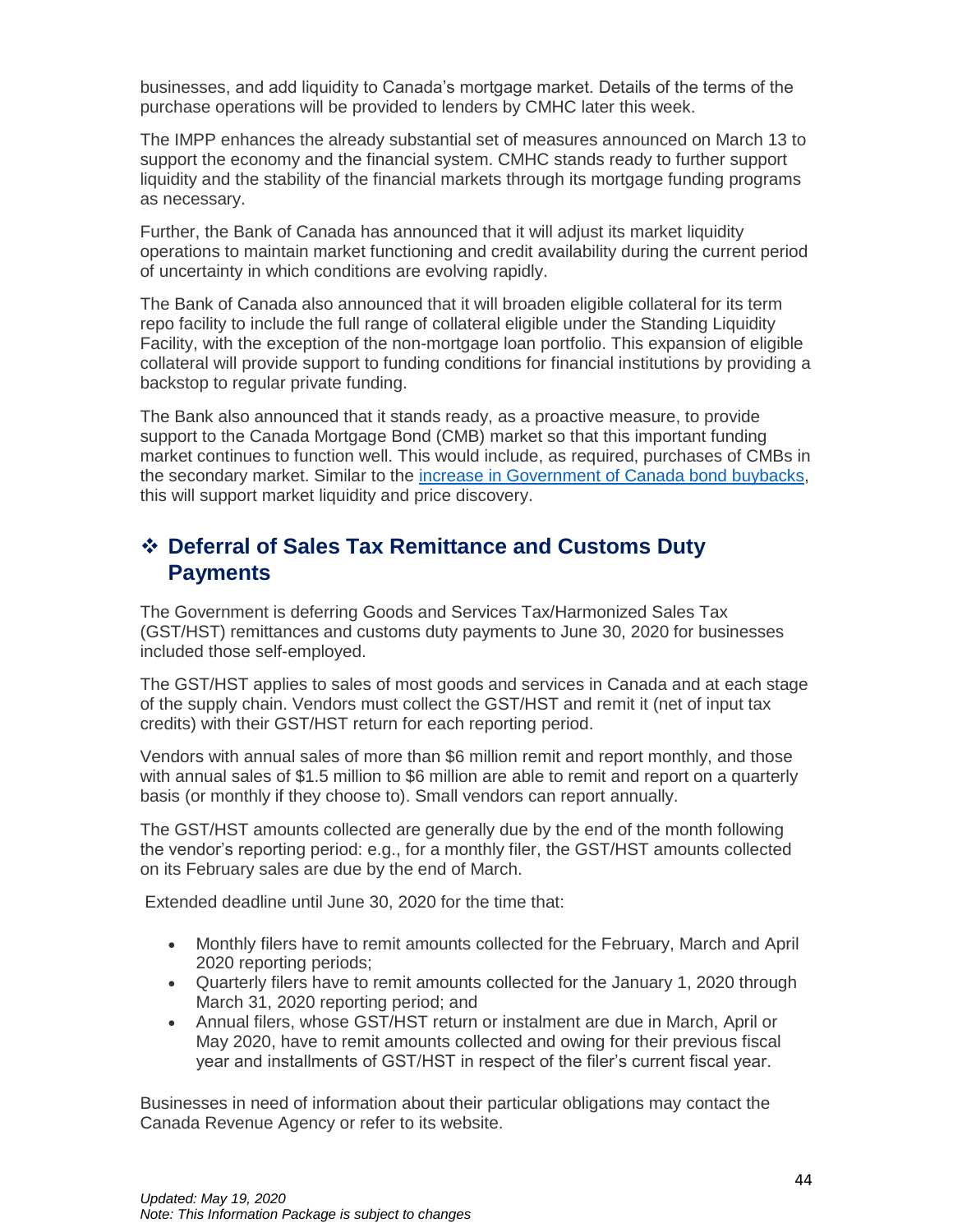businesses, and add liquidity to Canada's mortgage market. Details of the terms of the purchase operations will be provided to lenders by CMHC later this week.

The IMPP enhances the already substantial set of measures announced on March 13 to support the economy and the financial system. CMHC stands ready to further support liquidity and the stability of the financial markets through its mortgage funding programs as necessary.

Further, the Bank of Canada has announced that it will adjust its market liquidity operations to maintain market functioning and credit availability during the current period of uncertainty in which conditions are evolving rapidly.

The Bank of Canada also announced that it will broaden eligible collateral for its term repo facility to include the full range of collateral eligible under the Standing Liquidity Facility, with the exception of the non-mortgage loan portfolio. This expansion of eligible collateral will provide support to funding conditions for financial institutions by providing a backstop to regular private funding.

The Bank also announced that it stands ready, as a proactive measure, to provide support to the Canada Mortgage Bond (CMB) market so that this important funding market continues to function well. This would include, as required, purchases of CMBs in the secondary market. Similar to the increase in Government of Canada bond buybacks, this will support market liquidity and price discovery.

## ❖ Deferral of Sales Tax Remittance and Customs Duty Payments

The Government is deferring Goods and Services Tax/Harmonized Sales Tax (GST/HST) remittances and customs duty payments to June 30, 2020 for businesses included those self-employed.

The GST/HST applies to sales of most goods and services in Canada and at each stage of the supply chain. Vendors must collect the GST/HST and remit it (net of input tax credits) with their GST/HST return for each reporting period.

Vendors with annual sales of more than $6 million remit and report monthly, and those with annual sales of $1.5 million to $6 million are able to remit and report on a quarterly basis (or monthly if they choose to). Small vendors can report annually.

The GST/HST amounts collected are generally due by the end of the month following the vendor's reporting period: e.g., for a monthly filer, the GST/HST amounts collected on its February sales are due by the end of March.

Extended deadline until June 30, 2020 for the time that:

- Monthly filers have to remit amounts collected for the February, March and April 2020 reporting periods;
- Quarterly filers have to remit amounts collected for the January 1, 2020 through March 31, 2020 reporting period; and
- Annual filers, whose GST/HST return or instalment are due in March, April or May 2020, have to remit amounts collected and owing for their previous fiscal year and installments of GST/HST in respect of the filer's current fiscal year.

Businesses in need of information about their particular obligations may contact the Canada Revenue Agency or refer to its website.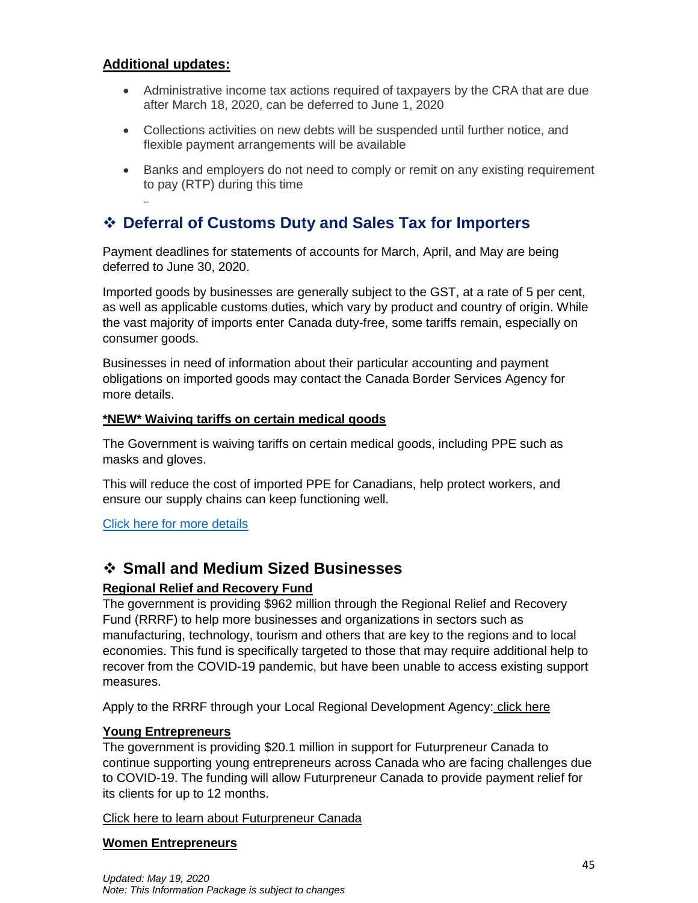**Additional updates:**

- Administrative income tax actions required of taxpayers by the CRA that are due after March 18, 2020, can be deferred to June 1, 2020
- Collections activities on new debts will be suspended until further notice, and flexible payment arrangements will be available
- Banks and employers do not need to comply or remit on any existing requirement to pay (RTP) during this time

## ❖ Deferral of Customs Duty and Sales Tax for Importers

Payment deadlines for statements of accounts for March, April, and May are being deferred to June 30, 2020.

Imported goods by businesses are generally subject to the GST, at a rate of 5 per cent, as well as applicable customs duties, which vary by product and country of origin. While the vast majority of imports enter Canada duty-free, some tariffs remain, especially on consumer goods.

Businesses in need of information about their particular accounting and payment obligations on imported goods may contact the Canada Border Services Agency for more details.

**\*NEW\* Waiving tariffs on certain medical goods**

The Government is waiving tariffs on certain medical goods, including PPE such as masks and gloves.

This will reduce the cost of imported PPE for Canadians, help protect workers, and ensure our supply chains can keep functioning well.

Click here for more details

## ❖ Small and Medium Sized Businesses

**Regional Relief and Recovery Fund**

The government is providing $962 million through the Regional Relief and Recovery Fund (RRRF) to help more businesses and organizations in sectors such as manufacturing, technology, tourism and others that are key to the regions and to local economies. This fund is specifically targeted to those that may require additional help to recover from the COVID-19 pandemic, but have been unable to access existing support measures.

Apply to the RRRF through your Local Regional Development Agency: click here

**Young Entrepreneurs**

The government is providing $20.1 million in support for Futurpreneur Canada to continue supporting young entrepreneurs across Canada who are facing challenges due to COVID-19. The funding will allow Futurpreneur Canada to provide payment relief for its clients for up to 12 months.

Click here to learn about Futurpreneur Canada

**Women Entrepreneurs**

*Updated: May 19, 2020*
*Note: This Information Package is subject to changes*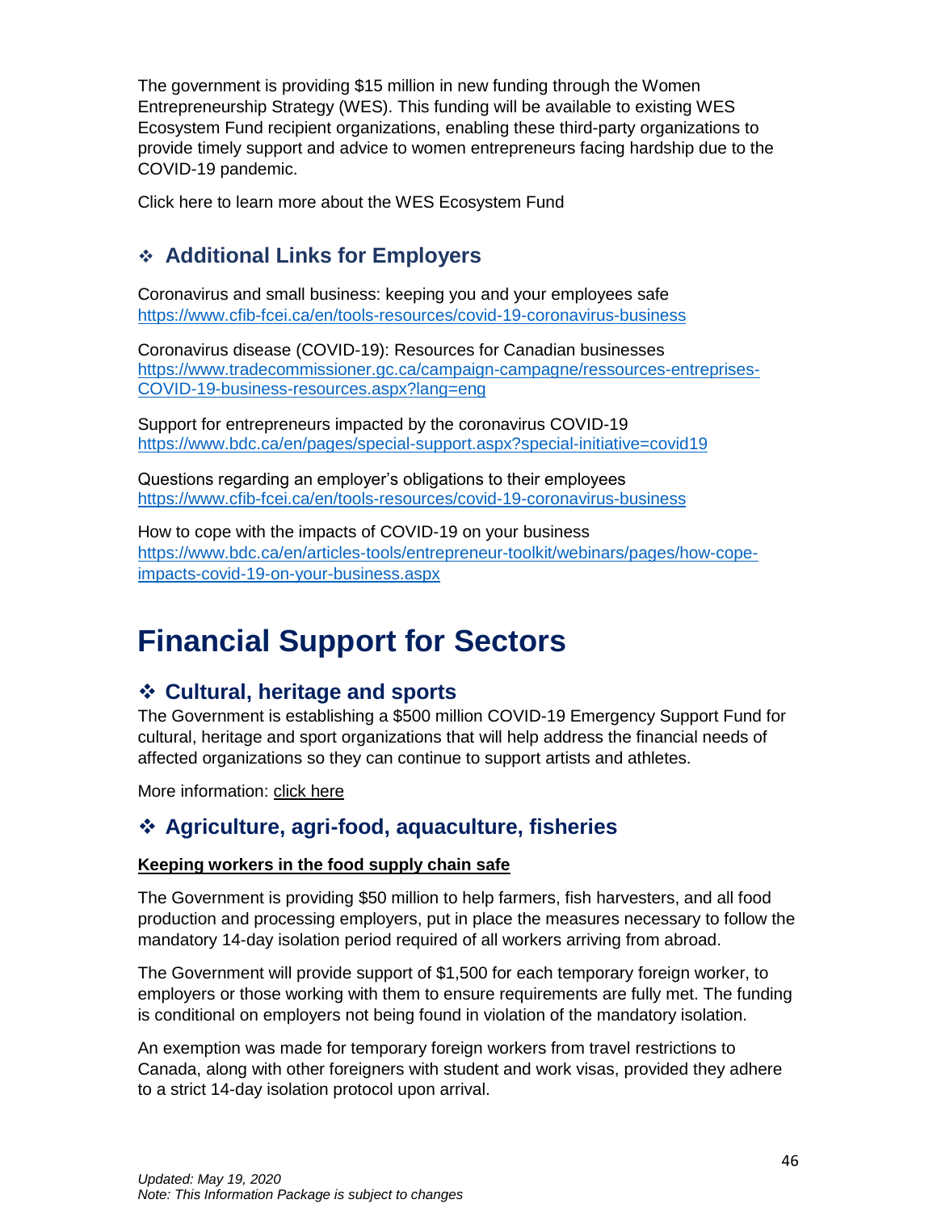The government is providing $15 million in new funding through the Women Entrepreneurship Strategy (WES). This funding will be available to existing WES Ecosystem Fund recipient organizations, enabling these third-party organizations to provide timely support and advice to women entrepreneurs facing hardship due to the COVID-19 pandemic.

Click here to learn more about the WES Ecosystem Fund

### ❖ Additional Links for Employers

Coronavirus and small business: keeping you and your employees safe
https://www.cfib-fcei.ca/en/tools-resources/covid-19-coronavirus-business

Coronavirus disease (COVID-19): Resources for Canadian businesses
https://www.tradecommissioner.gc.ca/campaign-campagne/ressources-entreprises-COVID-19-business-resources.aspx?lang=eng

Support for entrepreneurs impacted by the coronavirus COVID-19
https://www.bdc.ca/en/pages/special-support.aspx?special-initiative=covid19

Questions regarding an employer's obligations to their employees
https://www.cfib-fcei.ca/en/tools-resources/covid-19-coronavirus-business

How to cope with the impacts of COVID-19 on your business
https://www.bdc.ca/en/articles-tools/entrepreneur-toolkit/webinars/pages/how-cope-impacts-covid-19-on-your-business.aspx

# Financial Support for Sectors

### ❖ Cultural, heritage and sports

The Government is establishing a $500 million COVID-19 Emergency Support Fund for cultural, heritage and sport organizations that will help address the financial needs of affected organizations so they can continue to support artists and athletes.

More information: click here

### ❖ Agriculture, agri-food, aquaculture, fisheries

**Keeping workers in the food supply chain safe**

The Government is providing $50 million to help farmers, fish harvesters, and all food production and processing employers, put in place the measures necessary to follow the mandatory 14-day isolation period required of all workers arriving from abroad.

The Government will provide support of $1,500 for each temporary foreign worker, to employers or those working with them to ensure requirements are fully met. The funding is conditional on employers not being found in violation of the mandatory isolation.

An exemption was made for temporary foreign workers from travel restrictions to Canada, along with other foreigners with student and work visas, provided they adhere to a strict 14-day isolation protocol upon arrival.

*Updated: May 19, 2020*
*Note: This Information Package is subject to changes*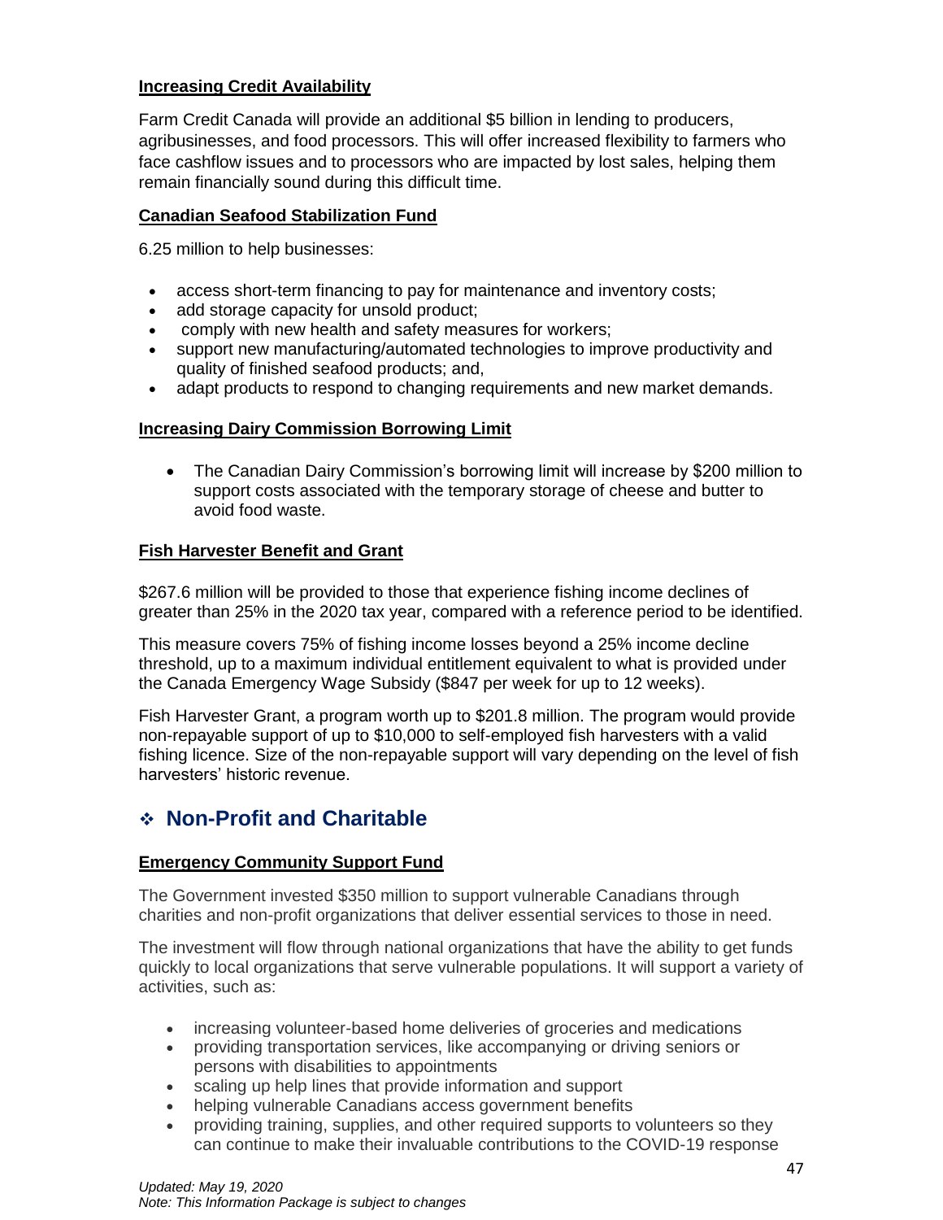**Increasing Credit Availability**

Farm Credit Canada will provide an additional $5 billion in lending to producers, agribusinesses, and food processors. This will offer increased flexibility to farmers who face cashflow issues and to processors who are impacted by lost sales, helping them remain financially sound during this difficult time.

**Canadian Seafood Stabilization Fund**

6.25 million to help businesses:

- access short-term financing to pay for maintenance and inventory costs;
- add storage capacity for unsold product;
- comply with new health and safety measures for workers;
- support new manufacturing/automated technologies to improve productivity and quality of finished seafood products; and,
- adapt products to respond to changing requirements and new market demands.

**Increasing Dairy Commission Borrowing Limit**

- The Canadian Dairy Commission's borrowing limit will increase by $200 million to support costs associated with the temporary storage of cheese and butter to avoid food waste.

**Fish Harvester Benefit and Grant**

$267.6 million will be provided to those that experience fishing income declines of greater than 25% in the 2020 tax year, compared with a reference period to be identified.

This measure covers 75% of fishing income losses beyond a 25% income decline threshold, up to a maximum individual entitlement equivalent to what is provided under the Canada Emergency Wage Subsidy ($847 per week for up to 12 weeks).

Fish Harvester Grant, a program worth up to $201.8 million. The program would provide non-repayable support of up to $10,000 to self-employed fish harvesters with a valid fishing licence. Size of the non-repayable support will vary depending on the level of fish harvesters' historic revenue.

## ❖ Non-Profit and Charitable

**Emergency Community Support Fund**

The Government invested $350 million to support vulnerable Canadians through charities and non-profit organizations that deliver essential services to those in need.

The investment will flow through national organizations that have the ability to get funds quickly to local organizations that serve vulnerable populations. It will support a variety of activities, such as:

- increasing volunteer-based home deliveries of groceries and medications
- providing transportation services, like accompanying or driving seniors or persons with disabilities to appointments
- scaling up help lines that provide information and support
- helping vulnerable Canadians access government benefits
- providing training, supplies, and other required supports to volunteers so they can continue to make their invaluable contributions to the COVID-19 response

*Updated: May 19, 2020*
*Note: This Information Package is subject to changes*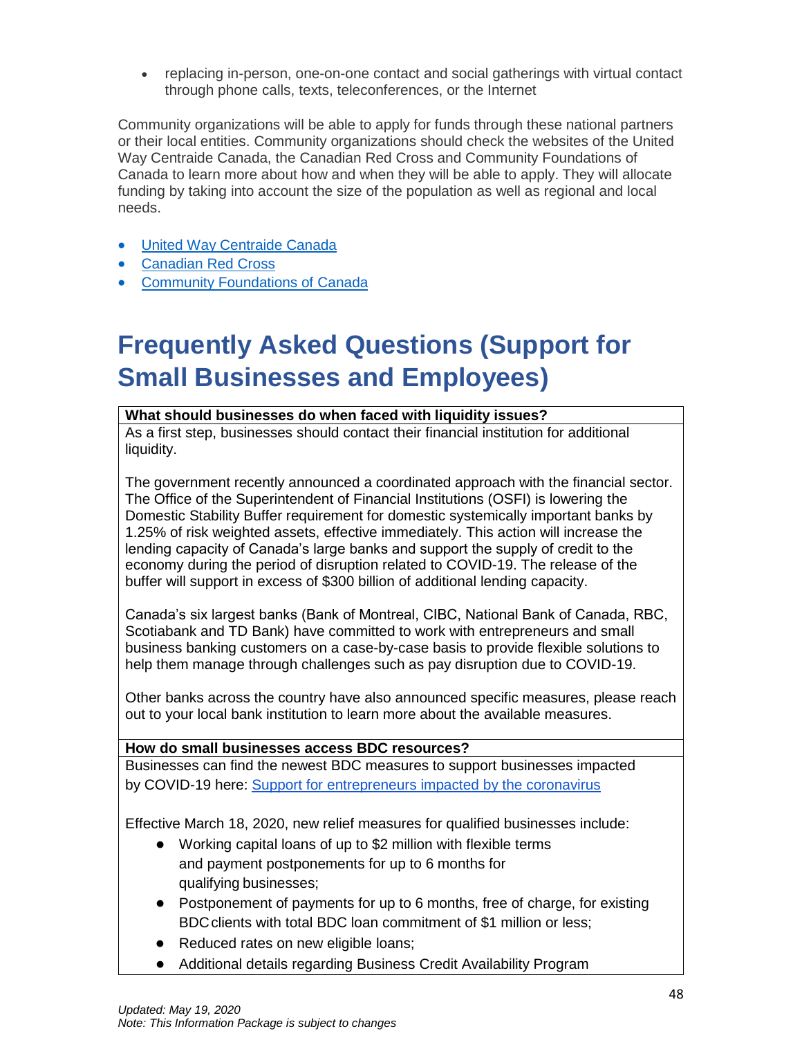- replacing in-person, one-on-one contact and social gatherings with virtual contact through phone calls, texts, teleconferences, or the Internet

Community organizations will be able to apply for funds through these national partners or their local entities. Community organizations should check the websites of the United Way Centraide Canada, the Canadian Red Cross and Community Foundations of Canada to learn more about how and when they will be able to apply. They will allocate funding by taking into account the size of the population as well as regional and local needs.

- United Way Centraide Canada
- Canadian Red Cross
- Community Foundations of Canada

# Frequently Asked Questions (Support for Small Businesses and Employees)

| **What should businesses do when faced with liquidity issues?** |
|---|
| As a first step, businesses should contact their financial institution for additional liquidity.<br><br>The government recently announced a coordinated approach with the financial sector. The Office of the Superintendent of Financial Institutions (OSFI) is lowering the Domestic Stability Buffer requirement for domestic systemically important banks by 1.25% of risk weighted assets, effective immediately. This action will increase the lending capacity of Canada's large banks and support the supply of credit to the economy during the period of disruption related to COVID-19. The release of the buffer will support in excess of $300 billion of additional lending capacity.<br><br>Canada's six largest banks (Bank of Montreal, CIBC, National Bank of Canada, RBC, Scotiabank and TD Bank) have committed to work with entrepreneurs and small business banking customers on a case-by-case basis to provide flexible solutions to help them manage through challenges such as pay disruption due to COVID-19.<br><br>Other banks across the country have also announced specific measures, please reach out to your local bank institution to learn more about the available measures. |
| **How do small businesses access BDC resources?** |
| Businesses can find the newest BDC measures to support businesses impacted by COVID-19 here: Support for entrepreneurs impacted by the coronavirus<br><br>Effective March 18, 2020, new relief measures for qualified businesses include:<br>● Working capital loans of up to $2 million with flexible terms and payment postponements for up to 6 months for qualifying businesses;<br>● Postponement of payments for up to 6 months, free of charge, for existing BDC clients with total BDC loan commitment of $1 million or less;<br>● Reduced rates on new eligible loans;<br>● Additional details regarding Business Credit Availability Program |

*Updated: May 19, 2020*
*Note: This Information Package is subject to changes*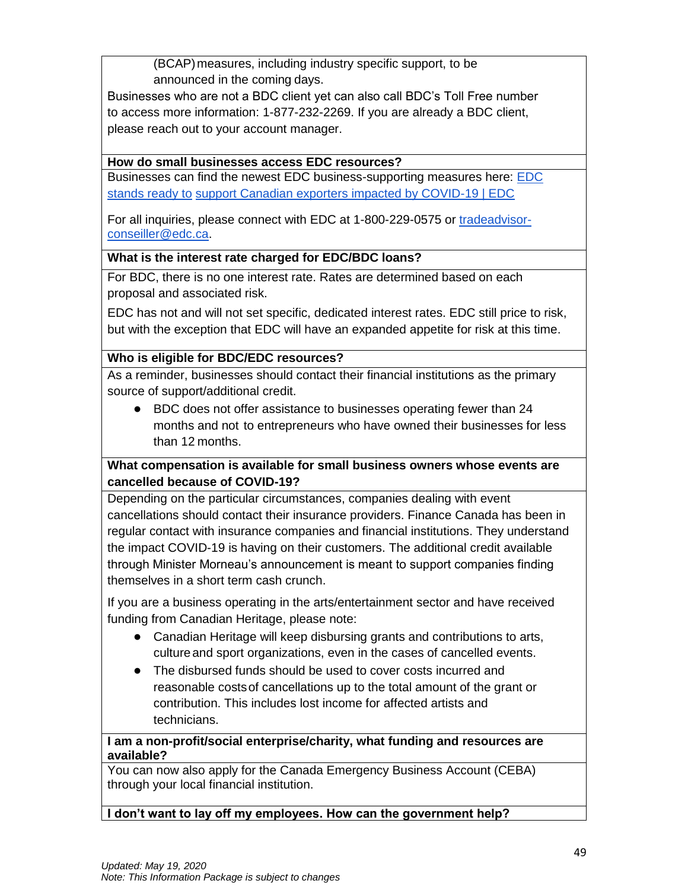(BCAP) measures, including industry specific support, to be announced in the coming days.

Businesses who are not a BDC client yet can also call BDC's Toll Free number to access more information: 1-877-232-2269. If you are already a BDC client, please reach out to your account manager.

**How do small businesses access EDC resources?**

Businesses can find the newest EDC business-supporting measures here: [EDC stands ready to support Canadian exporters impacted by COVID-19 | EDC]()

For all inquiries, please connect with EDC at 1-800-229-0575 or [tradeadvisor-conseiller@edc.ca]().

**What is the interest rate charged for EDC/BDC loans?**

For BDC, there is no one interest rate. Rates are determined based on each proposal and associated risk.

EDC has not and will not set specific, dedicated interest rates. EDC still price to risk, but with the exception that EDC will have an expanded appetite for risk at this time.

**Who is eligible for BDC/EDC resources?**

As a reminder, businesses should contact their financial institutions as the primary source of support/additional credit.

- BDC does not offer assistance to businesses operating fewer than 24 months and not to entrepreneurs who have owned their businesses for less than 12 months.

**What compensation is available for small business owners whose events are cancelled because of COVID-19?**

Depending on the particular circumstances, companies dealing with event cancellations should contact their insurance providers. Finance Canada has been in regular contact with insurance companies and financial institutions. They understand the impact COVID-19 is having on their customers. The additional credit available through Minister Morneau's announcement is meant to support companies finding themselves in a short term cash crunch.

If you are a business operating in the arts/entertainment sector and have received funding from Canadian Heritage, please note:

- Canadian Heritage will keep disbursing grants and contributions to arts, culture and sport organizations, even in the cases of cancelled events.
- The disbursed funds should be used to cover costs incurred and reasonable costs of cancellations up to the total amount of the grant or contribution. This includes lost income for affected artists and technicians.

**I am a non-profit/social enterprise/charity, what funding and resources are available?**

You can now also apply for the Canada Emergency Business Account (CEBA) through your local financial institution.

**I don't want to lay off my employees. How can the government help?**

*Updated: May 19, 2020*
*Note: This Information Package is subject to changes*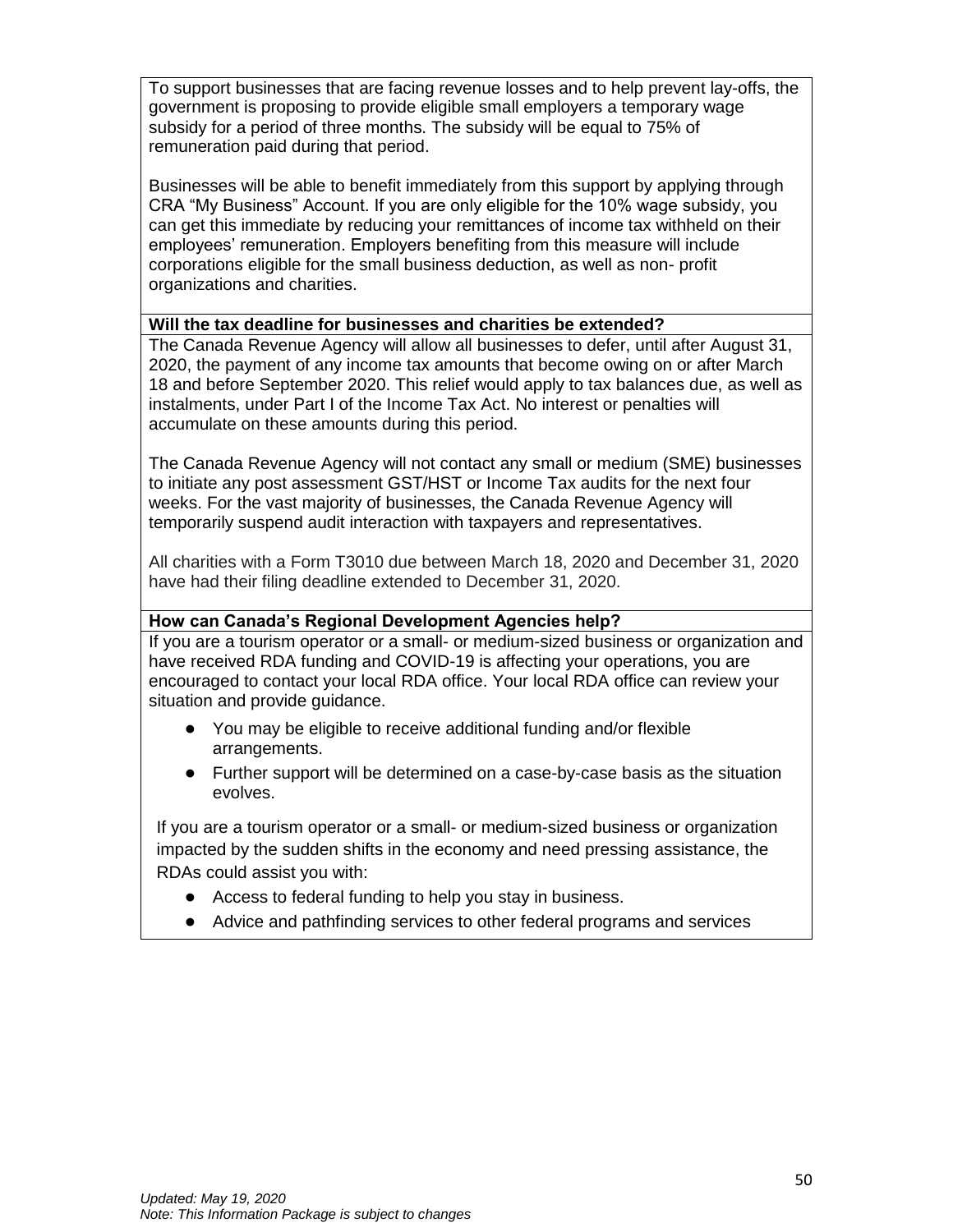To support businesses that are facing revenue losses and to help prevent lay-offs, the government is proposing to provide eligible small employers a temporary wage subsidy for a period of three months. The subsidy will be equal to 75% of remuneration paid during that period.

Businesses will be able to benefit immediately from this support by applying through CRA "My Business" Account. If you are only eligible for the 10% wage subsidy, you can get this immediate by reducing your remittances of income tax withheld on their employees' remuneration. Employers benefiting from this measure will include corporations eligible for the small business deduction, as well as non- profit organizations and charities.

**Will the tax deadline for businesses and charities be extended?**

The Canada Revenue Agency will allow all businesses to defer, until after August 31, 2020, the payment of any income tax amounts that become owing on or after March 18 and before September 2020. This relief would apply to tax balances due, as well as instalments, under Part I of the Income Tax Act. No interest or penalties will accumulate on these amounts during this period.

The Canada Revenue Agency will not contact any small or medium (SME) businesses to initiate any post assessment GST/HST or Income Tax audits for the next four weeks. For the vast majority of businesses, the Canada Revenue Agency will temporarily suspend audit interaction with taxpayers and representatives.

All charities with a Form T3010 due between March 18, 2020 and December 31, 2020 have had their filing deadline extended to December 31, 2020.

**How can Canada's Regional Development Agencies help?**

If you are a tourism operator or a small- or medium-sized business or organization and have received RDA funding and COVID-19 is affecting your operations, you are encouraged to contact your local RDA office. Your local RDA office can review your situation and provide guidance.

- You may be eligible to receive additional funding and/or flexible arrangements.
- Further support will be determined on a case-by-case basis as the situation evolves.

If you are a tourism operator or a small- or medium-sized business or organization impacted by the sudden shifts in the economy and need pressing assistance, the RDAs could assist you with:

- Access to federal funding to help you stay in business.
- Advice and pathfinding services to other federal programs and services

*Updated: May 19, 2020*
*Note: This Information Package is subject to changes*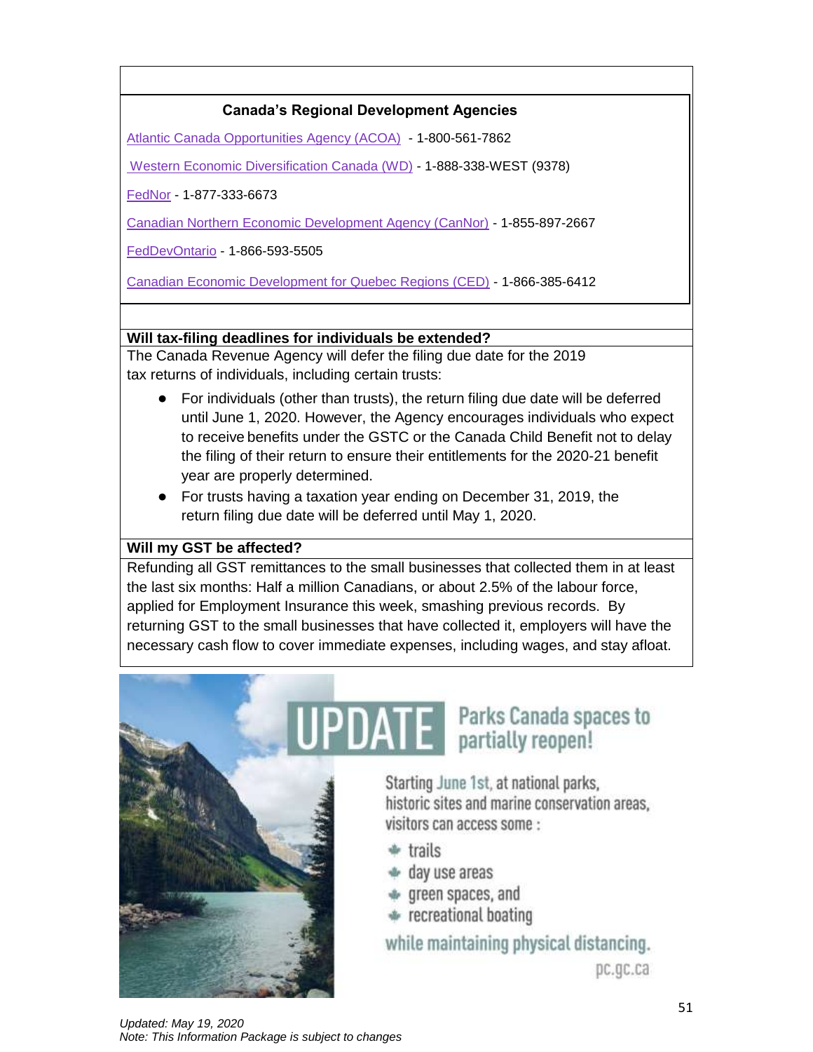**Canada's Regional Development Agencies**

Atlantic Canada Opportunities Agency (ACOA) - 1-800-561-7862

Western Economic Diversification Canada (WD) - 1-888-338-WEST (9378)

FedNor - 1-877-333-6673

Canadian Northern Economic Development Agency (CanNor) - 1-855-897-2667

FedDevOntario - 1-866-593-5505

Canadian Economic Development for Quebec Regions (CED) - 1-866-385-6412

**Will tax-filing deadlines for individuals be extended?**

The Canada Revenue Agency will defer the filing due date for the 2019 tax returns of individuals, including certain trusts:

- For individuals (other than trusts), the return filing due date will be deferred until June 1, 2020. However, the Agency encourages individuals who expect to receive benefits under the GSTC or the Canada Child Benefit not to delay the filing of their return to ensure their entitlements for the 2020-21 benefit year are properly determined.
- For trusts having a taxation year ending on December 31, 2019, the return filing due date will be deferred until May 1, 2020.

**Will my GST be affected?**

Refunding all GST remittances to the small businesses that collected them in at least the last six months: Half a million Canadians, or about 2.5% of the labour force, applied for Employment Insurance this week, smashing previous records. By returning GST to the small businesses that have collected it, employers will have the necessary cash flow to cover immediate expenses, including wages, and stay afloat.

UPDATE Parks Canada spaces to partially reopen!

Starting June 1st, at national parks, historic sites and marine conservation areas, visitors can access some :

- trails
- day use areas
- green spaces, and
- recreational boating

while maintaining physical distancing.

pc.gc.ca

*Updated: May 19, 2020*
*Note: This Information Package is subject to changes*